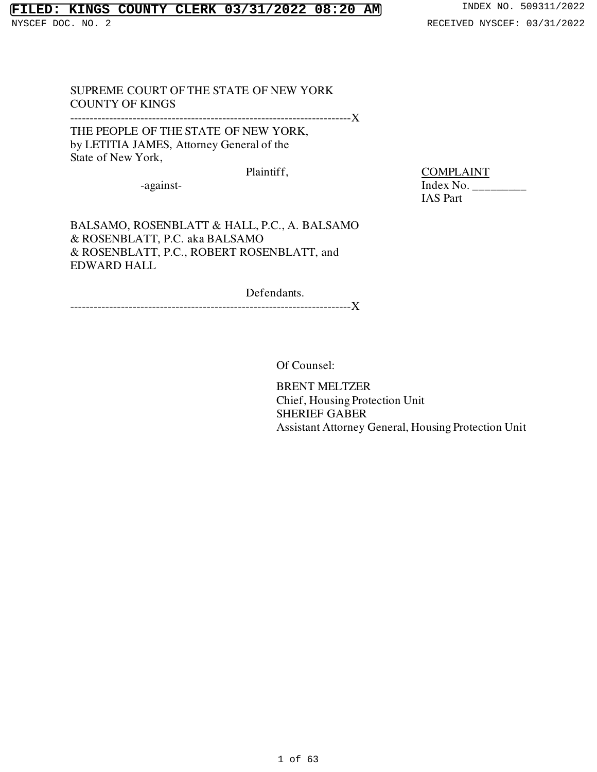SUPREME COURT OF THE STATE OF NEW YORK
COUNTY OF KINGS

---------------------------------------------------------------------X

THE PEOPLE OF THE STATE OF NEW YORK,
by LETITIA JAMES, Attorney General of the
State of New York,

Plaintiff,

-against-

BALSAMO, ROSENBLATT & HALL, P.C., A. BALSAMO
& ROSENBLATT, P.C. aka BALSAMO
& ROSENBLATT, P.C., ROBERT ROSENBLATT, and
EDWARD HALL

Defendants.

---------------------------------------------------------------------X

<u>COMPLAINT</u>
Index No. _________
IAS Part

Of Counsel:

BRENT MELTZER
Chief, Housing Protection Unit
SHERIEF GABER
Assistant Attorney General, Housing Protection Unit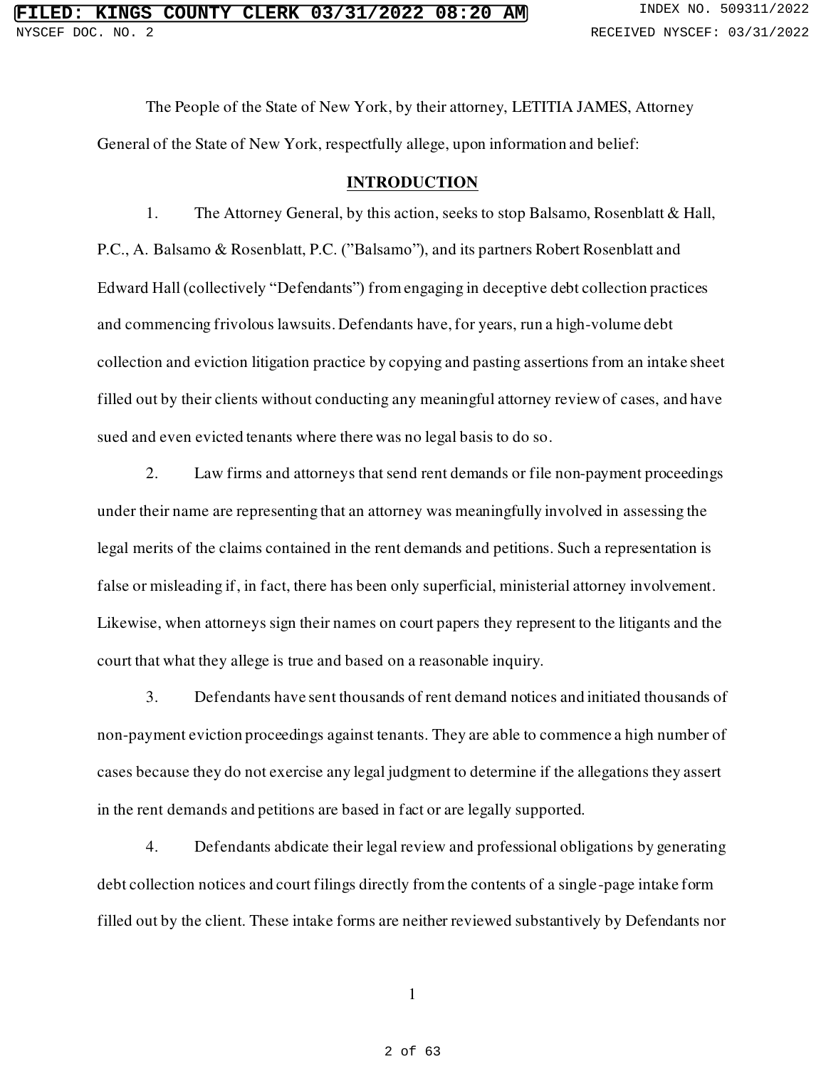The People of the State of New York, by their attorney, LETITIA JAMES, Attorney General of the State of New York, respectfully allege, upon information and belief:

## INTRODUCTION

1. The Attorney General, by this action, seeks to stop Balsamo, Rosenblatt & Hall, P.C., A. Balsamo & Rosenblatt, P.C. ("Balsamo"), and its partners Robert Rosenblatt and Edward Hall (collectively "Defendants") from engaging in deceptive debt collection practices and commencing frivolous lawsuits. Defendants have, for years, run a high-volume debt collection and eviction litigation practice by copying and pasting assertions from an intake sheet filled out by their clients without conducting any meaningful attorney review of cases, and have sued and even evicted tenants where there was no legal basis to do so.

2. Law firms and attorneys that send rent demands or file non-payment proceedings under their name are representing that an attorney was meaningfully involved in assessing the legal merits of the claims contained in the rent demands and petitions. Such a representation is false or misleading if, in fact, there has been only superficial, ministerial attorney involvement. Likewise, when attorneys sign their names on court papers they represent to the litigants and the court that what they allege is true and based on a reasonable inquiry.

3. Defendants have sent thousands of rent demand notices and initiated thousands of non-payment eviction proceedings against tenants. They are able to commence a high number of cases because they do not exercise any legal judgment to determine if the allegations they assert in the rent demands and petitions are based in fact or are legally supported.

4. Defendants abdicate their legal review and professional obligations by generating debt collection notices and court filings directly from the contents of a single-page intake form filled out by the client. These intake forms are neither reviewed substantively by Defendants nor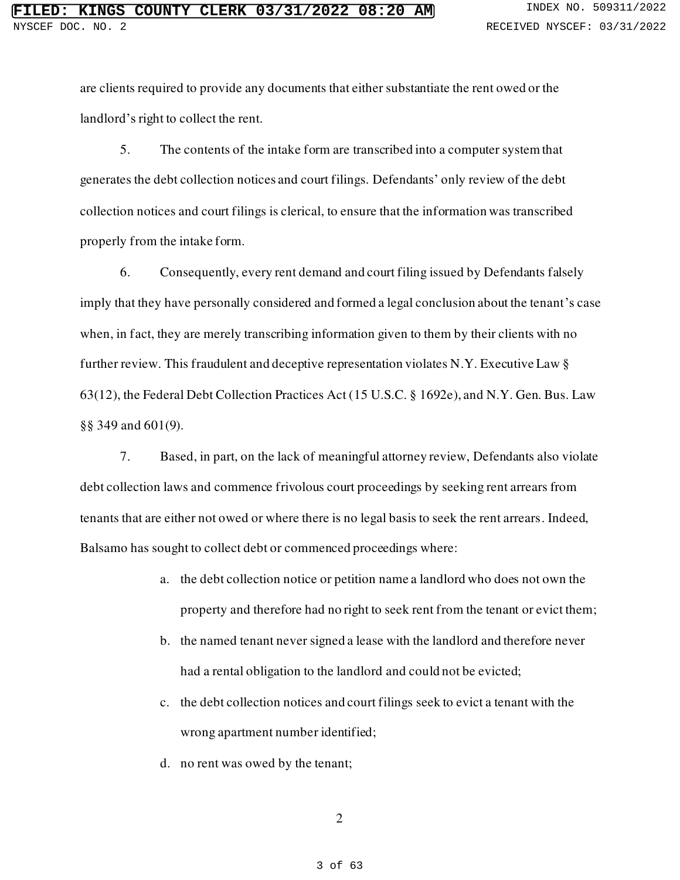are clients required to provide any documents that either substantiate the rent owed or the landlord's right to collect the rent.

5. The contents of the intake form are transcribed into a computer system that generates the debt collection notices and court filings. Defendants' only review of the debt collection notices and court filings is clerical, to ensure that the information was transcribed properly from the intake form.

6. Consequently, every rent demand and court filing issued by Defendants falsely imply that they have personally considered and formed a legal conclusion about the tenant's case when, in fact, they are merely transcribing information given to them by their clients with no further review. This fraudulent and deceptive representation violates N.Y. Executive Law § 63(12), the Federal Debt Collection Practices Act (15 U.S.C. § 1692e), and N.Y. Gen. Bus. Law §§ 349 and 601(9).

7. Based, in part, on the lack of meaningful attorney review, Defendants also violate debt collection laws and commence frivolous court proceedings by seeking rent arrears from tenants that are either not owed or where there is no legal basis to seek the rent arrears. Indeed, Balsamo has sought to collect debt or commenced proceedings where:

   a. the debt collection notice or petition name a landlord who does not own the property and therefore had no right to seek rent from the tenant or evict them;

   b. the named tenant never signed a lease with the landlord and therefore never had a rental obligation to the landlord and could not be evicted;

   c. the debt collection notices and court filings seek to evict a tenant with the wrong apartment number identified;

   d. no rent was owed by the tenant;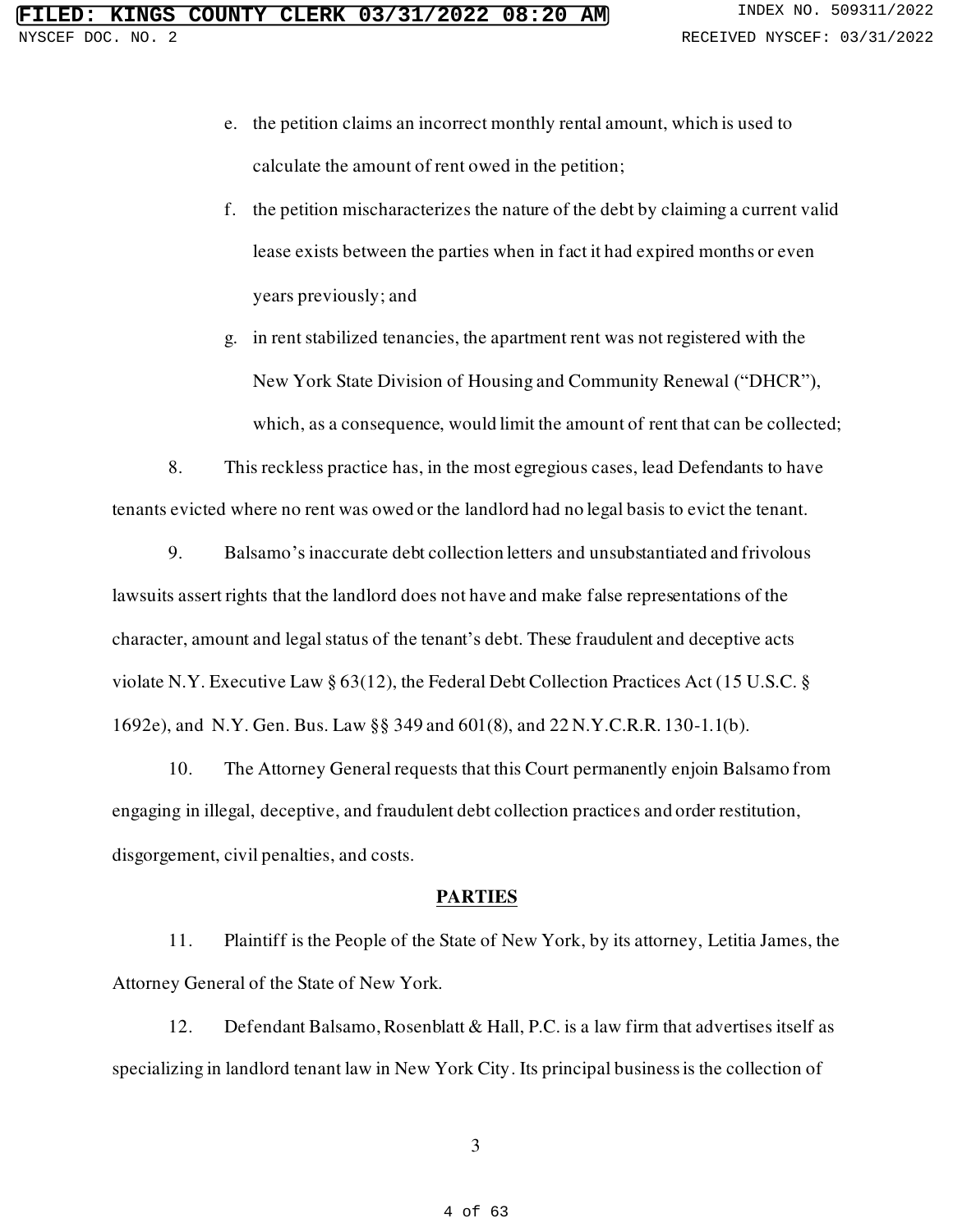e. the petition claims an incorrect monthly rental amount, which is used to calculate the amount of rent owed in the petition;

f. the petition mischaracterizes the nature of the debt by claiming a current valid lease exists between the parties when in fact it had expired months or even years previously; and

g. in rent stabilized tenancies, the apartment rent was not registered with the New York State Division of Housing and Community Renewal ("DHCR"), which, as a consequence, would limit the amount of rent that can be collected;

8. This reckless practice has, in the most egregious cases, lead Defendants to have tenants evicted where no rent was owed or the landlord had no legal basis to evict the tenant.

9. Balsamo's inaccurate debt collection letters and unsubstantiated and frivolous lawsuits assert rights that the landlord does not have and make false representations of the character, amount and legal status of the tenant's debt. These fraudulent and deceptive acts violate N.Y. Executive Law § 63(12), the Federal Debt Collection Practices Act (15 U.S.C. § 1692e), and N.Y. Gen. Bus. Law §§ 349 and 601(8), and 22 N.Y.C.R.R. 130-1.1(b).

10. The Attorney General requests that this Court permanently enjoin Balsamo from engaging in illegal, deceptive, and fraudulent debt collection practices and order restitution, disgorgement, civil penalties, and costs.

## PARTIES

11. Plaintiff is the People of the State of New York, by its attorney, Letitia James, the Attorney General of the State of New York.

12. Defendant Balsamo, Rosenblatt & Hall, P.C. is a law firm that advertises itself as specializing in landlord tenant law in New York City. Its principal business is the collection of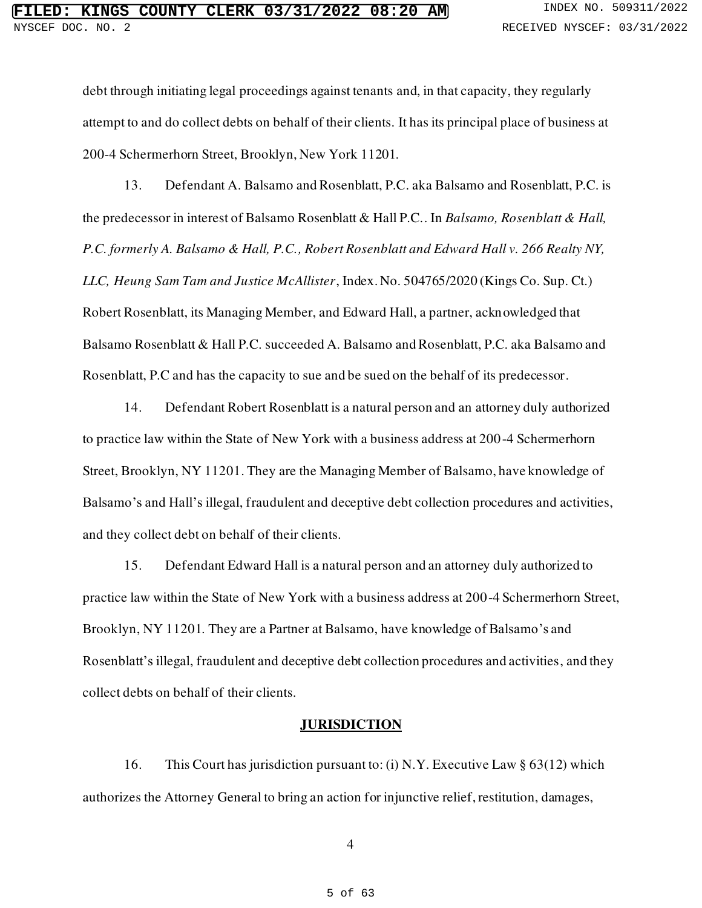debt through initiating legal proceedings against tenants and, in that capacity, they regularly attempt to and do collect debts on behalf of their clients. It has its principal place of business at 200-4 Schermerhorn Street, Brooklyn, New York 11201.

13. Defendant A. Balsamo and Rosenblatt, P.C. aka Balsamo and Rosenblatt, P.C. is the predecessor in interest of Balsamo Rosenblatt & Hall P.C.. In *Balsamo, Rosenblatt & Hall, P.C. formerly A. Balsamo & Hall, P.C., Robert Rosenblatt and Edward Hall v. 266 Realty NY, LLC, Heung Sam Tam and Justice McAllister*, Index. No. 504765/2020 (Kings Co. Sup. Ct.) Robert Rosenblatt, its Managing Member, and Edward Hall, a partner, acknowledged that Balsamo Rosenblatt & Hall P.C. succeeded A. Balsamo and Rosenblatt, P.C. aka Balsamo and Rosenblatt, P.C and has the capacity to sue and be sued on the behalf of its predecessor.

14. Defendant Robert Rosenblatt is a natural person and an attorney duly authorized to practice law within the State of New York with a business address at 200-4 Schermerhorn Street, Brooklyn, NY 11201. They are the Managing Member of Balsamo, have knowledge of Balsamo's and Hall's illegal, fraudulent and deceptive debt collection procedures and activities, and they collect debt on behalf of their clients.

15. Defendant Edward Hall is a natural person and an attorney duly authorized to practice law within the State of New York with a business address at 200-4 Schermerhorn Street, Brooklyn, NY 11201. They are a Partner at Balsamo, have knowledge of Balsamo's and Rosenblatt's illegal, fraudulent and deceptive debt collection procedures and activities, and they collect debts on behalf of their clients.

## JURISDICTION

16. This Court has jurisdiction pursuant to: (i) N.Y. Executive Law § 63(12) which authorizes the Attorney General to bring an action for injunctive relief, restitution, damages,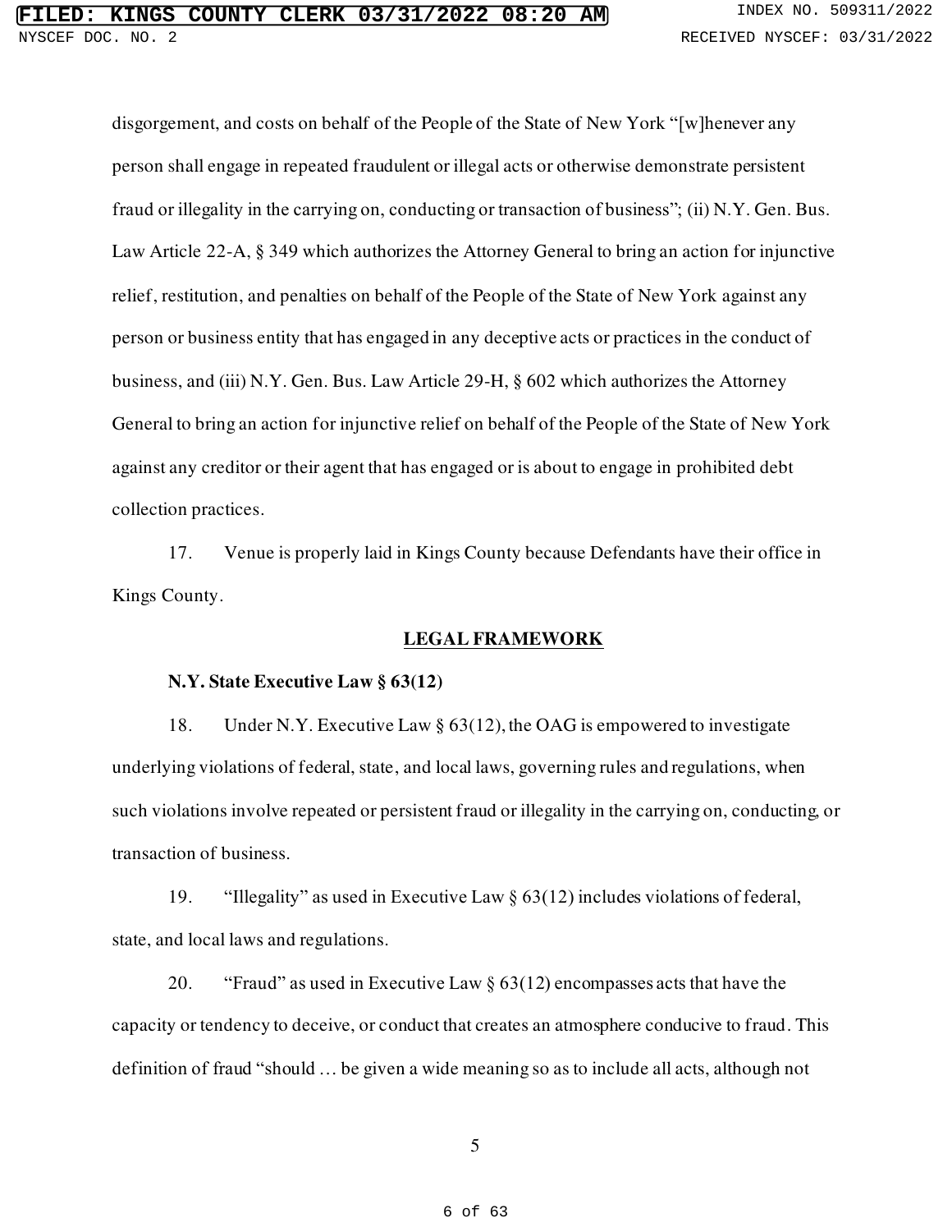disgorgement, and costs on behalf of the People of the State of New York "[w]henever any person shall engage in repeated fraudulent or illegal acts or otherwise demonstrate persistent fraud or illegality in the carrying on, conducting or transaction of business"; (ii) N.Y. Gen. Bus. Law Article 22-A, § 349 which authorizes the Attorney General to bring an action for injunctive relief, restitution, and penalties on behalf of the People of the State of New York against any person or business entity that has engaged in any deceptive acts or practices in the conduct of business, and (iii) N.Y. Gen. Bus. Law Article 29-H, § 602 which authorizes the Attorney General to bring an action for injunctive relief on behalf of the People of the State of New York against any creditor or their agent that has engaged or is about to engage in prohibited debt collection practices.

17. Venue is properly laid in Kings County because Defendants have their office in Kings County.

## LEGAL FRAMEWORK

**N.Y. State Executive Law § 63(12)**

18. Under N.Y. Executive Law § 63(12), the OAG is empowered to investigate underlying violations of federal, state, and local laws, governing rules and regulations, when such violations involve repeated or persistent fraud or illegality in the carrying on, conducting, or transaction of business.

19. "Illegality" as used in Executive Law § 63(12) includes violations of federal, state, and local laws and regulations.

20. "Fraud" as used in Executive Law § 63(12) encompasses acts that have the capacity or tendency to deceive, or conduct that creates an atmosphere conducive to fraud. This definition of fraud "should … be given a wide meaning so as to include all acts, although not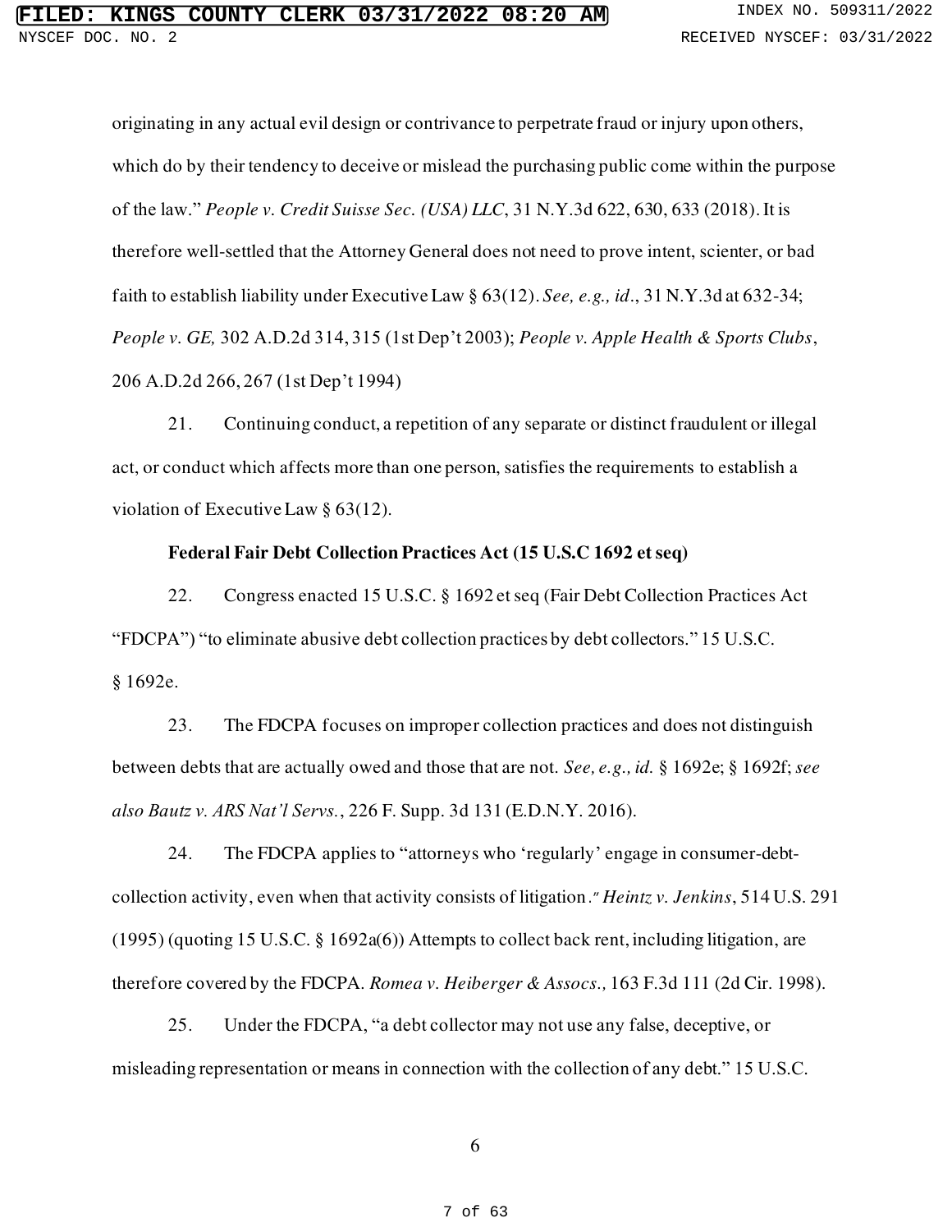originating in any actual evil design or contrivance to perpetrate fraud or injury upon others, which do by their tendency to deceive or mislead the purchasing public come within the purpose of the law." *People v. Credit Suisse Sec. (USA) LLC*, 31 N.Y.3d 622, 630, 633 (2018). It is therefore well-settled that the Attorney General does not need to prove intent, scienter, or bad faith to establish liability under Executive Law § 63(12). *See, e.g., id*., 31 N.Y.3d at 632-34; *People v. GE,* 302 A.D.2d 314, 315 (1st Dep't 2003); *People v. Apple Health & Sports Clubs*, 206 A.D.2d 266, 267 (1st Dep't 1994)

21. Continuing conduct, a repetition of any separate or distinct fraudulent or illegal act, or conduct which affects more than one person, satisfies the requirements to establish a violation of Executive Law § 63(12).

**Federal Fair Debt Collection Practices Act (15 U.S.C 1692 et seq)**

22. Congress enacted 15 U.S.C. § 1692 et seq (Fair Debt Collection Practices Act "FDCPA") "to eliminate abusive debt collection practices by debt collectors." 15 U.S.C. § 1692e.

23. The FDCPA focuses on improper collection practices and does not distinguish between debts that are actually owed and those that are not. *See, e.g., id.* § 1692e; § 1692f; *see also Bautz v. ARS Nat'l Servs.*, 226 F. Supp. 3d 131 (E.D.N.Y. 2016).

24. The FDCPA applies to "attorneys who 'regularly' engage in consumer-debt-collection activity, even when that activity consists of litigation." *Heintz v. Jenkins*, 514 U.S. 291 (1995) (quoting 15 U.S.C. § 1692a(6)) Attempts to collect back rent, including litigation, are therefore covered by the FDCPA. *Romea v. Heiberger & Assocs.,* 163 F.3d 111 (2d Cir. 1998).

25. Under the FDCPA, "a debt collector may not use any false, deceptive, or misleading representation or means in connection with the collection of any debt." 15 U.S.C.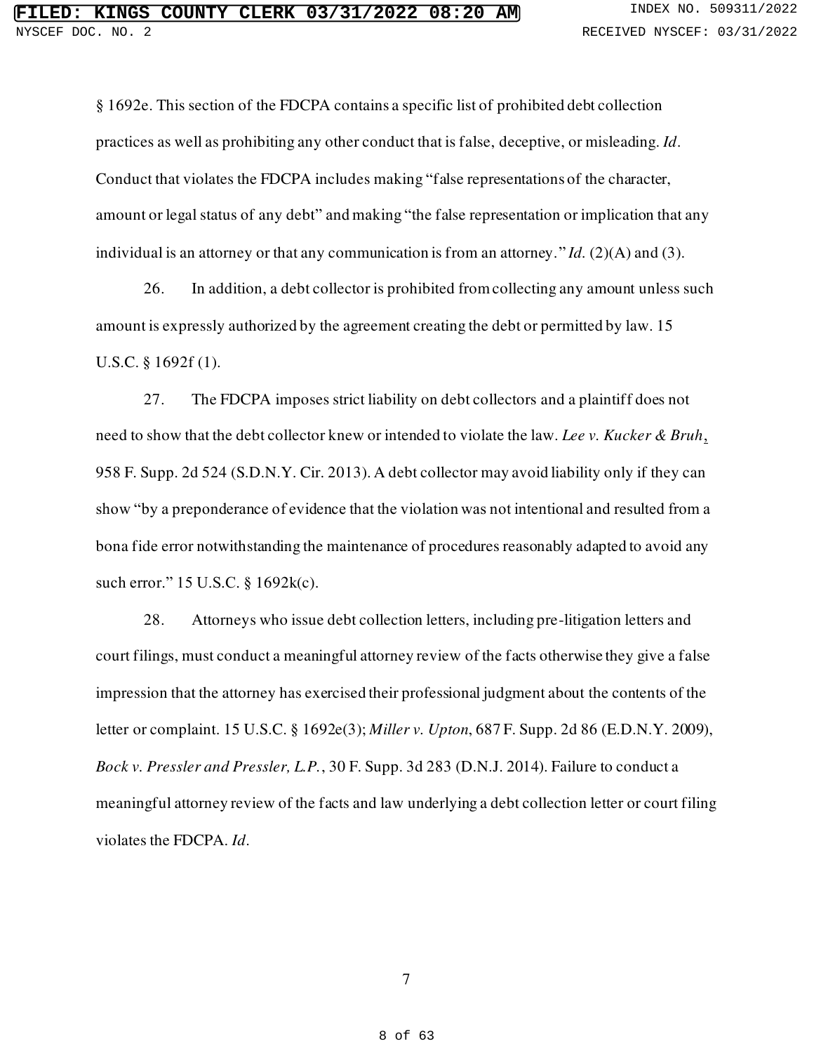§ 1692e. This section of the FDCPA contains a specific list of prohibited debt collection practices as well as prohibiting any other conduct that is false, deceptive, or misleading. *Id*. Conduct that violates the FDCPA includes making "false representations of the character, amount or legal status of any debt" and making "the false representation or implication that any individual is an attorney or that any communication is from an attorney." *Id*. (2)(A) and (3).

26. In addition, a debt collector is prohibited from collecting any amount unless such amount is expressly authorized by the agreement creating the debt or permitted by law. 15 U.S.C. § 1692f (1).

27. The FDCPA imposes strict liability on debt collectors and a plaintiff does not need to show that the debt collector knew or intended to violate the law. *Lee v. Kucker & Bruh*, 958 F. Supp. 2d 524 (S.D.N.Y. Cir. 2013). A debt collector may avoid liability only if they can show "by a preponderance of evidence that the violation was not intentional and resulted from a bona fide error notwithstanding the maintenance of procedures reasonably adapted to avoid any such error." 15 U.S.C. § 1692k(c).

28. Attorneys who issue debt collection letters, including pre-litigation letters and court filings, must conduct a meaningful attorney review of the facts otherwise they give a false impression that the attorney has exercised their professional judgment about the contents of the letter or complaint. 15 U.S.C. § 1692e(3); *Miller v. Upton*, 687 F. Supp. 2d 86 (E.D.N.Y. 2009), *Bock v. Pressler and Pressler, L.P.*, 30 F. Supp. 3d 283 (D.N.J. 2014). Failure to conduct a meaningful attorney review of the facts and law underlying a debt collection letter or court filing violates the FDCPA. *Id*.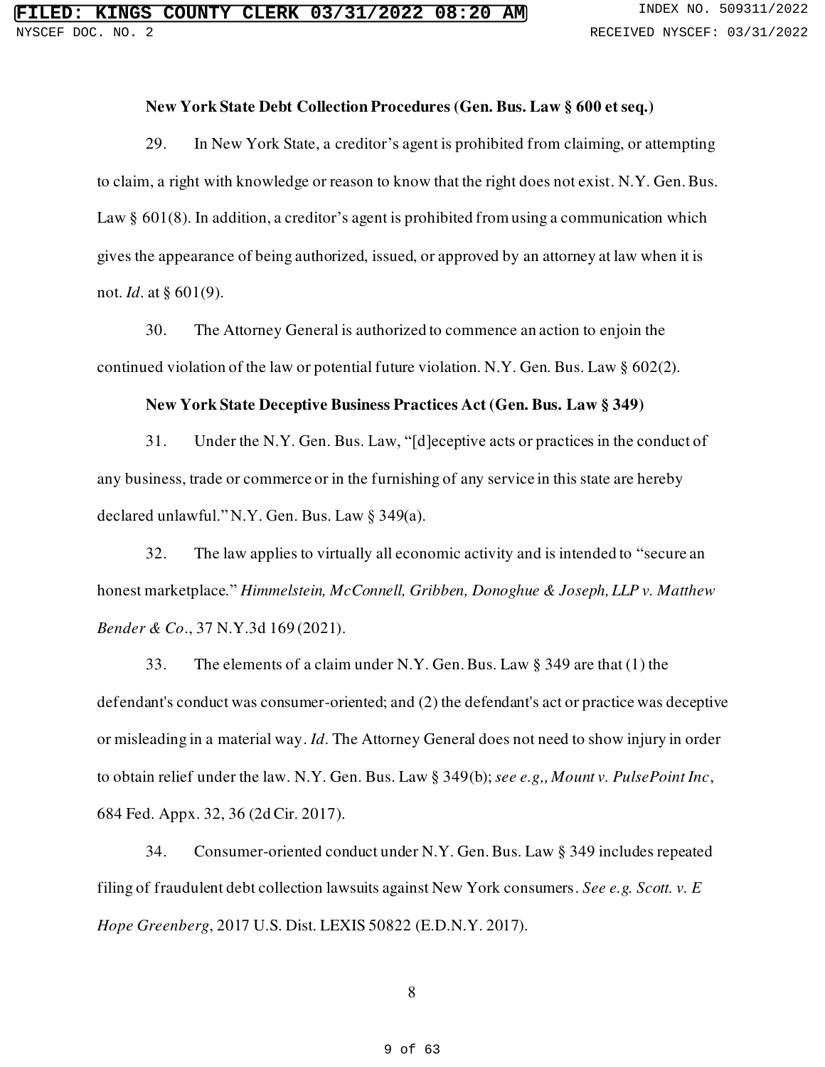**New York State Debt Collection Procedures (Gen. Bus. Law § 600 et seq.)**

29. In New York State, a creditor's agent is prohibited from claiming, or attempting to claim, a right with knowledge or reason to know that the right does not exist. N.Y. Gen. Bus. Law § 601(8). In addition, a creditor's agent is prohibited from using a communication which gives the appearance of being authorized, issued, or approved by an attorney at law when it is not. *Id*. at § 601(9).

30. The Attorney General is authorized to commence an action to enjoin the continued violation of the law or potential future violation. N.Y. Gen. Bus. Law § 602(2).

**New York State Deceptive Business Practices Act (Gen. Bus. Law § 349)**

31. Under the N.Y. Gen. Bus. Law, "[d]eceptive acts or practices in the conduct of any business, trade or commerce or in the furnishing of any service in this state are hereby declared unlawful." N.Y. Gen. Bus. Law § 349(a).

32. The law applies to virtually all economic activity and is intended to "secure an honest marketplace." *Himmelstein, McConnell, Gribben, Donoghue & Joseph, LLP v. Matthew Bender & Co*., 37 N.Y.3d 169 (2021).

33. The elements of a claim under N.Y. Gen. Bus. Law § 349 are that (1) the defendant's conduct was consumer-oriented; and (2) the defendant's act or practice was deceptive or misleading in a material way. *Id*. The Attorney General does not need to show injury in order to obtain relief under the law. N.Y. Gen. Bus. Law § 349(b); *see e.g,, Mount v. PulsePoint Inc*, 684 Fed. Appx. 32, 36 (2d Cir. 2017).

34. Consumer-oriented conduct under N.Y. Gen. Bus. Law § 349 includes repeated filing of fraudulent debt collection lawsuits against New York consumers. *See e.g. Scott. v. E Hope Greenberg*, 2017 U.S. Dist. LEXIS 50822 (E.D.N.Y. 2017).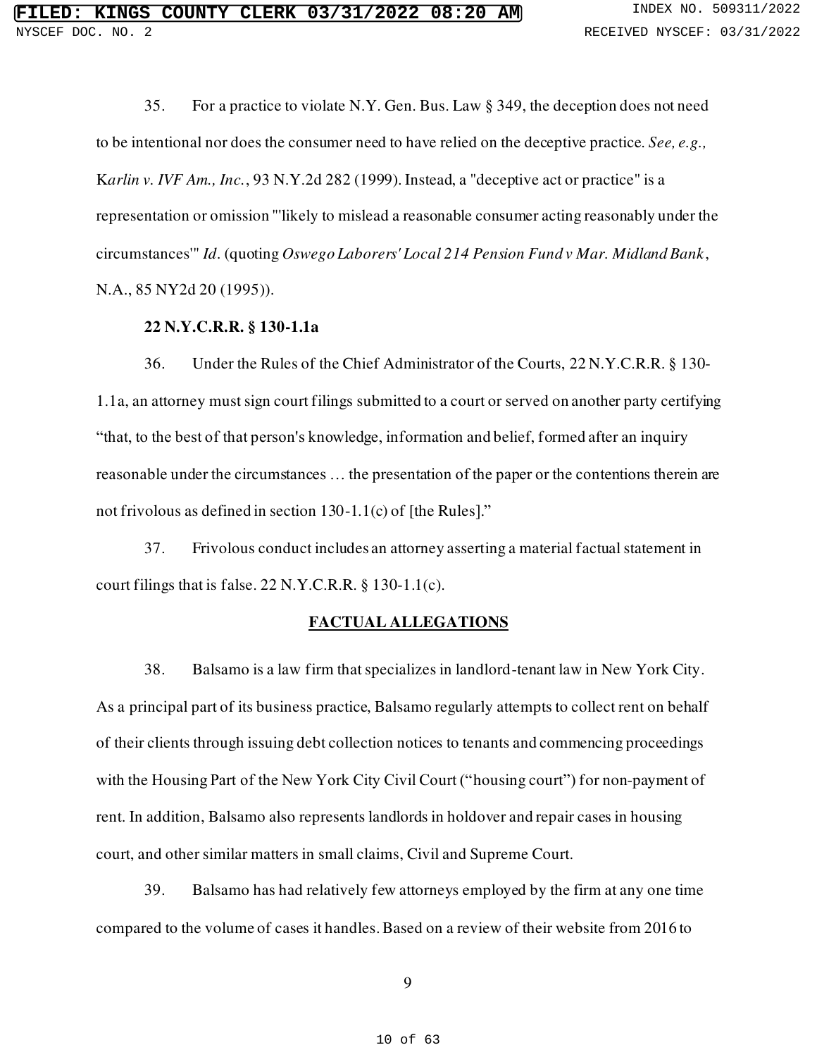35. For a practice to violate N.Y. Gen. Bus. Law § 349, the deception does not need to be intentional nor does the consumer need to have relied on the deceptive practice. *See, e.g.,* K*arlin v. IVF Am., Inc.*, 93 N.Y.2d 282 (1999). Instead, a "deceptive act or practice" is a representation or omission "'likely to mislead a reasonable consumer acting reasonably under the circumstances'" *Id*. (quoting *Oswego Laborers' Local 214 Pension Fund v Mar. Midland Bank*, N.A., 85 NY2d 20 (1995)).

**22 N.Y.C.R.R. § 130-1.1a**

36. Under the Rules of the Chief Administrator of the Courts, 22 N.Y.C.R.R. § 130-1.1a, an attorney must sign court filings submitted to a court or served on another party certifying "that, to the best of that person's knowledge, information and belief, formed after an inquiry reasonable under the circumstances … the presentation of the paper or the contentions therein are not frivolous as defined in section 130-1.1(c) of [the Rules]."

37. Frivolous conduct includes an attorney asserting a material factual statement in court filings that is false. 22 N.Y.C.R.R. § 130-1.1(c).

## FACTUAL ALLEGATIONS

38. Balsamo is a law firm that specializes in landlord-tenant law in New York City. As a principal part of its business practice, Balsamo regularly attempts to collect rent on behalf of their clients through issuing debt collection notices to tenants and commencing proceedings with the Housing Part of the New York City Civil Court ("housing court") for non-payment of rent. In addition, Balsamo also represents landlords in holdover and repair cases in housing court, and other similar matters in small claims, Civil and Supreme Court.

39. Balsamo has had relatively few attorneys employed by the firm at any one time compared to the volume of cases it handles. Based on a review of their website from 2016 to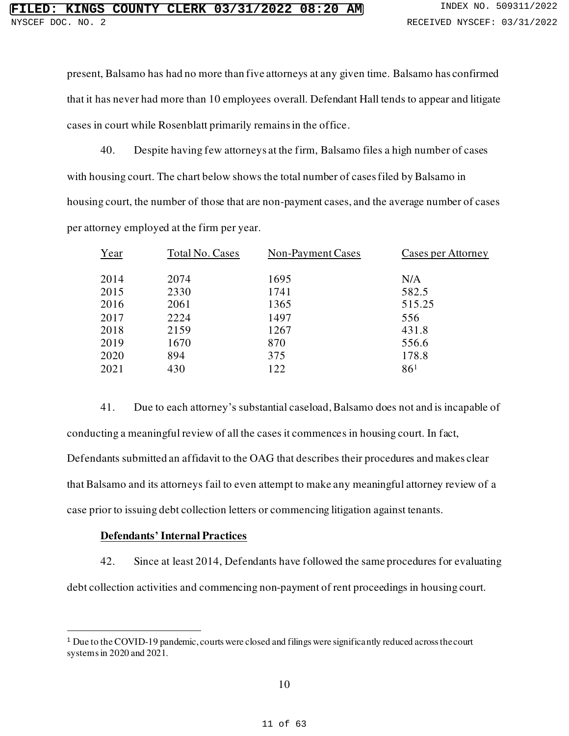present, Balsamo has had no more than five attorneys at any given time. Balsamo has confirmed that it has never had more than 10 employees overall. Defendant Hall tends to appear and litigate cases in court while Rosenblatt primarily remains in the office.

40. Despite having few attorneys at the firm, Balsamo files a high number of cases with housing court. The chart below shows the total number of cases filed by Balsamo in housing court, the number of those that are non-payment cases, and the average number of cases per attorney employed at the firm per year.

| Year | Total No. Cases | Non-Payment Cases | Cases per Attorney |
|---|---|---|---|
| 2014 | 2074 | 1695 | N/A |
| 2015 | 2330 | 1741 | 582.5 |
| 2016 | 2061 | 1365 | 515.25 |
| 2017 | 2224 | 1497 | 556 |
| 2018 | 2159 | 1267 | 431.8 |
| 2019 | 1670 | 870 | 556.6 |
| 2020 | 894 | 375 | 178.8 |
| 2021 | 430 | 122 | 86[1] |

41. Due to each attorney's substantial caseload, Balsamo does not and is incapable of conducting a meaningful review of all the cases it commences in housing court. In fact, Defendants submitted an affidavit to the OAG that describes their procedures and makes clear that Balsamo and its attorneys fail to even attempt to make any meaningful attorney review of a case prior to issuing debt collection letters or commencing litigation against tenants.

**Defendants' Internal Practices**

42. Since at least 2014, Defendants have followed the same procedures for evaluating debt collection activities and commencing non-payment of rent proceedings in housing court.

[1] Due to the COVID-19 pandemic, courts were closed and filings were significantly reduced across the court systems in 2020 and 2021.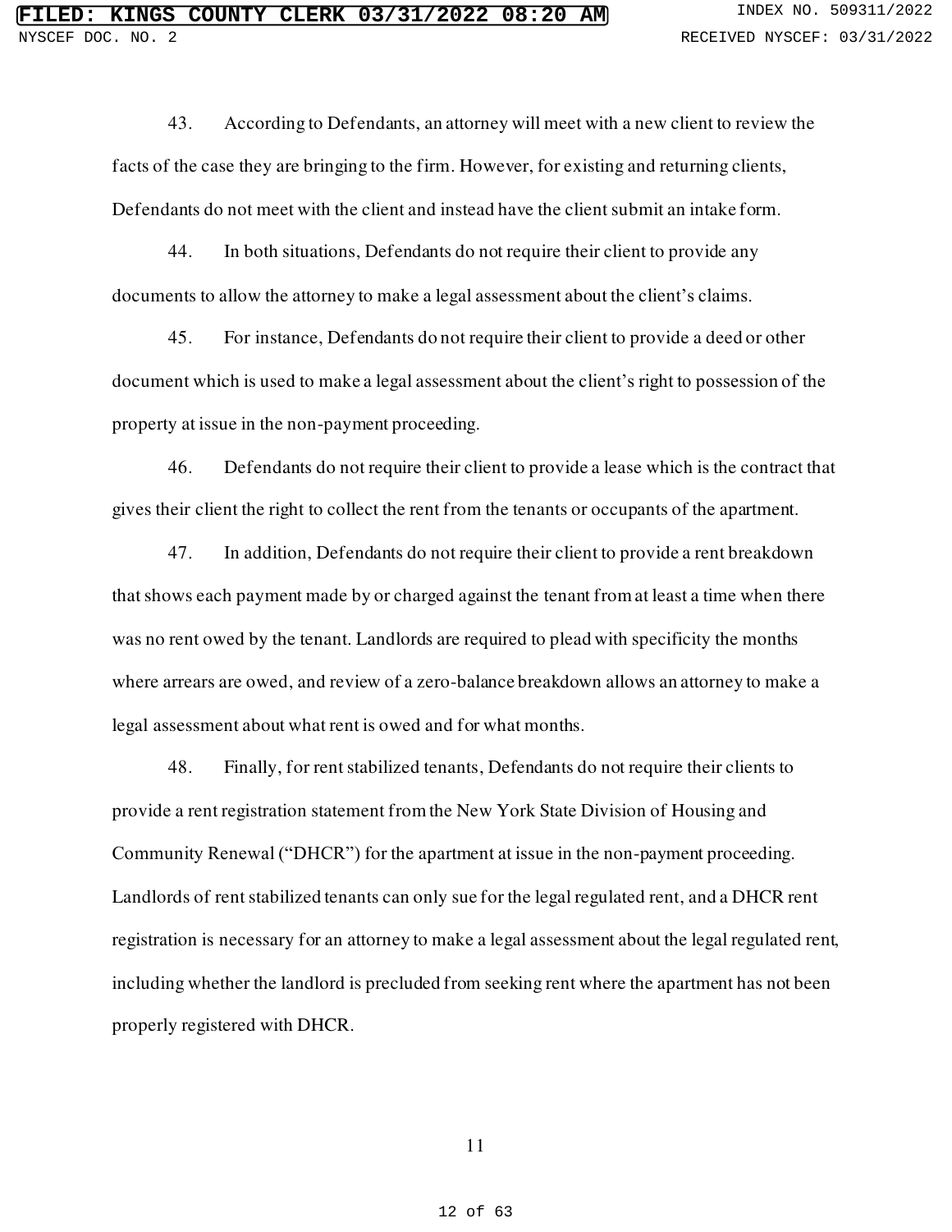43. According to Defendants, an attorney will meet with a new client to review the facts of the case they are bringing to the firm. However, for existing and returning clients, Defendants do not meet with the client and instead have the client submit an intake form.

44. In both situations, Defendants do not require their client to provide any documents to allow the attorney to make a legal assessment about the client's claims.

45. For instance, Defendants do not require their client to provide a deed or other document which is used to make a legal assessment about the client's right to possession of the property at issue in the non-payment proceeding.

46. Defendants do not require their client to provide a lease which is the contract that gives their client the right to collect the rent from the tenants or occupants of the apartment.

47. In addition, Defendants do not require their client to provide a rent breakdown that shows each payment made by or charged against the tenant from at least a time when there was no rent owed by the tenant. Landlords are required to plead with specificity the months where arrears are owed, and review of a zero-balance breakdown allows an attorney to make a legal assessment about what rent is owed and for what months.

48. Finally, for rent stabilized tenants, Defendants do not require their clients to provide a rent registration statement from the New York State Division of Housing and Community Renewal ("DHCR") for the apartment at issue in the non-payment proceeding. Landlords of rent stabilized tenants can only sue for the legal regulated rent, and a DHCR rent registration is necessary for an attorney to make a legal assessment about the legal regulated rent, including whether the landlord is precluded from seeking rent where the apartment has not been properly registered with DHCR.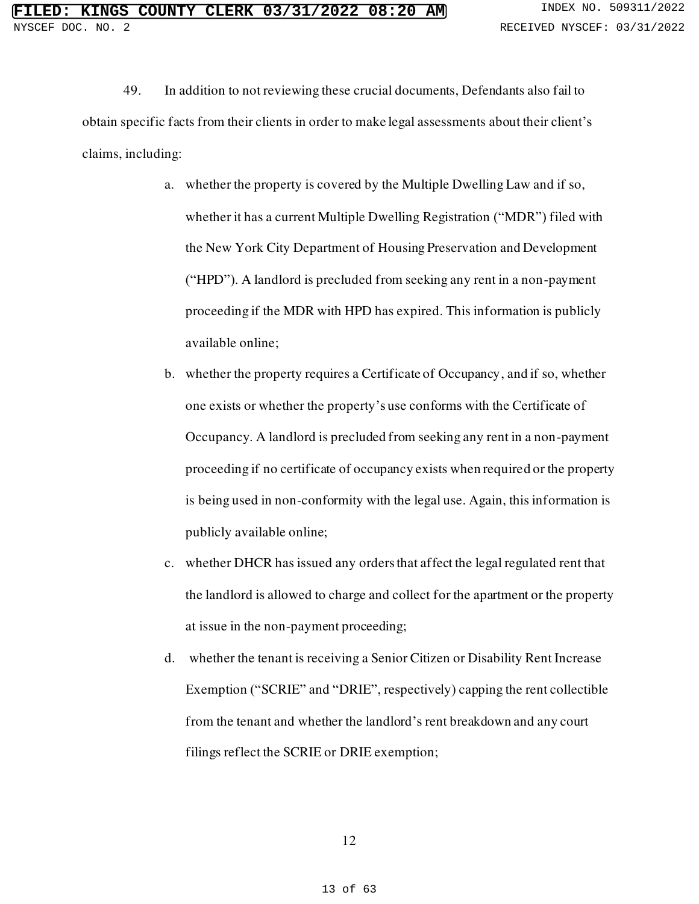49. In addition to not reviewing these crucial documents, Defendants also fail to obtain specific facts from their clients in order to make legal assessments about their client's claims, including:

a. whether the property is covered by the Multiple Dwelling Law and if so, whether it has a current Multiple Dwelling Registration ("MDR") filed with the New York City Department of Housing Preservation and Development ("HPD"). A landlord is precluded from seeking any rent in a non-payment proceeding if the MDR with HPD has expired. This information is publicly available online;

b. whether the property requires a Certificate of Occupancy, and if so, whether one exists or whether the property's use conforms with the Certificate of Occupancy. A landlord is precluded from seeking any rent in a non-payment proceeding if no certificate of occupancy exists when required or the property is being used in non-conformity with the legal use. Again, this information is publicly available online;

c. whether DHCR has issued any orders that affect the legal regulated rent that the landlord is allowed to charge and collect for the apartment or the property at issue in the non-payment proceeding;

d. whether the tenant is receiving a Senior Citizen or Disability Rent Increase Exemption ("SCRIE" and "DRIE", respectively) capping the rent collectible from the tenant and whether the landlord's rent breakdown and any court filings reflect the SCRIE or DRIE exemption;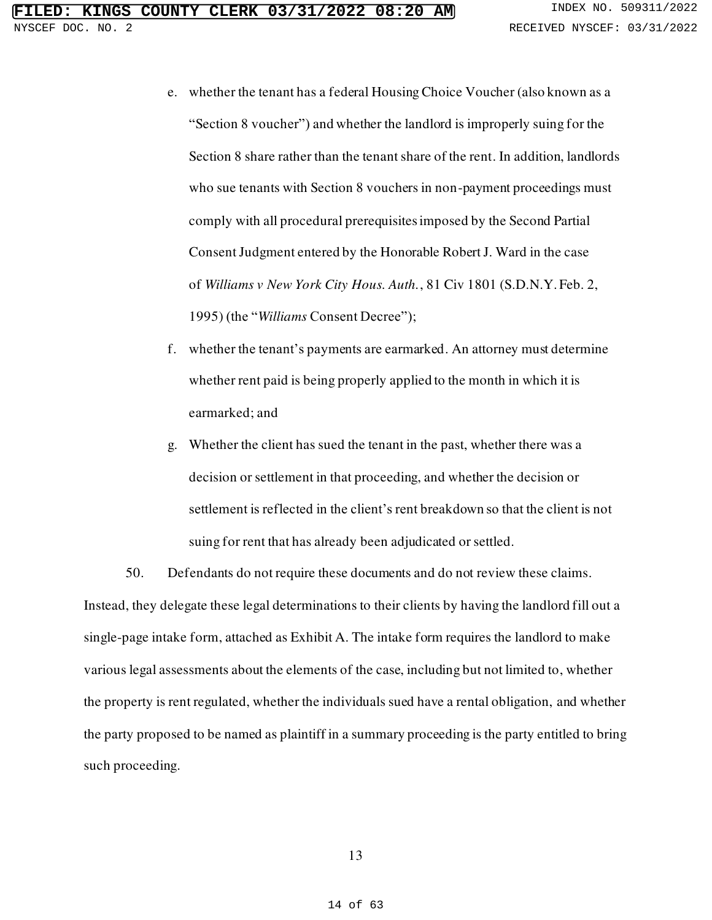e. whether the tenant has a federal Housing Choice Voucher (also known as a "Section 8 voucher") and whether the landlord is improperly suing for the Section 8 share rather than the tenant share of the rent. In addition, landlords who sue tenants with Section 8 vouchers in non-payment proceedings must comply with all procedural prerequisites imposed by the Second Partial Consent Judgment entered by the Honorable Robert J. Ward in the case of *Williams v New York City Hous. Auth.*, 81 Civ 1801 (S.D.N.Y. Feb. 2, 1995) (the "*Williams* Consent Decree");

f. whether the tenant's payments are earmarked. An attorney must determine whether rent paid is being properly applied to the month in which it is earmarked; and

g. Whether the client has sued the tenant in the past, whether there was a decision or settlement in that proceeding, and whether the decision or settlement is reflected in the client's rent breakdown so that the client is not suing for rent that has already been adjudicated or settled.

50. Defendants do not require these documents and do not review these claims. Instead, they delegate these legal determinations to their clients by having the landlord fill out a single-page intake form, attached as Exhibit A. The intake form requires the landlord to make various legal assessments about the elements of the case, including but not limited to, whether the property is rent regulated, whether the individuals sued have a rental obligation, and whether the party proposed to be named as plaintiff in a summary proceeding is the party entitled to bring such proceeding.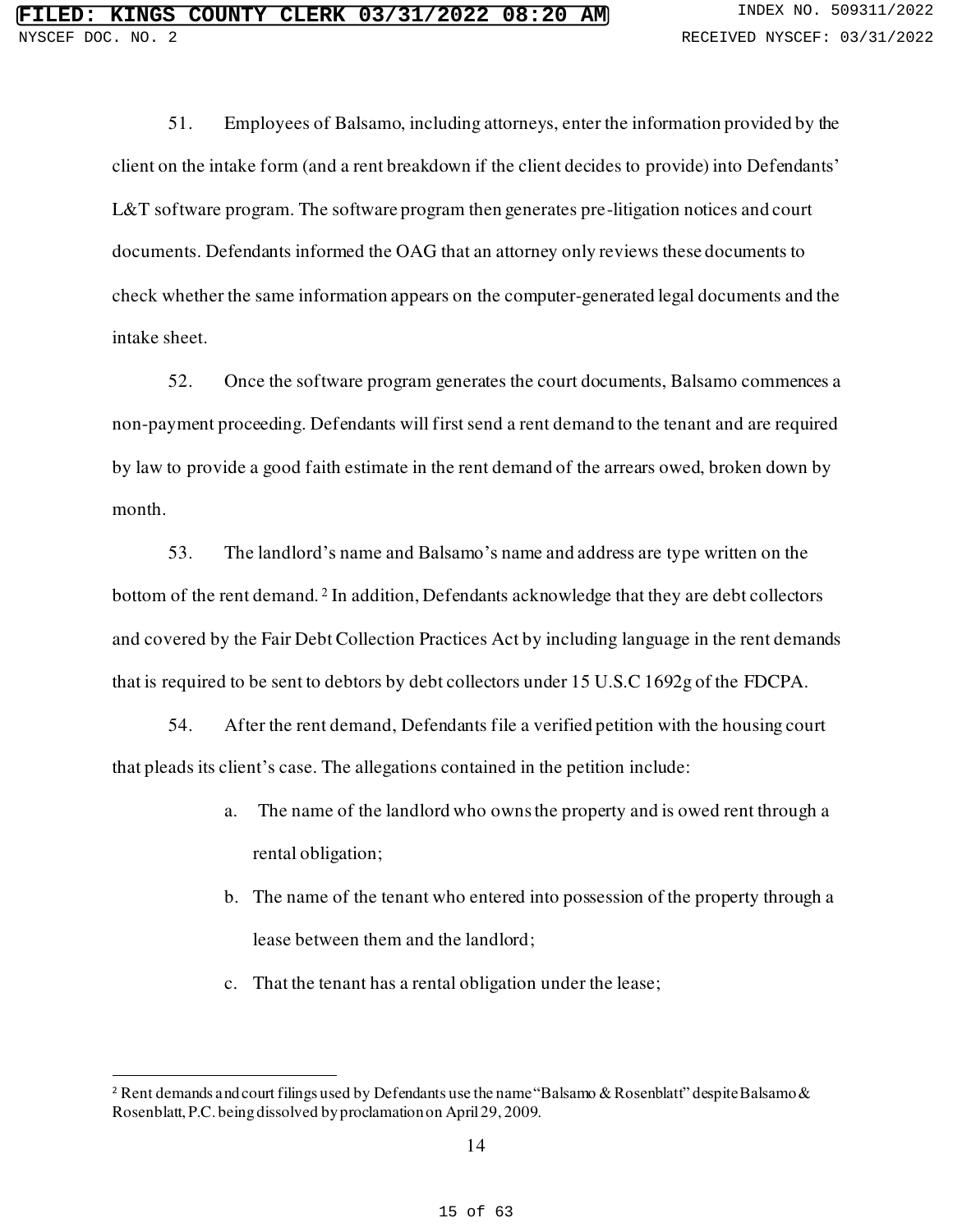51. Employees of Balsamo, including attorneys, enter the information provided by the client on the intake form (and a rent breakdown if the client decides to provide) into Defendants' L&T software program. The software program then generates pre-litigation notices and court documents. Defendants informed the OAG that an attorney only reviews these documents to check whether the same information appears on the computer-generated legal documents and the intake sheet.

52. Once the software program generates the court documents, Balsamo commences a non-payment proceeding. Defendants will first send a rent demand to the tenant and are required by law to provide a good faith estimate in the rent demand of the arrears owed, broken down by month.

53. The landlord's name and Balsamo's name and address are type written on the bottom of the rent demand.[2] In addition, Defendants acknowledge that they are debt collectors and covered by the Fair Debt Collection Practices Act by including language in the rent demands that is required to be sent to debtors by debt collectors under 15 U.S.C 1692g of the FDCPA.

54. After the rent demand, Defendants file a verified petition with the housing court that pleads its client's case. The allegations contained in the petition include:

a. The name of the landlord who owns the property and is owed rent through a rental obligation;

b. The name of the tenant who entered into possession of the property through a lease between them and the landlord;

c. That the tenant has a rental obligation under the lease;

[2] Rent demands and court filings used by Defendants use the name "Balsamo & Rosenblatt" despite Balsamo & Rosenblatt, P.C. being dissolved by proclamation on April 29, 2009.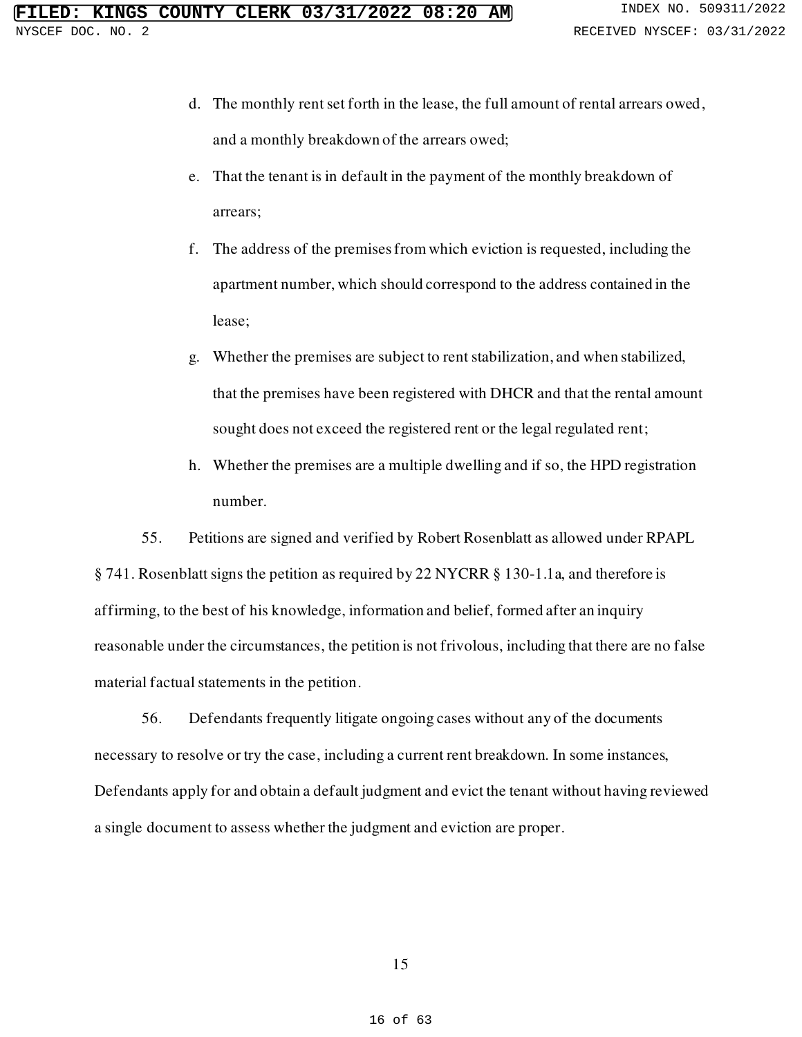d. The monthly rent set forth in the lease, the full amount of rental arrears owed, and a monthly breakdown of the arrears owed;

e. That the tenant is in default in the payment of the monthly breakdown of arrears;

f. The address of the premises from which eviction is requested, including the apartment number, which should correspond to the address contained in the lease;

g. Whether the premises are subject to rent stabilization, and when stabilized, that the premises have been registered with DHCR and that the rental amount sought does not exceed the registered rent or the legal regulated rent;

h. Whether the premises are a multiple dwelling and if so, the HPD registration number.

55. Petitions are signed and verified by Robert Rosenblatt as allowed under RPAPL § 741. Rosenblatt signs the petition as required by 22 NYCRR § 130-1.1a, and therefore is affirming, to the best of his knowledge, information and belief, formed after an inquiry reasonable under the circumstances, the petition is not frivolous, including that there are no false material factual statements in the petition.

56. Defendants frequently litigate ongoing cases without any of the documents necessary to resolve or try the case, including a current rent breakdown. In some instances, Defendants apply for and obtain a default judgment and evict the tenant without having reviewed a single document to assess whether the judgment and eviction are proper.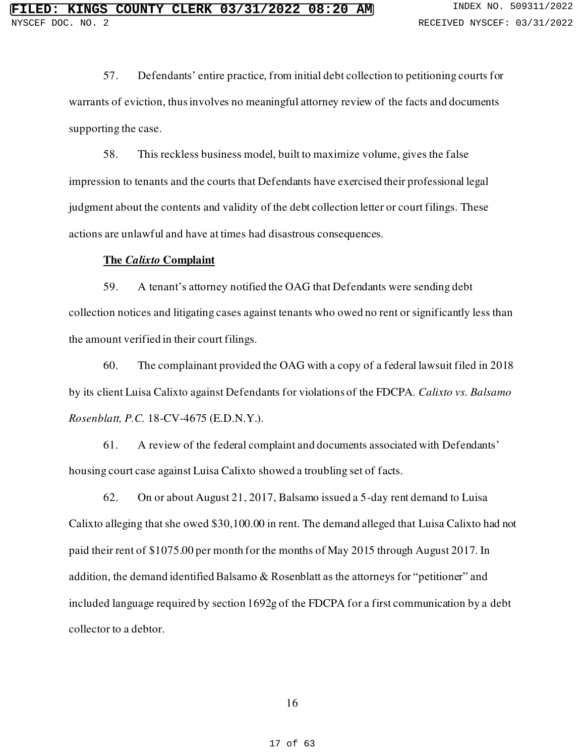57. Defendants' entire practice, from initial debt collection to petitioning courts for warrants of eviction, thus involves no meaningful attorney review of the facts and documents supporting the case.

58. This reckless business model, built to maximize volume, gives the false impression to tenants and the courts that Defendants have exercised their professional legal judgment about the contents and validity of the debt collection letter or court filings. These actions are unlawful and have at times had disastrous consequences.

**<u>The *Calixto* Complaint</u>**

59. A tenant's attorney notified the OAG that Defendants were sending debt collection notices and litigating cases against tenants who owed no rent or significantly less than the amount verified in their court filings.

60. The complainant provided the OAG with a copy of a federal lawsuit filed in 2018 by its client Luisa Calixto against Defendants for violations of the FDCPA. *Calixto vs. Balsamo Rosenblatt, P.C.* 18-CV-4675 (E.D.N.Y.).

61. A review of the federal complaint and documents associated with Defendants' housing court case against Luisa Calixto showed a troubling set of facts.

62. On or about August 21, 2017, Balsamo issued a 5-day rent demand to Luisa Calixto alleging that she owed $30,100.00 in rent. The demand alleged that Luisa Calixto had not paid their rent of $1075.00 per month for the months of May 2015 through August 2017. In addition, the demand identified Balsamo & Rosenblatt as the attorneys for "petitioner" and included language required by section 1692g of the FDCPA for a first communication by a debt collector to a debtor.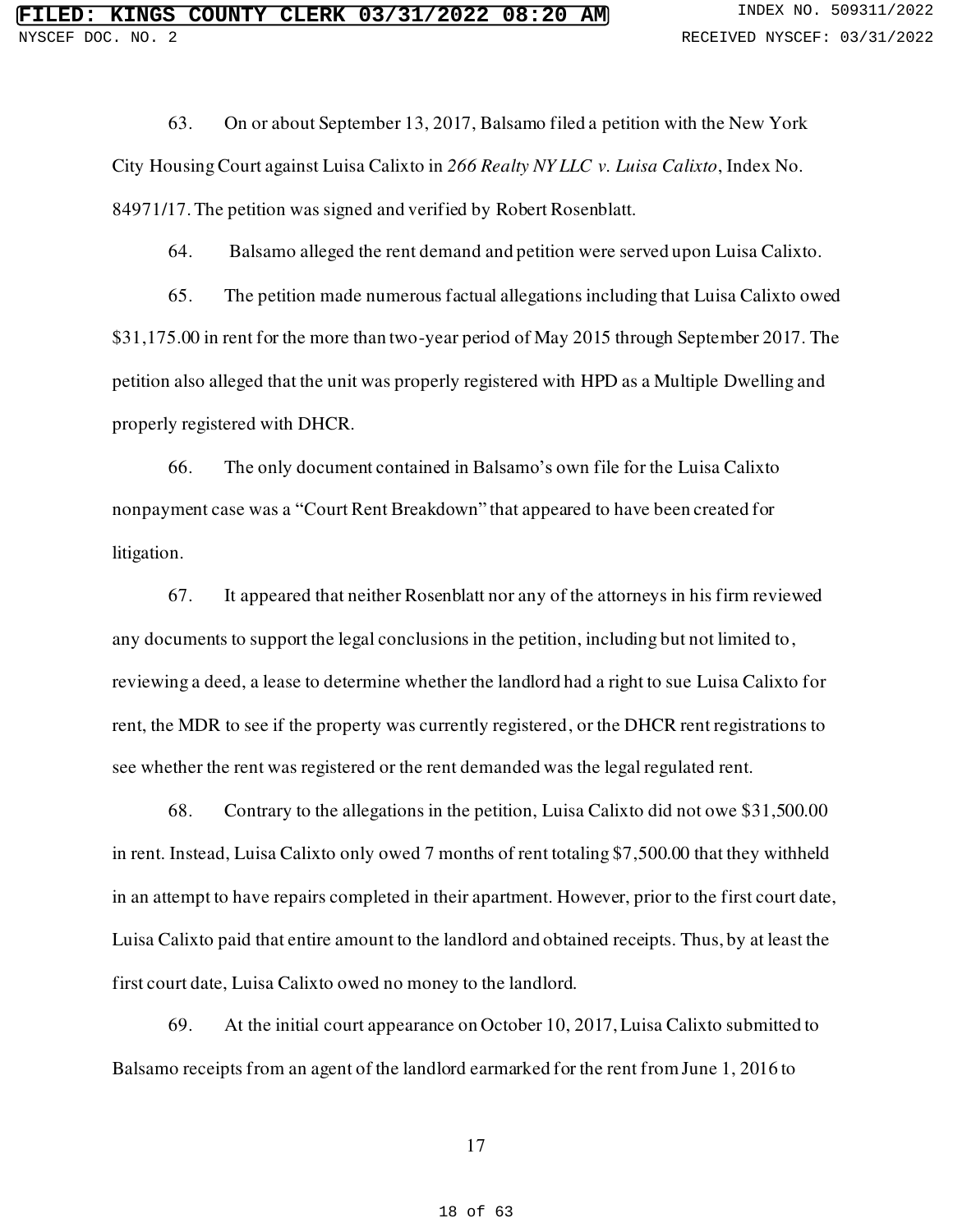63. On or about September 13, 2017, Balsamo filed a petition with the New York City Housing Court against Luisa Calixto in *266 Realty NY LLC v. Luisa Calixto*, Index No. 84971/17. The petition was signed and verified by Robert Rosenblatt.

64. Balsamo alleged the rent demand and petition were served upon Luisa Calixto.

65. The petition made numerous factual allegations including that Luisa Calixto owed $31,175.00 in rent for the more than two-year period of May 2015 through September 2017. The petition also alleged that the unit was properly registered with HPD as a Multiple Dwelling and properly registered with DHCR.

66. The only document contained in Balsamo's own file for the Luisa Calixto nonpayment case was a "Court Rent Breakdown" that appeared to have been created for litigation.

67. It appeared that neither Rosenblatt nor any of the attorneys in his firm reviewed any documents to support the legal conclusions in the petition, including but not limited to, reviewing a deed, a lease to determine whether the landlord had a right to sue Luisa Calixto for rent, the MDR to see if the property was currently registered, or the DHCR rent registrations to see whether the rent was registered or the rent demanded was the legal regulated rent.

68. Contrary to the allegations in the petition, Luisa Calixto did not owe $31,500.00 in rent. Instead, Luisa Calixto only owed 7 months of rent totaling $7,500.00 that they withheld in an attempt to have repairs completed in their apartment. However, prior to the first court date, Luisa Calixto paid that entire amount to the landlord and obtained receipts. Thus, by at least the first court date, Luisa Calixto owed no money to the landlord.

69. At the initial court appearance on October 10, 2017, Luisa Calixto submitted to Balsamo receipts from an agent of the landlord earmarked for the rent from June 1, 2016 to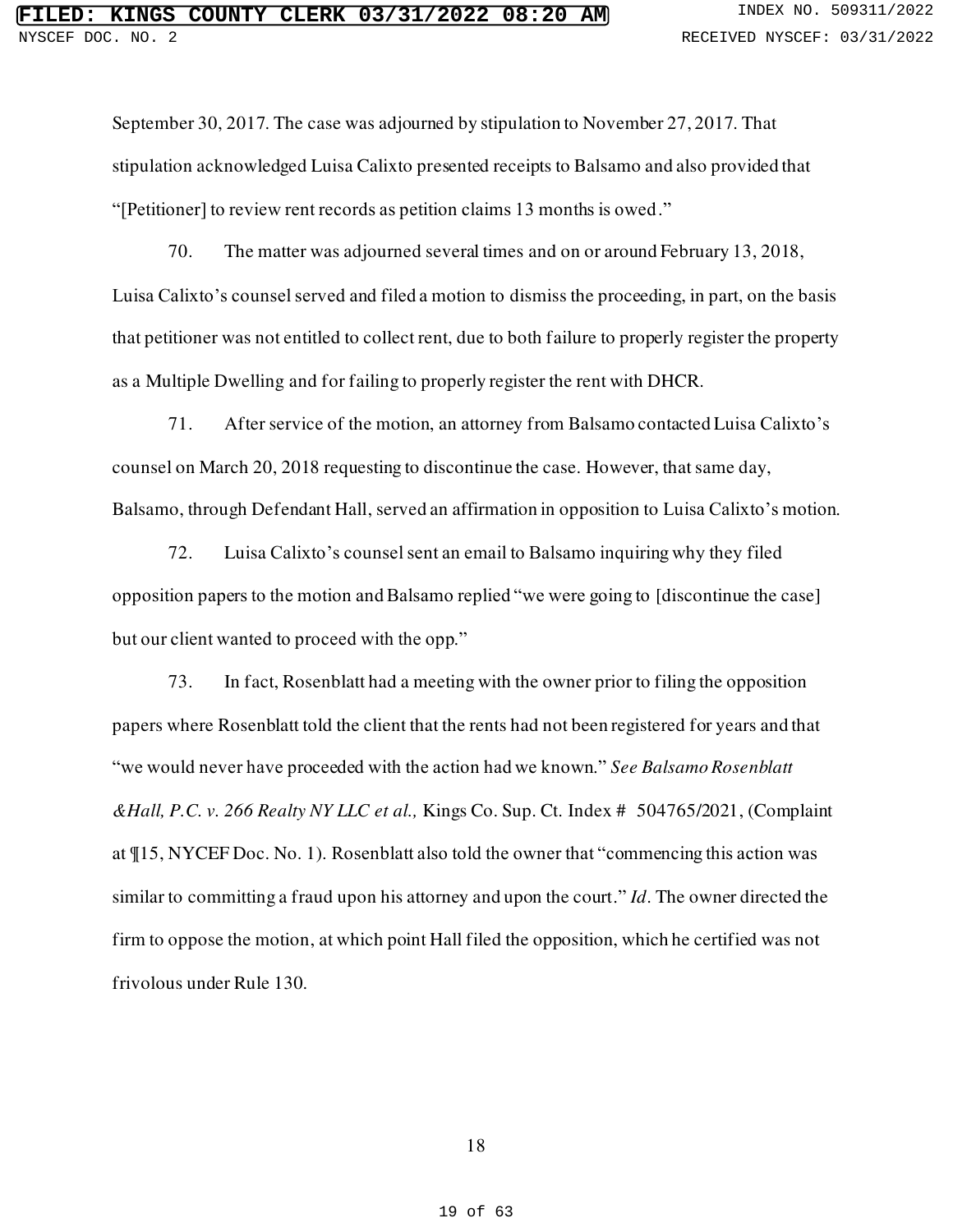September 30, 2017. The case was adjourned by stipulation to November 27, 2017. That stipulation acknowledged Luisa Calixto presented receipts to Balsamo and also provided that "[Petitioner] to review rent records as petition claims 13 months is owed."

70. The matter was adjourned several times and on or around February 13, 2018, Luisa Calixto's counsel served and filed a motion to dismiss the proceeding, in part, on the basis that petitioner was not entitled to collect rent, due to both failure to properly register the property as a Multiple Dwelling and for failing to properly register the rent with DHCR.

71. After service of the motion, an attorney from Balsamo contacted Luisa Calixto's counsel on March 20, 2018 requesting to discontinue the case. However, that same day, Balsamo, through Defendant Hall, served an affirmation in opposition to Luisa Calixto's motion.

72. Luisa Calixto's counsel sent an email to Balsamo inquiring why they filed opposition papers to the motion and Balsamo replied "we were going to [discontinue the case] but our client wanted to proceed with the opp."

73. In fact, Rosenblatt had a meeting with the owner prior to filing the opposition papers where Rosenblatt told the client that the rents had not been registered for years and that "we would never have proceeded with the action had we known." *See Balsamo Rosenblatt &Hall, P.C. v. 266 Realty NY LLC et al.,* Kings Co. Sup. Ct. Index # 504765/2021, (Complaint at ¶15, NYCEF Doc. No. 1). Rosenblatt also told the owner that "commencing this action was similar to committing a fraud upon his attorney and upon the court." *Id*. The owner directed the firm to oppose the motion, at which point Hall filed the opposition, which he certified was not frivolous under Rule 130.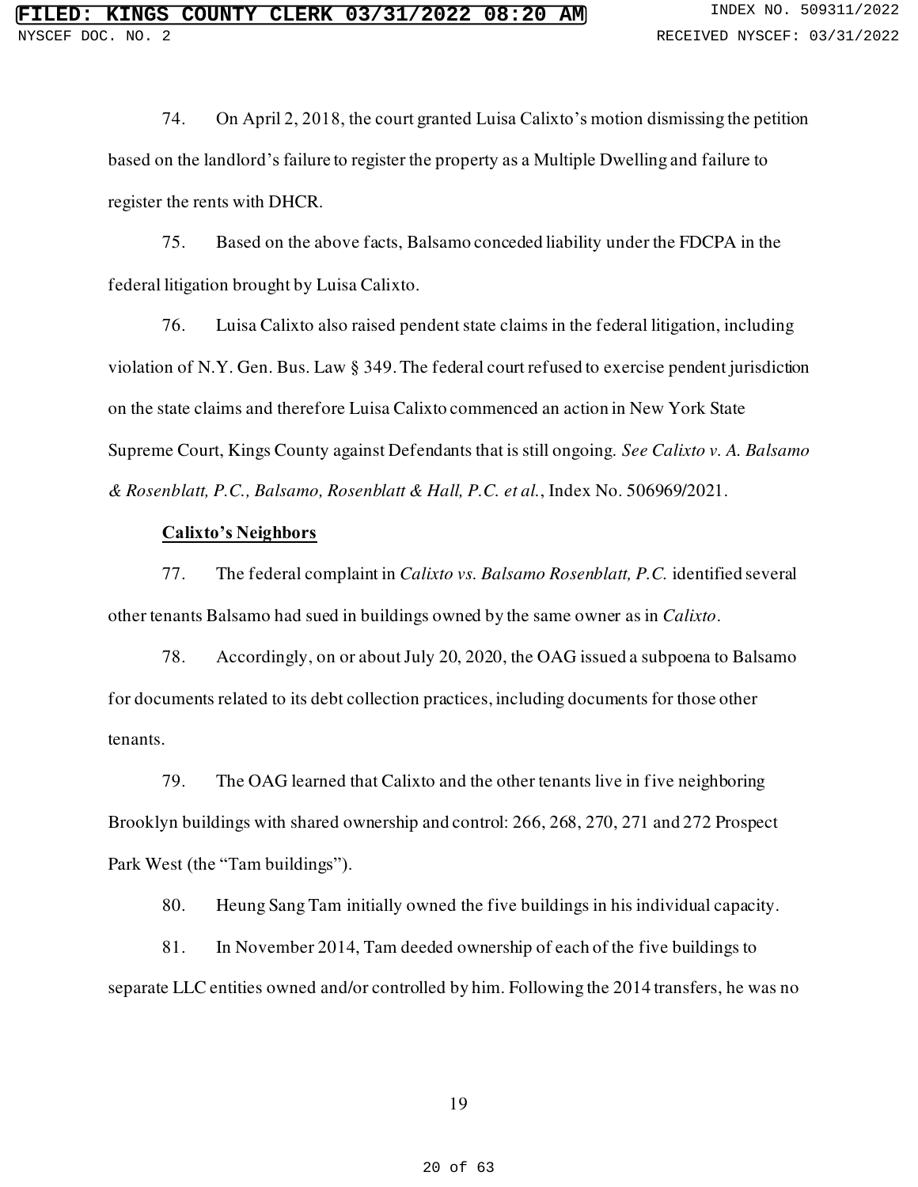74. On April 2, 2018, the court granted Luisa Calixto's motion dismissing the petition based on the landlord's failure to register the property as a Multiple Dwelling and failure to register the rents with DHCR.

75. Based on the above facts, Balsamo conceded liability under the FDCPA in the federal litigation brought by Luisa Calixto.

76. Luisa Calixto also raised pendent state claims in the federal litigation, including violation of N.Y. Gen. Bus. Law § 349. The federal court refused to exercise pendent jurisdiction on the state claims and therefore Luisa Calixto commenced an action in New York State Supreme Court, Kings County against Defendants that is still ongoing. *See Calixto v. A. Balsamo & Rosenblatt, P.C., Balsamo, Rosenblatt & Hall, P.C. et al.*, Index No. 506969/2021.

**Calixto's Neighbors**

77. The federal complaint in *Calixto vs. Balsamo Rosenblatt, P.C.* identified several other tenants Balsamo had sued in buildings owned by the same owner as in *Calixto*.

78. Accordingly, on or about July 20, 2020, the OAG issued a subpoena to Balsamo for documents related to its debt collection practices, including documents for those other tenants.

79. The OAG learned that Calixto and the other tenants live in five neighboring Brooklyn buildings with shared ownership and control: 266, 268, 270, 271 and 272 Prospect Park West (the "Tam buildings").

80. Heung Sang Tam initially owned the five buildings in his individual capacity.

81. In November 2014, Tam deeded ownership of each of the five buildings to separate LLC entities owned and/or controlled by him. Following the 2014 transfers, he was no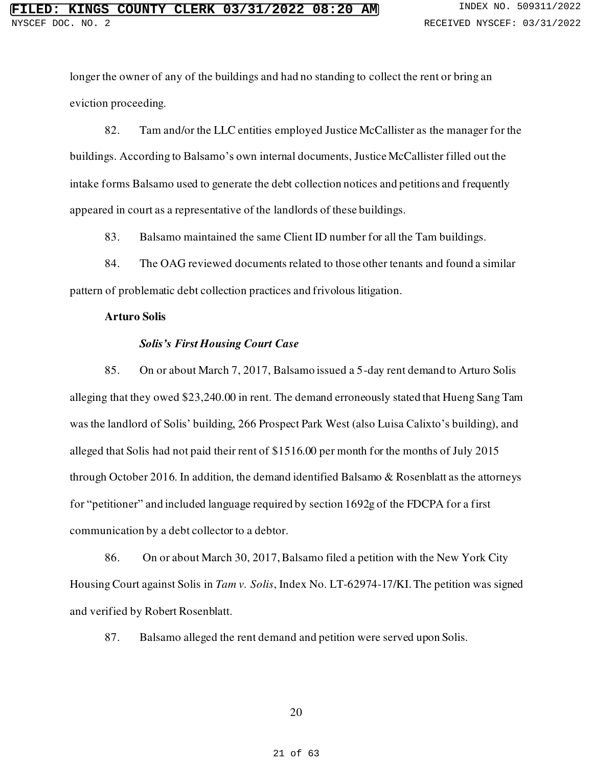longer the owner of any of the buildings and had no standing to collect the rent or bring an eviction proceeding.

82. Tam and/or the LLC entities employed Justice McCallister as the manager for the buildings. According to Balsamo's own internal documents, Justice McCallister filled out the intake forms Balsamo used to generate the debt collection notices and petitions and frequently appeared in court as a representative of the landlords of these buildings.

83. Balsamo maintained the same Client ID number for all the Tam buildings.

84. The OAG reviewed documents related to those other tenants and found a similar pattern of problematic debt collection practices and frivolous litigation.

**Arturo Solis**

***Solis's First Housing Court Case***

85. On or about March 7, 2017, Balsamo issued a 5-day rent demand to Arturo Solis alleging that they owed $23,240.00 in rent. The demand erroneously stated that Hueng Sang Tam was the landlord of Solis' building, 266 Prospect Park West (also Luisa Calixto's building), and alleged that Solis had not paid their rent of $1516.00 per month for the months of July 2015 through October 2016. In addition, the demand identified Balsamo & Rosenblatt as the attorneys for "petitioner" and included language required by section 1692g of the FDCPA for a first communication by a debt collector to a debtor.

86. On or about March 30, 2017, Balsamo filed a petition with the New York City Housing Court against Solis in *Tam v. Solis*, Index No. LT-62974-17/KI. The petition was signed and verified by Robert Rosenblatt.

87. Balsamo alleged the rent demand and petition were served upon Solis.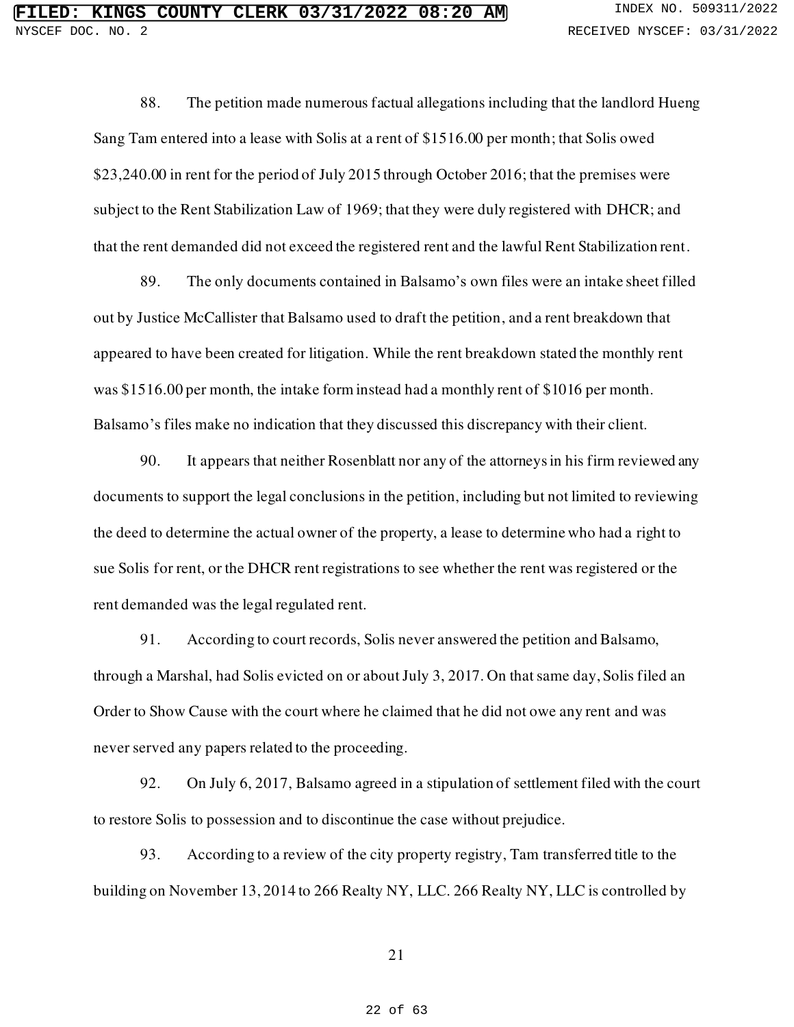88. The petition made numerous factual allegations including that the landlord Hueng Sang Tam entered into a lease with Solis at a rent of $1516.00 per month; that Solis owed $23,240.00 in rent for the period of July 2015 through October 2016; that the premises were subject to the Rent Stabilization Law of 1969; that they were duly registered with DHCR; and that the rent demanded did not exceed the registered rent and the lawful Rent Stabilization rent.

89. The only documents contained in Balsamo's own files were an intake sheet filled out by Justice McCallister that Balsamo used to draft the petition, and a rent breakdown that appeared to have been created for litigation. While the rent breakdown stated the monthly rent was $1516.00 per month, the intake form instead had a monthly rent of $1016 per month. Balsamo's files make no indication that they discussed this discrepancy with their client.

90. It appears that neither Rosenblatt nor any of the attorneys in his firm reviewed any documents to support the legal conclusions in the petition, including but not limited to reviewing the deed to determine the actual owner of the property, a lease to determine who had a right to sue Solis for rent, or the DHCR rent registrations to see whether the rent was registered or the rent demanded was the legal regulated rent.

91. According to court records, Solis never answered the petition and Balsamo, through a Marshal, had Solis evicted on or about July 3, 2017. On that same day, Solis filed an Order to Show Cause with the court where he claimed that he did not owe any rent and was never served any papers related to the proceeding.

92. On July 6, 2017, Balsamo agreed in a stipulation of settlement filed with the court to restore Solis to possession and to discontinue the case without prejudice.

93. According to a review of the city property registry, Tam transferred title to the building on November 13, 2014 to 266 Realty NY, LLC. 266 Realty NY, LLC is controlled by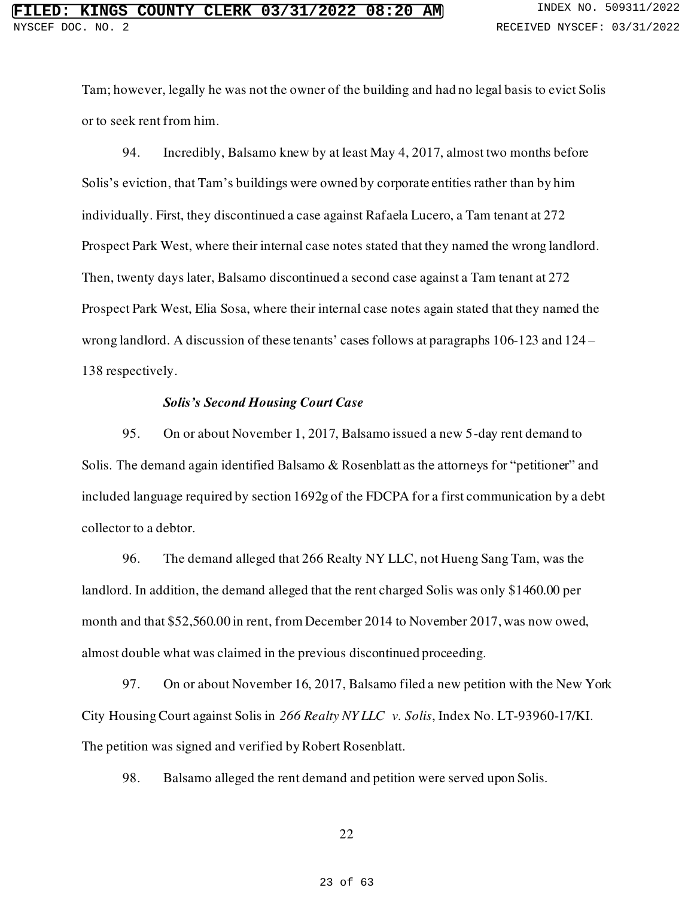Tam; however, legally he was not the owner of the building and had no legal basis to evict Solis or to seek rent from him.

94. Incredibly, Balsamo knew by at least May 4, 2017, almost two months before Solis's eviction, that Tam's buildings were owned by corporate entities rather than by him individually. First, they discontinued a case against Rafaela Lucero, a Tam tenant at 272 Prospect Park West, where their internal case notes stated that they named the wrong landlord. Then, twenty days later, Balsamo discontinued a second case against a Tam tenant at 272 Prospect Park West, Elia Sosa, where their internal case notes again stated that they named the wrong landlord. A discussion of these tenants' cases follows at paragraphs 106-123 and 124 – 138 respectively.

***Solis's Second Housing Court Case***

95. On or about November 1, 2017, Balsamo issued a new 5-day rent demand to Solis. The demand again identified Balsamo & Rosenblatt as the attorneys for "petitioner" and included language required by section 1692g of the FDCPA for a first communication by a debt collector to a debtor.

96. The demand alleged that 266 Realty NY LLC, not Hueng Sang Tam, was the landlord. In addition, the demand alleged that the rent charged Solis was only $1460.00 per month and that $52,560.00 in rent, from December 2014 to November 2017, was now owed, almost double what was claimed in the previous discontinued proceeding.

97. On or about November 16, 2017, Balsamo filed a new petition with the New York City Housing Court against Solis in *266 Realty NY LLC v. Solis*, Index No. LT-93960-17/KI. The petition was signed and verified by Robert Rosenblatt.

98. Balsamo alleged the rent demand and petition were served upon Solis.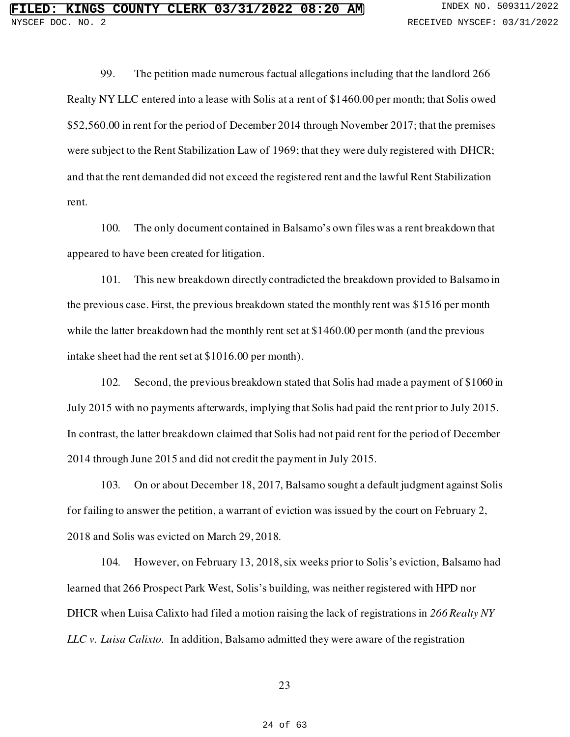99. The petition made numerous factual allegations including that the landlord 266 Realty NY LLC entered into a lease with Solis at a rent of $1460.00 per month; that Solis owed $52,560.00 in rent for the period of December 2014 through November 2017; that the premises were subject to the Rent Stabilization Law of 1969; that they were duly registered with DHCR; and that the rent demanded did not exceed the registered rent and the lawful Rent Stabilization rent.

100. The only document contained in Balsamo's own files was a rent breakdown that appeared to have been created for litigation.

101. This new breakdown directly contradicted the breakdown provided to Balsamo in the previous case. First, the previous breakdown stated the monthly rent was $1516 per month while the latter breakdown had the monthly rent set at $1460.00 per month (and the previous intake sheet had the rent set at $1016.00 per month).

102. Second, the previous breakdown stated that Solis had made a payment of $1060 in July 2015 with no payments afterwards, implying that Solis had paid the rent prior to July 2015. In contrast, the latter breakdown claimed that Solis had not paid rent for the period of December 2014 through June 2015 and did not credit the payment in July 2015.

103. On or about December 18, 2017, Balsamo sought a default judgment against Solis for failing to answer the petition, a warrant of eviction was issued by the court on February 2, 2018 and Solis was evicted on March 29, 2018.

104. However, on February 13, 2018, six weeks prior to Solis's eviction, Balsamo had learned that 266 Prospect Park West, Solis's building, was neither registered with HPD nor DHCR when Luisa Calixto had filed a motion raising the lack of registrations in *266 Realty NY LLC v. Luisa Calixto*. In addition, Balsamo admitted they were aware of the registration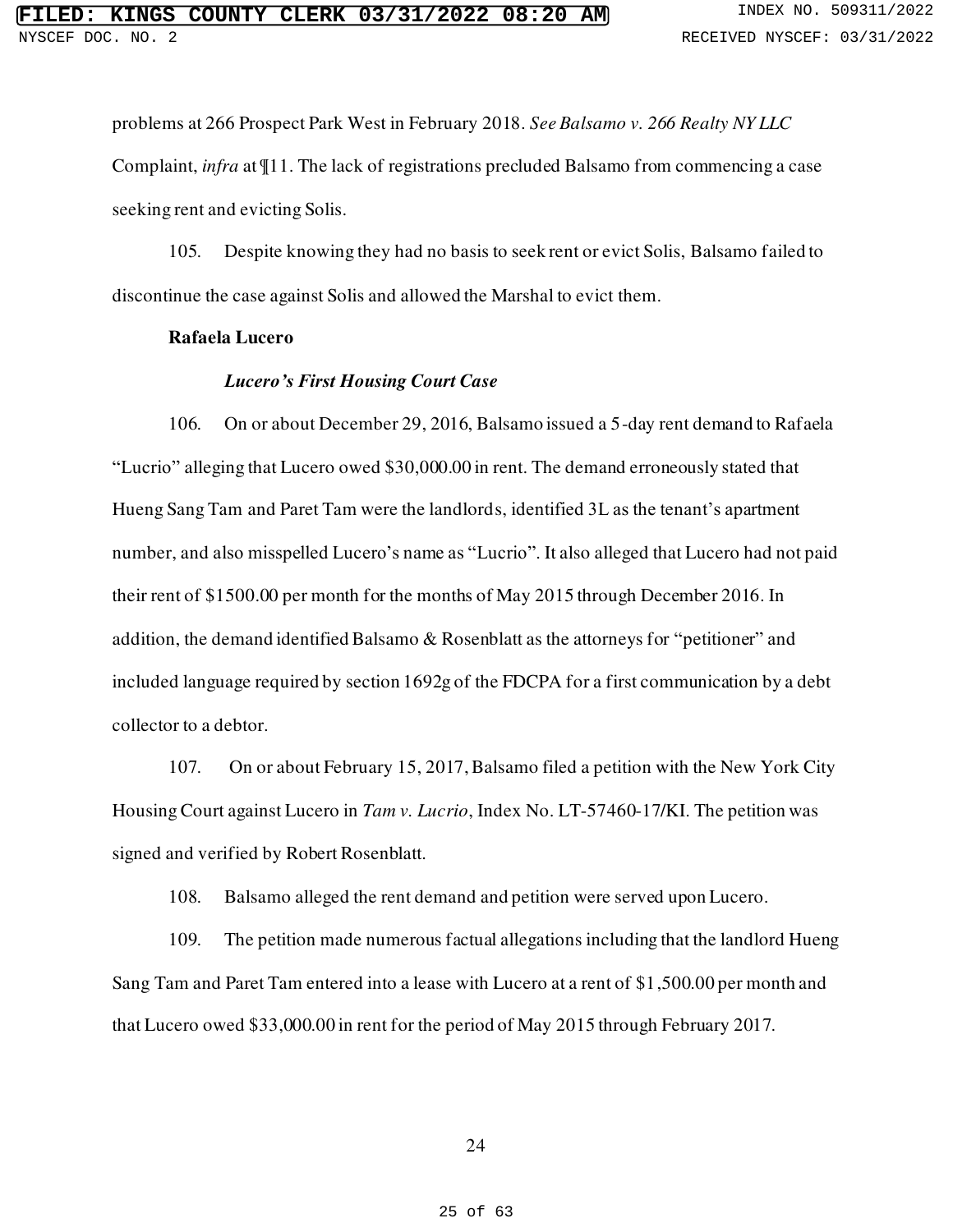problems at 266 Prospect Park West in February 2018. *See Balsamo v. 266 Realty NY LLC* Complaint, *infra* at ¶11. The lack of registrations precluded Balsamo from commencing a case seeking rent and evicting Solis.

105. Despite knowing they had no basis to seek rent or evict Solis, Balsamo failed to discontinue the case against Solis and allowed the Marshal to evict them.

**Rafaela Lucero**

***Lucero's First Housing Court Case***

106. On or about December 29, 2016, Balsamo issued a 5-day rent demand to Rafaela "Lucrio" alleging that Lucero owed $30,000.00 in rent. The demand erroneously stated that Hueng Sang Tam and Paret Tam were the landlords, identified 3L as the tenant's apartment number, and also misspelled Lucero's name as "Lucrio". It also alleged that Lucero had not paid their rent of $1500.00 per month for the months of May 2015 through December 2016. In addition, the demand identified Balsamo & Rosenblatt as the attorneys for "petitioner" and included language required by section 1692g of the FDCPA for a first communication by a debt collector to a debtor.

107. On or about February 15, 2017, Balsamo filed a petition with the New York City Housing Court against Lucero in *Tam v. Lucrio*, Index No. LT-57460-17/KI. The petition was signed and verified by Robert Rosenblatt.

108. Balsamo alleged the rent demand and petition were served upon Lucero.

109. The petition made numerous factual allegations including that the landlord Hueng Sang Tam and Paret Tam entered into a lease with Lucero at a rent of $1,500.00 per month and that Lucero owed $33,000.00 in rent for the period of May 2015 through February 2017.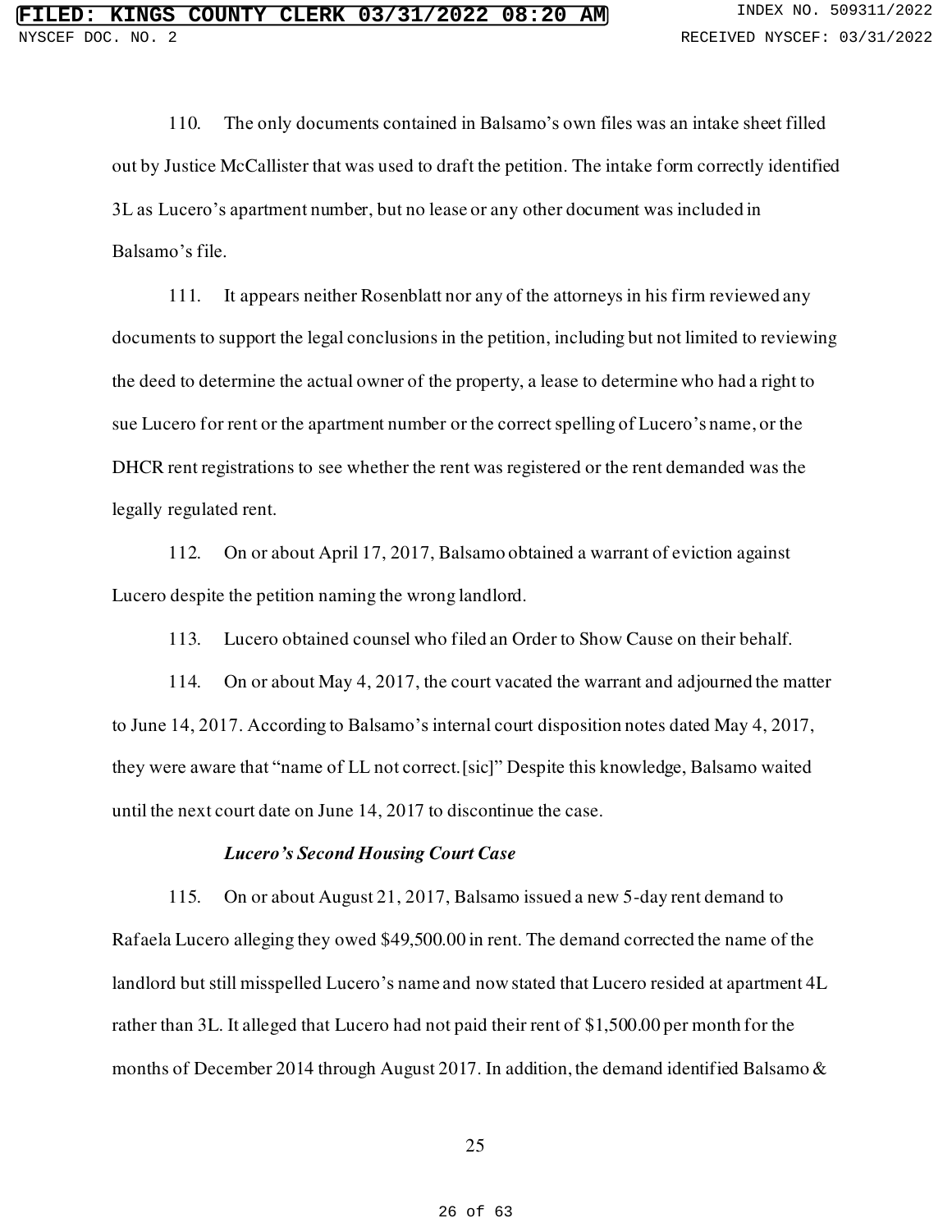110. The only documents contained in Balsamo's own files was an intake sheet filled out by Justice McCallister that was used to draft the petition. The intake form correctly identified 3L as Lucero's apartment number, but no lease or any other document was included in Balsamo's file.

111. It appears neither Rosenblatt nor any of the attorneys in his firm reviewed any documents to support the legal conclusions in the petition, including but not limited to reviewing the deed to determine the actual owner of the property, a lease to determine who had a right to sue Lucero for rent or the apartment number or the correct spelling of Lucero's name, or the DHCR rent registrations to see whether the rent was registered or the rent demanded was the legally regulated rent.

112. On or about April 17, 2017, Balsamo obtained a warrant of eviction against Lucero despite the petition naming the wrong landlord.

113. Lucero obtained counsel who filed an Order to Show Cause on their behalf.

114. On or about May 4, 2017, the court vacated the warrant and adjourned the matter to June 14, 2017. According to Balsamo's internal court disposition notes dated May 4, 2017, they were aware that "name of LL not correct.[sic]" Despite this knowledge, Balsamo waited until the next court date on June 14, 2017 to discontinue the case.

***Lucero's Second Housing Court Case***

115. On or about August 21, 2017, Balsamo issued a new 5-day rent demand to Rafaela Lucero alleging they owed $49,500.00 in rent. The demand corrected the name of the landlord but still misspelled Lucero's name and now stated that Lucero resided at apartment 4L rather than 3L. It alleged that Lucero had not paid their rent of $1,500.00 per month for the months of December 2014 through August 2017. In addition, the demand identified Balsamo &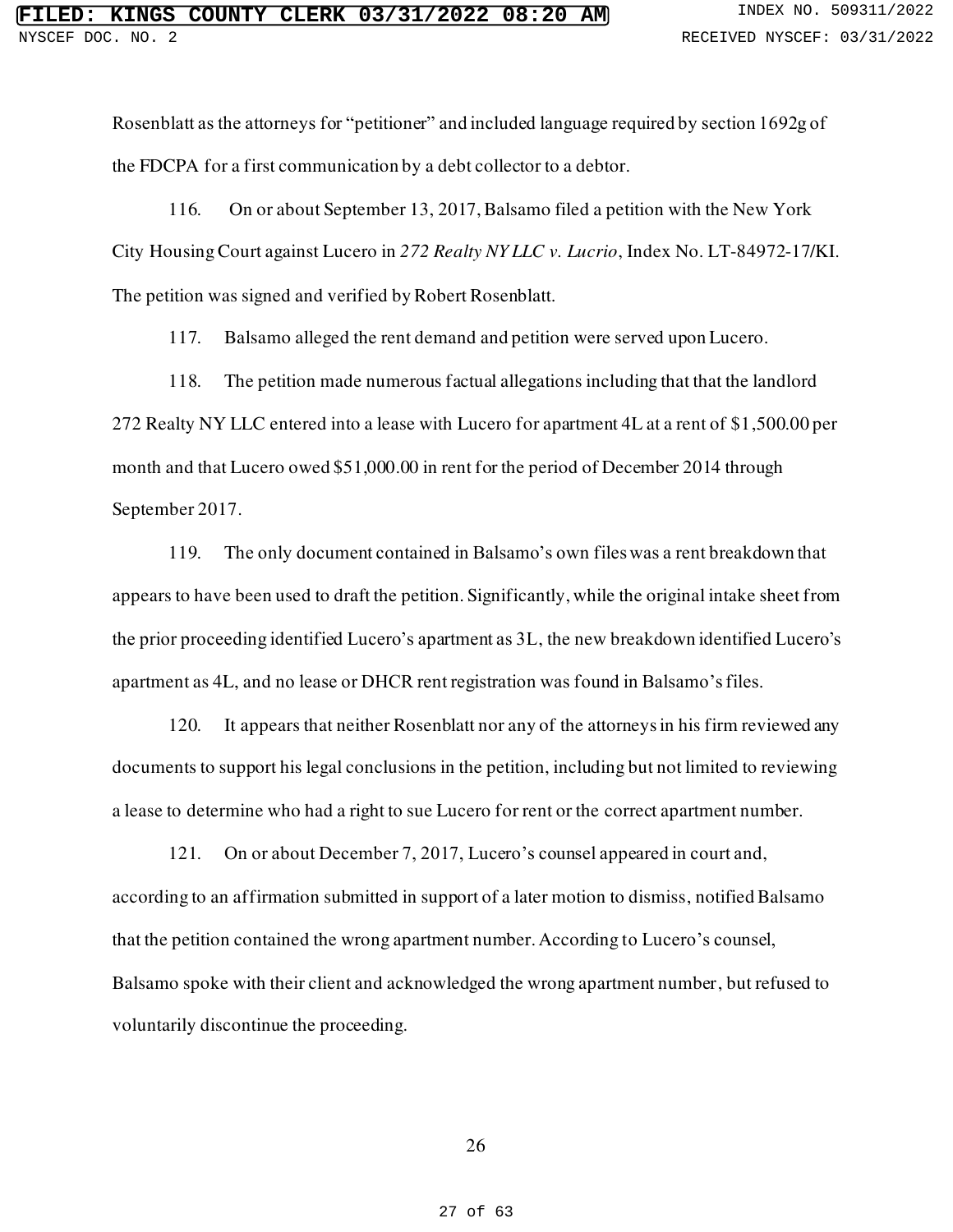Rosenblatt as the attorneys for "petitioner" and included language required by section 1692g of the FDCPA for a first communication by a debt collector to a debtor.

116. On or about September 13, 2017, Balsamo filed a petition with the New York City Housing Court against Lucero in *272 Realty NY LLC v. Lucrio*, Index No. LT-84972-17/KI. The petition was signed and verified by Robert Rosenblatt.

117. Balsamo alleged the rent demand and petition were served upon Lucero.

118. The petition made numerous factual allegations including that that the landlord 272 Realty NY LLC entered into a lease with Lucero for apartment 4L at a rent of $1,500.00 per month and that Lucero owed $51,000.00 in rent for the period of December 2014 through September 2017.

119. The only document contained in Balsamo's own files was a rent breakdown that appears to have been used to draft the petition. Significantly, while the original intake sheet from the prior proceeding identified Lucero's apartment as 3L, the new breakdown identified Lucero's apartment as 4L, and no lease or DHCR rent registration was found in Balsamo's files.

120. It appears that neither Rosenblatt nor any of the attorneys in his firm reviewed any documents to support his legal conclusions in the petition, including but not limited to reviewing a lease to determine who had a right to sue Lucero for rent or the correct apartment number.

121. On or about December 7, 2017, Lucero's counsel appeared in court and, according to an affirmation submitted in support of a later motion to dismiss, notified Balsamo that the petition contained the wrong apartment number. According to Lucero's counsel, Balsamo spoke with their client and acknowledged the wrong apartment number, but refused to voluntarily discontinue the proceeding.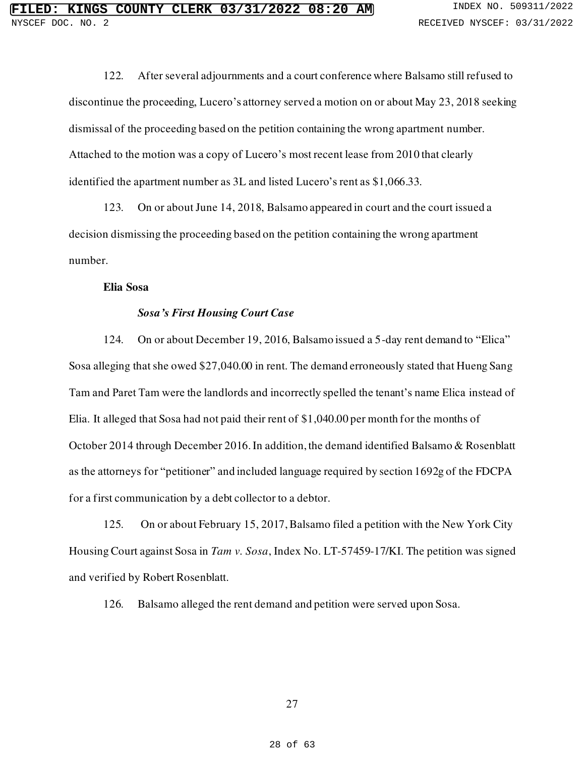122. After several adjournments and a court conference where Balsamo still refused to discontinue the proceeding, Lucero's attorney served a motion on or about May 23, 2018 seeking dismissal of the proceeding based on the petition containing the wrong apartment number. Attached to the motion was a copy of Lucero's most recent lease from 2010 that clearly identified the apartment number as 3L and listed Lucero's rent as $1,066.33.

123. On or about June 14, 2018, Balsamo appeared in court and the court issued a decision dismissing the proceeding based on the petition containing the wrong apartment number.

**Elia Sosa**

***Sosa's First Housing Court Case***

124. On or about December 19, 2016, Balsamo issued a 5-day rent demand to "Elica" Sosa alleging that she owed $27,040.00 in rent. The demand erroneously stated that Hueng Sang Tam and Paret Tam were the landlords and incorrectly spelled the tenant's name Elica instead of Elia. It alleged that Sosa had not paid their rent of $1,040.00 per month for the months of October 2014 through December 2016. In addition, the demand identified Balsamo & Rosenblatt as the attorneys for "petitioner" and included language required by section 1692g of the FDCPA for a first communication by a debt collector to a debtor.

125. On or about February 15, 2017, Balsamo filed a petition with the New York City Housing Court against Sosa in *Tam v. Sosa*, Index No. LT-57459-17/KI. The petition was signed and verified by Robert Rosenblatt.

126. Balsamo alleged the rent demand and petition were served upon Sosa.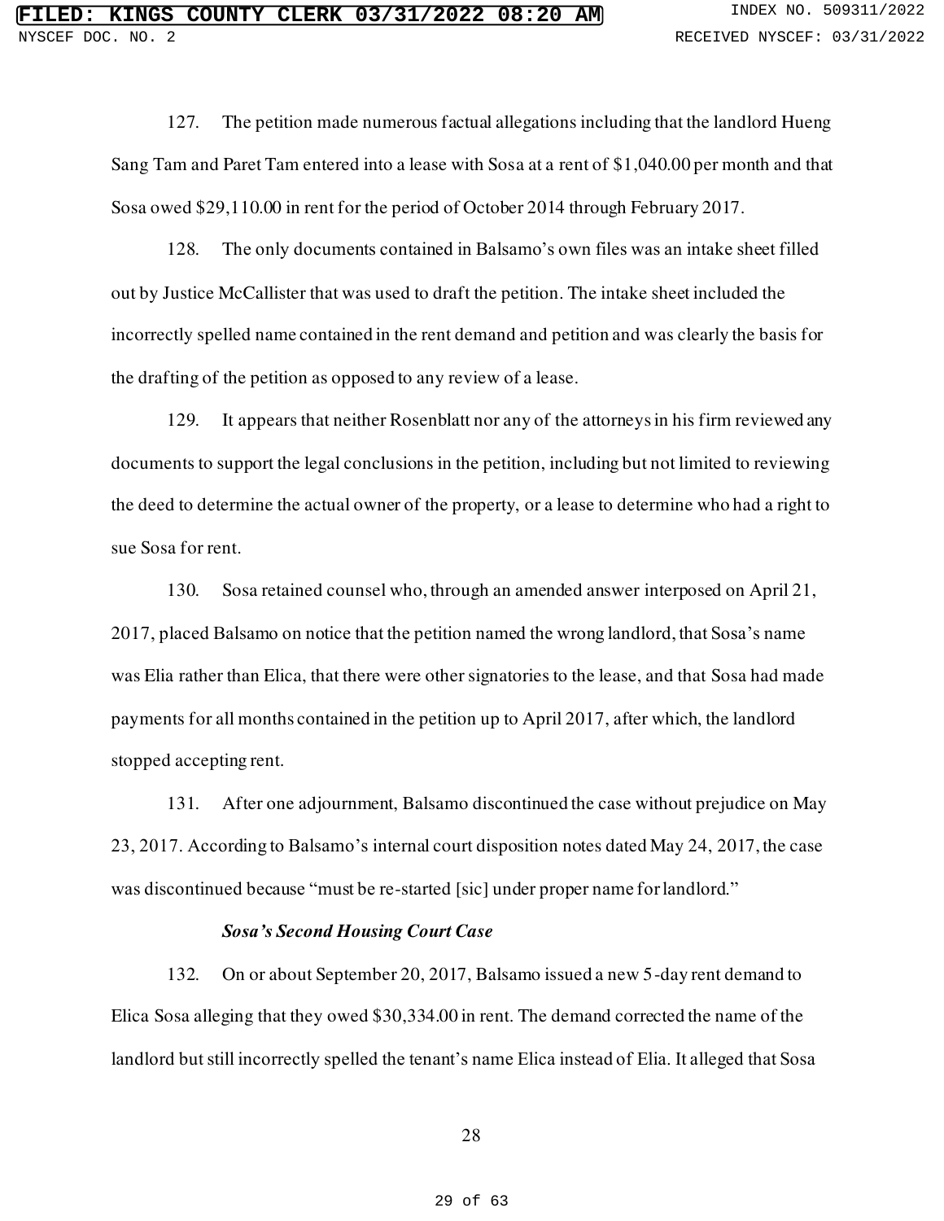127. The petition made numerous factual allegations including that the landlord Hueng Sang Tam and Paret Tam entered into a lease with Sosa at a rent of $1,040.00 per month and that Sosa owed $29,110.00 in rent for the period of October 2014 through February 2017.

128. The only documents contained in Balsamo's own files was an intake sheet filled out by Justice McCallister that was used to draft the petition. The intake sheet included the incorrectly spelled name contained in the rent demand and petition and was clearly the basis for the drafting of the petition as opposed to any review of a lease.

129. It appears that neither Rosenblatt nor any of the attorneys in his firm reviewed any documents to support the legal conclusions in the petition, including but not limited to reviewing the deed to determine the actual owner of the property, or a lease to determine who had a right to sue Sosa for rent.

130. Sosa retained counsel who, through an amended answer interposed on April 21, 2017, placed Balsamo on notice that the petition named the wrong landlord, that Sosa's name was Elia rather than Elica, that there were other signatories to the lease, and that Sosa had made payments for all months contained in the petition up to April 2017, after which, the landlord stopped accepting rent.

131. After one adjournment, Balsamo discontinued the case without prejudice on May 23, 2017. According to Balsamo's internal court disposition notes dated May 24, 2017, the case was discontinued because "must be re-started [sic] under proper name for landlord."

***Sosa's Second Housing Court Case***

132. On or about September 20, 2017, Balsamo issued a new 5-day rent demand to Elica Sosa alleging that they owed $30,334.00 in rent. The demand corrected the name of the landlord but still incorrectly spelled the tenant's name Elica instead of Elia. It alleged that Sosa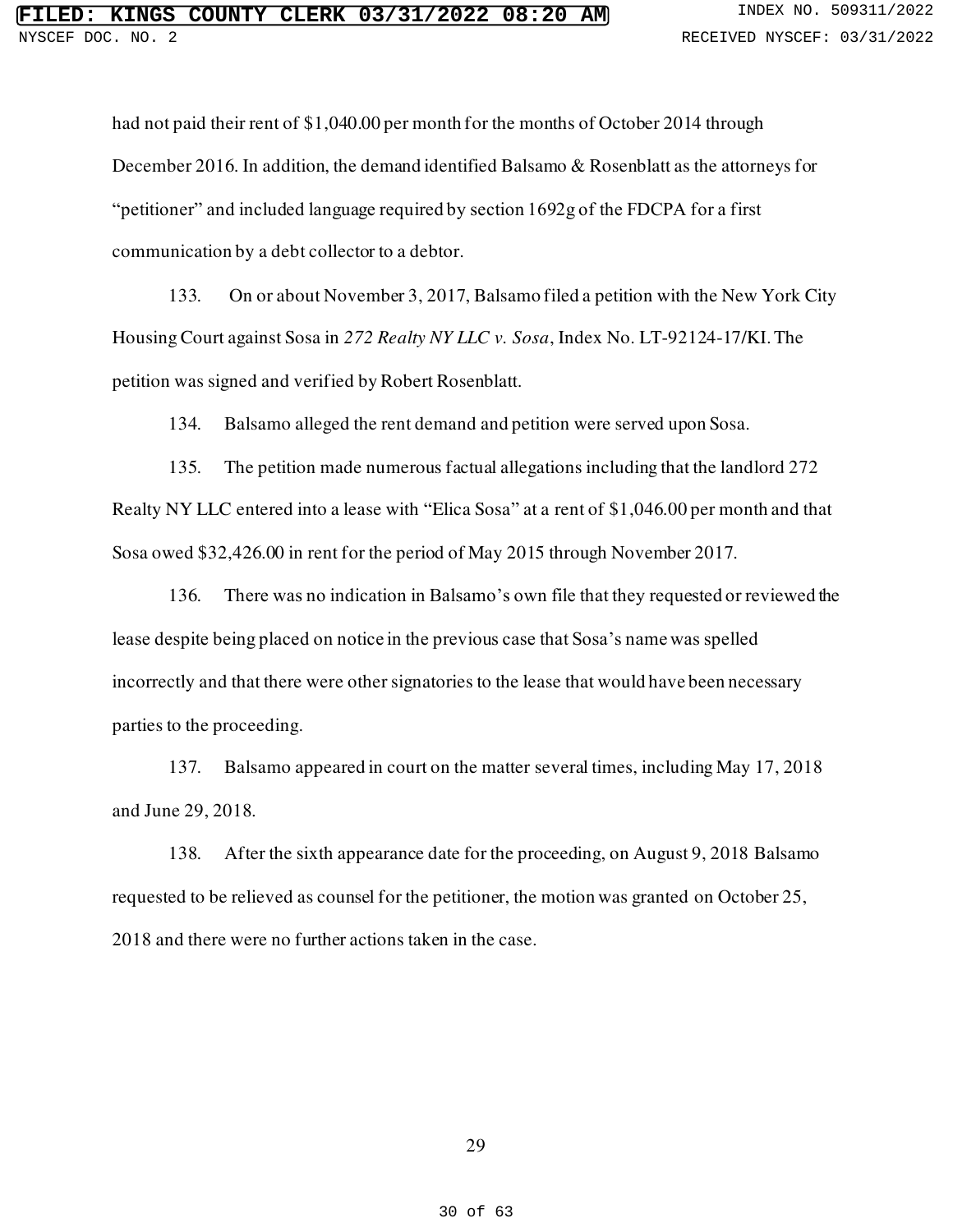had not paid their rent of $1,040.00 per month for the months of October 2014 through December 2016. In addition, the demand identified Balsamo & Rosenblatt as the attorneys for "petitioner" and included language required by section 1692g of the FDCPA for a first communication by a debt collector to a debtor.

133. On or about November 3, 2017, Balsamo filed a petition with the New York City Housing Court against Sosa in *272 Realty NY LLC v. Sosa*, Index No. LT-92124-17/KI. The petition was signed and verified by Robert Rosenblatt.

134. Balsamo alleged the rent demand and petition were served upon Sosa.

135. The petition made numerous factual allegations including that the landlord 272 Realty NY LLC entered into a lease with "Elica Sosa" at a rent of $1,046.00 per month and that Sosa owed $32,426.00 in rent for the period of May 2015 through November 2017.

136. There was no indication in Balsamo's own file that they requested or reviewed the lease despite being placed on notice in the previous case that Sosa's name was spelled incorrectly and that there were other signatories to the lease that would have been necessary parties to the proceeding.

137. Balsamo appeared in court on the matter several times, including May 17, 2018 and June 29, 2018.

138. After the sixth appearance date for the proceeding, on August 9, 2018 Balsamo requested to be relieved as counsel for the petitioner, the motion was granted on October 25, 2018 and there were no further actions taken in the case.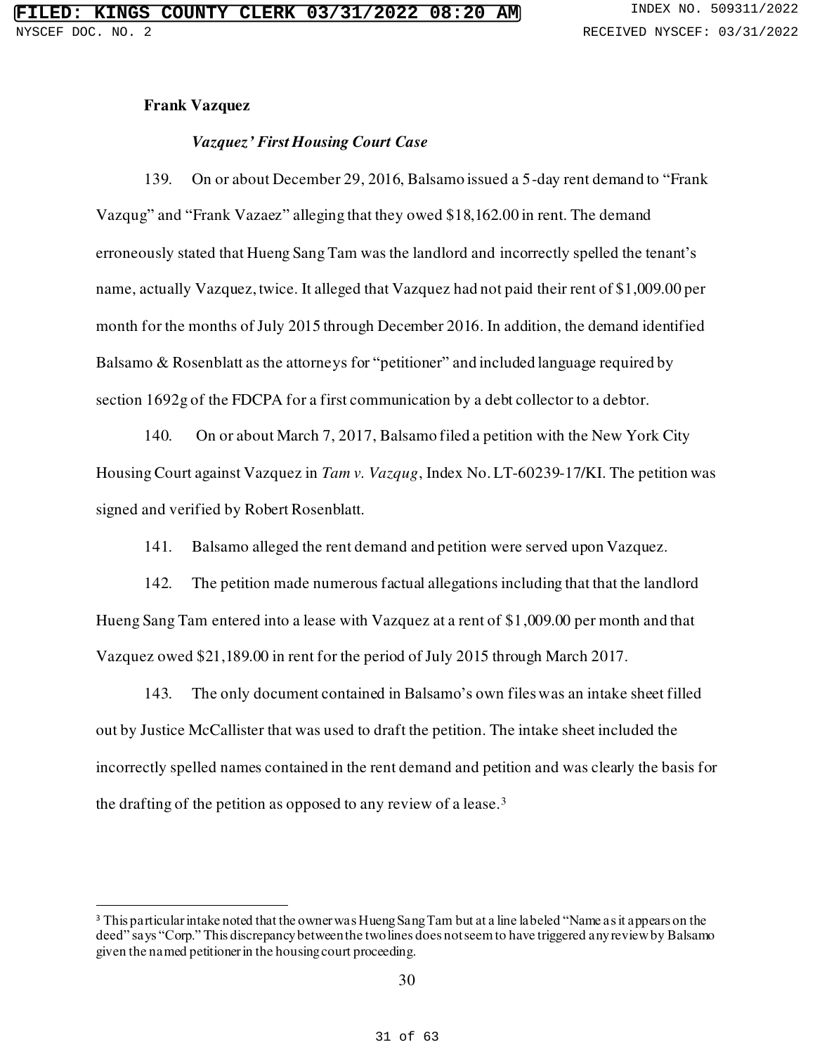**Frank Vazquez**

***Vazquez' First Housing Court Case***

139. On or about December 29, 2016, Balsamo issued a 5-day rent demand to "Frank Vazqug" and "Frank Vazaez" alleging that they owed $18,162.00 in rent. The demand erroneously stated that Hueng Sang Tam was the landlord and incorrectly spelled the tenant's name, actually Vazquez, twice. It alleged that Vazquez had not paid their rent of $1,009.00 per month for the months of July 2015 through December 2016. In addition, the demand identified Balsamo & Rosenblatt as the attorneys for "petitioner" and included language required by section 1692g of the FDCPA for a first communication by a debt collector to a debtor.

140. On or about March 7, 2017, Balsamo filed a petition with the New York City Housing Court against Vazquez in *Tam v. Vazqug*, Index No. LT-60239-17/KI. The petition was signed and verified by Robert Rosenblatt.

141. Balsamo alleged the rent demand and petition were served upon Vazquez.

142. The petition made numerous factual allegations including that that the landlord Hueng Sang Tam entered into a lease with Vazquez at a rent of $1,009.00 per month and that Vazquez owed $21,189.00 in rent for the period of July 2015 through March 2017.

143. The only document contained in Balsamo's own files was an intake sheet filled out by Justice McCallister that was used to draft the petition. The intake sheet included the incorrectly spelled names contained in the rent demand and petition and was clearly the basis for the drafting of the petition as opposed to any review of a lease.[3]

---

[3] This particular intake noted that the owner was Hueng Sang Tam but at a line labeled "Name as it appears on the deed" says "Corp." This discrepancy between the two lines does not seem to have triggered any review by Balsamo given the named petitioner in the housing court proceeding.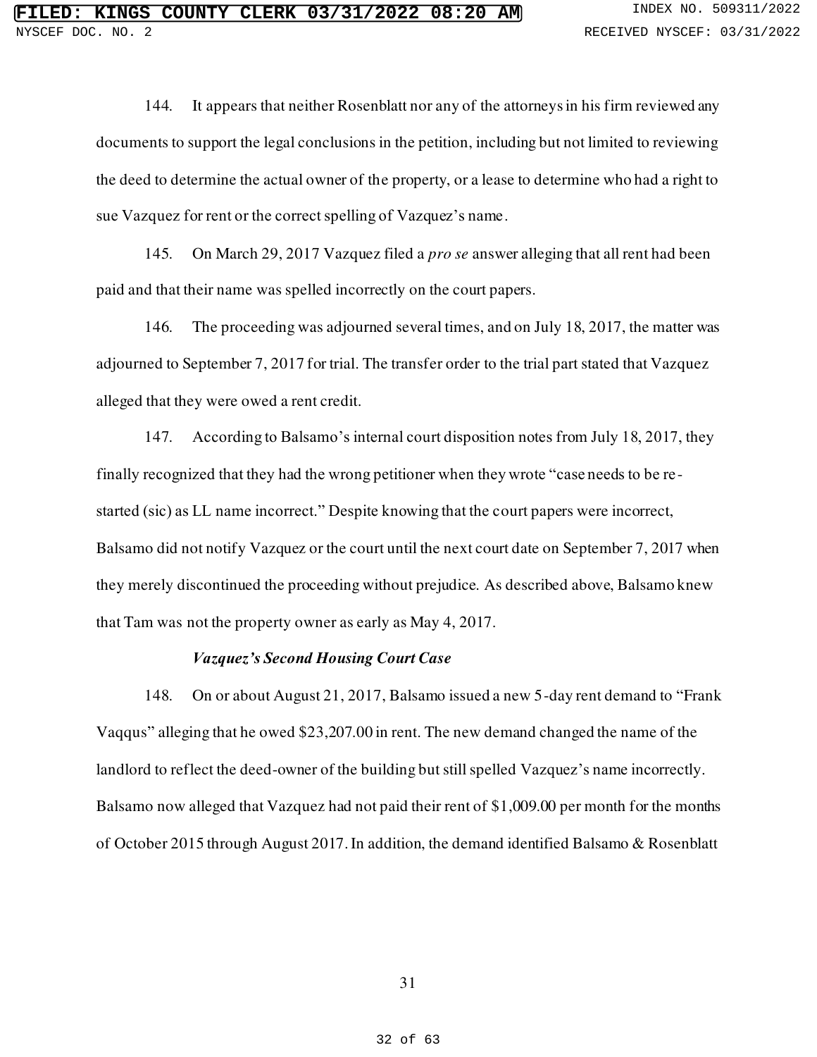144. It appears that neither Rosenblatt nor any of the attorneys in his firm reviewed any documents to support the legal conclusions in the petition, including but not limited to reviewing the deed to determine the actual owner of the property, or a lease to determine who had a right to sue Vazquez for rent or the correct spelling of Vazquez's name.

145. On March 29, 2017 Vazquez filed a *pro se* answer alleging that all rent had been paid and that their name was spelled incorrectly on the court papers.

146. The proceeding was adjourned several times, and on July 18, 2017, the matter was adjourned to September 7, 2017 for trial. The transfer order to the trial part stated that Vazquez alleged that they were owed a rent credit.

147. According to Balsamo's internal court disposition notes from July 18, 2017, they finally recognized that they had the wrong petitioner when they wrote "case needs to be re-started (sic) as LL name incorrect." Despite knowing that the court papers were incorrect, Balsamo did not notify Vazquez or the court until the next court date on September 7, 2017 when they merely discontinued the proceeding without prejudice. As described above, Balsamo knew that Tam was not the property owner as early as May 4, 2017.

***Vazquez's Second Housing Court Case***

148. On or about August 21, 2017, Balsamo issued a new 5-day rent demand to "Frank Vaqqus" alleging that he owed $23,207.00 in rent. The new demand changed the name of the landlord to reflect the deed-owner of the building but still spelled Vazquez's name incorrectly. Balsamo now alleged that Vazquez had not paid their rent of $1,009.00 per month for the months of October 2015 through August 2017. In addition, the demand identified Balsamo & Rosenblatt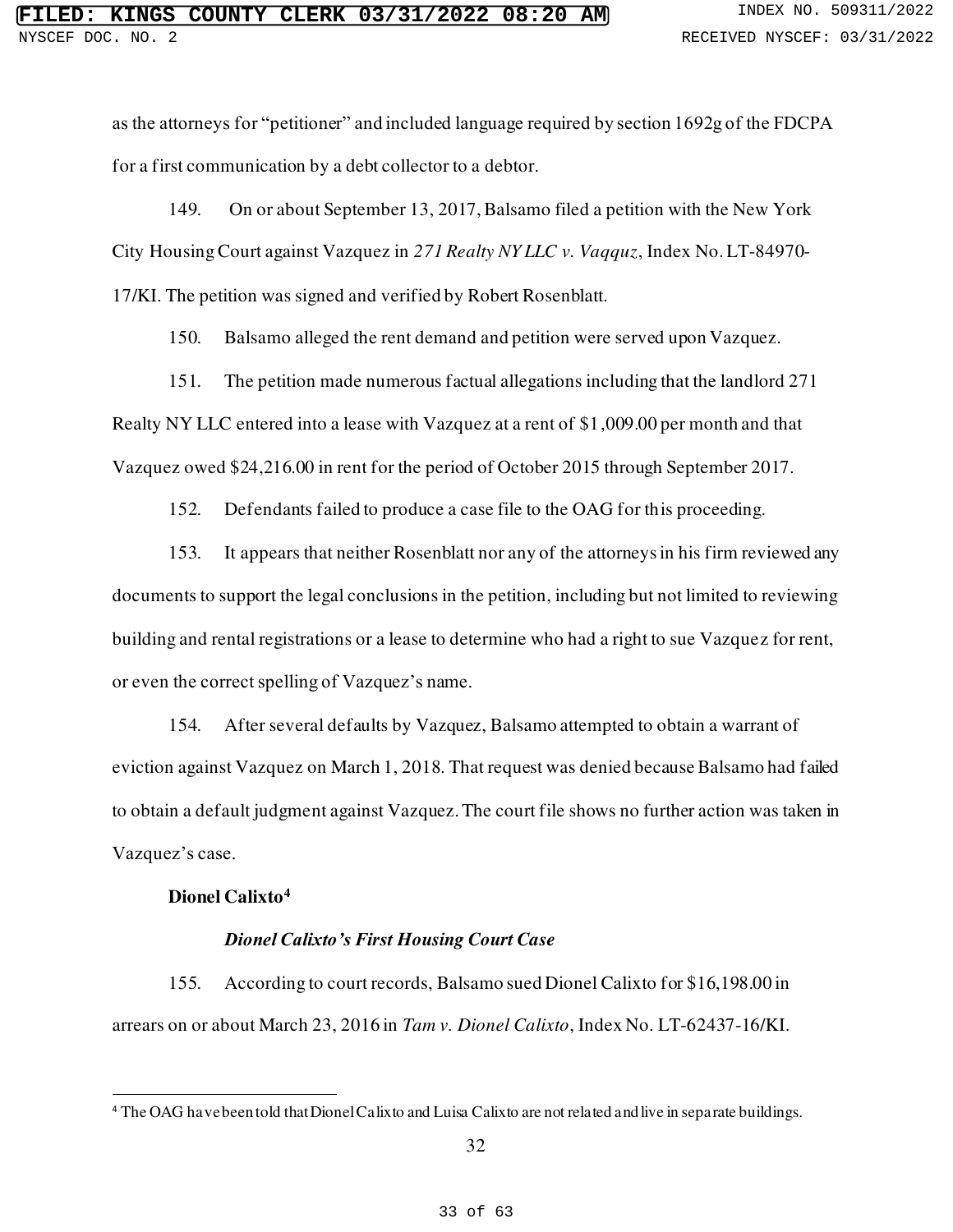as the attorneys for "petitioner" and included language required by section 1692g of the FDCPA for a first communication by a debt collector to a debtor.

149. On or about September 13, 2017, Balsamo filed a petition with the New York City Housing Court against Vazquez in *271 Realty NY LLC v. Vaqquz*, Index No. LT-84970-17/KI. The petition was signed and verified by Robert Rosenblatt.

150. Balsamo alleged the rent demand and petition were served upon Vazquez.

151. The petition made numerous factual allegations including that the landlord 271 Realty NY LLC entered into a lease with Vazquez at a rent of $1,009.00 per month and that Vazquez owed $24,216.00 in rent for the period of October 2015 through September 2017.

152. Defendants failed to produce a case file to the OAG for this proceeding.

153. It appears that neither Rosenblatt nor any of the attorneys in his firm reviewed any documents to support the legal conclusions in the petition, including but not limited to reviewing building and rental registrations or a lease to determine who had a right to sue Vazquez for rent, or even the correct spelling of Vazquez's name.

154. After several defaults by Vazquez, Balsamo attempted to obtain a warrant of eviction against Vazquez on March 1, 2018. That request was denied because Balsamo had failed to obtain a default judgment against Vazquez. The court file shows no further action was taken in Vazquez's case.

**Dionel Calixto[4]**

***Dionel Calixto's First Housing Court Case***

155. According to court records, Balsamo sued Dionel Calixto for $16,198.00 in arrears on or about March 23, 2016 in *Tam v. Dionel Calixto*, Index No. LT-62437-16/KI.

[4] The OAG have been told that Dionel Calixto and Luisa Calixto are not related and live in separate buildings.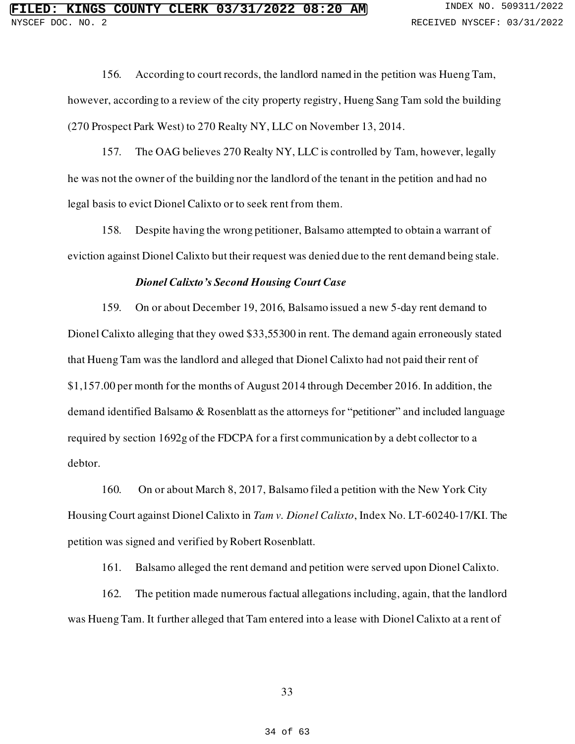156. According to court records, the landlord named in the petition was Hueng Tam, however, according to a review of the city property registry, Hueng Sang Tam sold the building (270 Prospect Park West) to 270 Realty NY, LLC on November 13, 2014.

157. The OAG believes 270 Realty NY, LLC is controlled by Tam, however, legally he was not the owner of the building nor the landlord of the tenant in the petition and had no legal basis to evict Dionel Calixto or to seek rent from them.

158. Despite having the wrong petitioner, Balsamo attempted to obtain a warrant of eviction against Dionel Calixto but their request was denied due to the rent demand being stale.

***Dionel Calixto's Second Housing Court Case***

159. On or about December 19, 2016, Balsamo issued a new 5-day rent demand to Dionel Calixto alleging that they owed $33,55300 in rent. The demand again erroneously stated that Hueng Tam was the landlord and alleged that Dionel Calixto had not paid their rent of $1,157.00 per month for the months of August 2014 through December 2016. In addition, the demand identified Balsamo & Rosenblatt as the attorneys for "petitioner" and included language required by section 1692g of the FDCPA for a first communication by a debt collector to a debtor.

160. On or about March 8, 2017, Balsamo filed a petition with the New York City Housing Court against Dionel Calixto in *Tam v. Dionel Calixto*, Index No. LT-60240-17/KI. The petition was signed and verified by Robert Rosenblatt.

161. Balsamo alleged the rent demand and petition were served upon Dionel Calixto.

162. The petition made numerous factual allegations including, again, that the landlord was Hueng Tam. It further alleged that Tam entered into a lease with Dionel Calixto at a rent of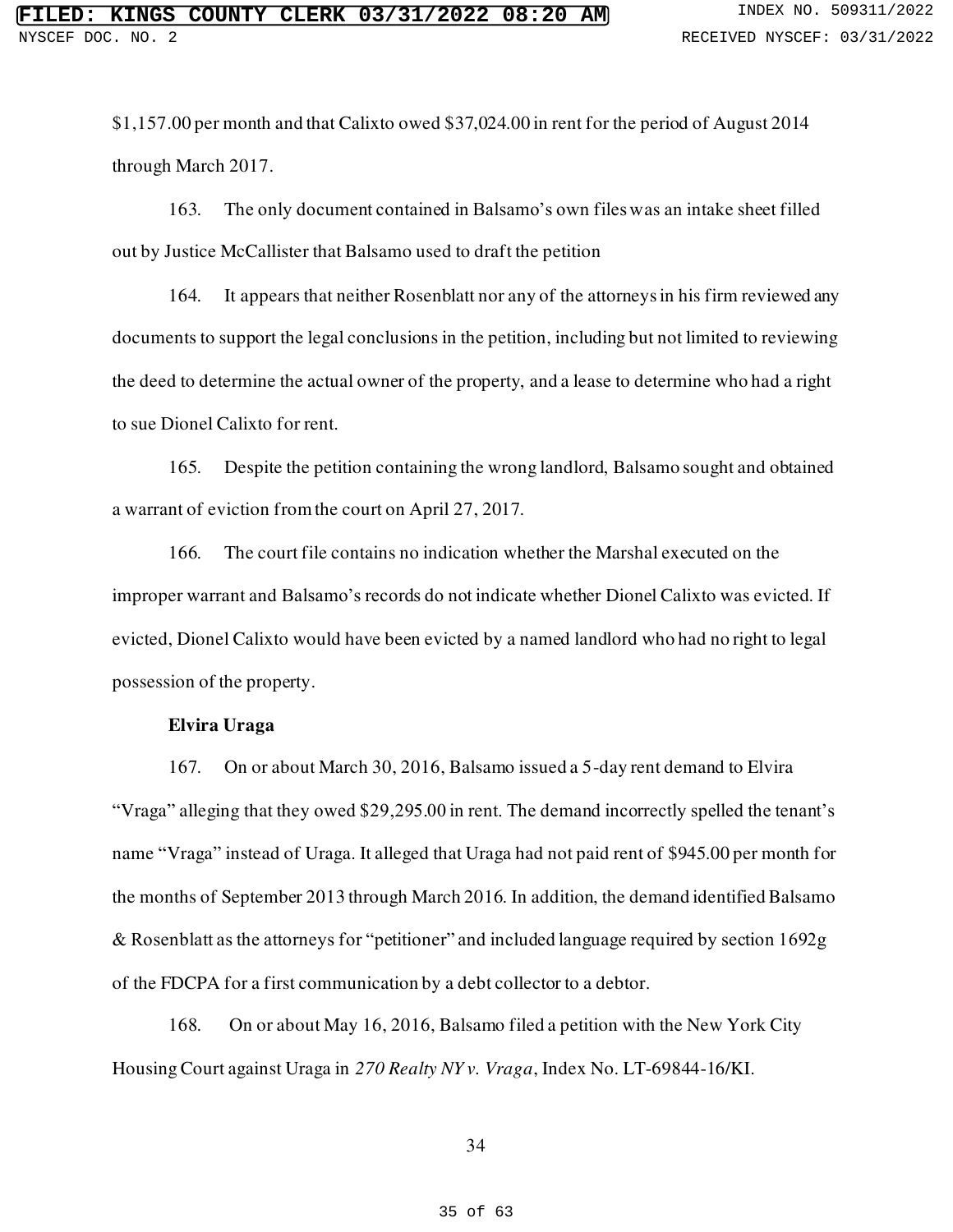$1,157.00 per month and that Calixto owed $37,024.00 in rent for the period of August 2014 through March 2017.

163. The only document contained in Balsamo's own files was an intake sheet filled out by Justice McCallister that Balsamo used to draft the petition

164. It appears that neither Rosenblatt nor any of the attorneys in his firm reviewed any documents to support the legal conclusions in the petition, including but not limited to reviewing the deed to determine the actual owner of the property, and a lease to determine who had a right to sue Dionel Calixto for rent.

165. Despite the petition containing the wrong landlord, Balsamo sought and obtained a warrant of eviction from the court on April 27, 2017.

166. The court file contains no indication whether the Marshal executed on the improper warrant and Balsamo's records do not indicate whether Dionel Calixto was evicted. If evicted, Dionel Calixto would have been evicted by a named landlord who had no right to legal possession of the property.

**Elvira Uraga**

167. On or about March 30, 2016, Balsamo issued a 5-day rent demand to Elvira "Vraga" alleging that they owed $29,295.00 in rent. The demand incorrectly spelled the tenant's name "Vraga" instead of Uraga. It alleged that Uraga had not paid rent of $945.00 per month for the months of September 2013 through March 2016. In addition, the demand identified Balsamo & Rosenblatt as the attorneys for "petitioner" and included language required by section 1692g of the FDCPA for a first communication by a debt collector to a debtor.

168. On or about May 16, 2016, Balsamo filed a petition with the New York City Housing Court against Uraga in *270 Realty NY v. Vraga*, Index No. LT-69844-16/KI.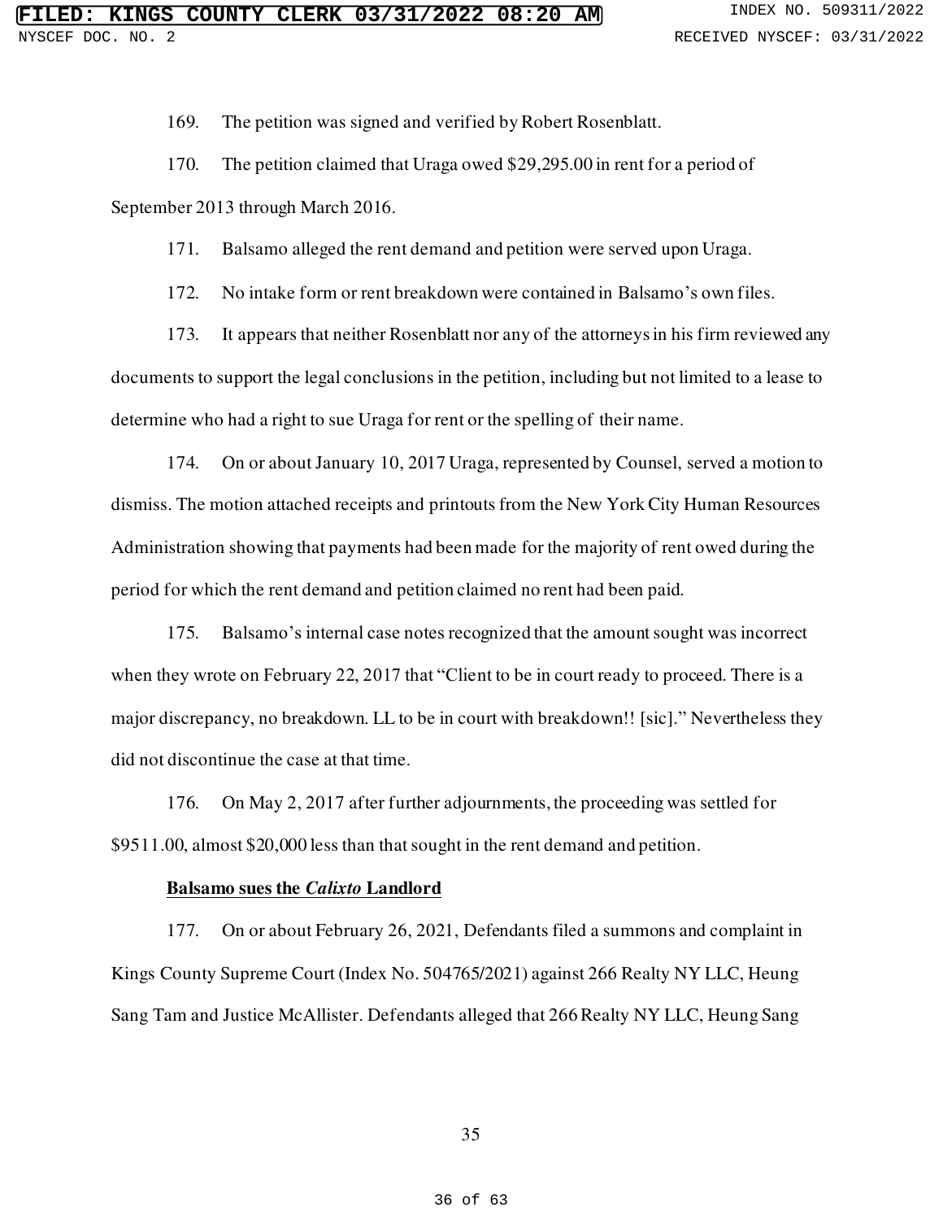169. The petition was signed and verified by Robert Rosenblatt.

170. The petition claimed that Uraga owed $29,295.00 in rent for a period of September 2013 through March 2016.

171. Balsamo alleged the rent demand and petition were served upon Uraga.

172. No intake form or rent breakdown were contained in Balsamo's own files.

173. It appears that neither Rosenblatt nor any of the attorneys in his firm reviewed any documents to support the legal conclusions in the petition, including but not limited to a lease to determine who had a right to sue Uraga for rent or the spelling of their name.

174. On or about January 10, 2017 Uraga, represented by Counsel, served a motion to dismiss. The motion attached receipts and printouts from the New York City Human Resources Administration showing that payments had been made for the majority of rent owed during the period for which the rent demand and petition claimed no rent had been paid.

175. Balsamo's internal case notes recognized that the amount sought was incorrect when they wrote on February 22, 2017 that "Client to be in court ready to proceed. There is a major discrepancy, no breakdown. LL to be in court with breakdown!! [sic]." Nevertheless they did not discontinue the case at that time.

176. On May 2, 2017 after further adjournments, the proceeding was settled for $9511.00, almost $20,000 less than that sought in the rent demand and petition.

**<u>Balsamo sues the *Calixto* Landlord</u>**

177. On or about February 26, 2021, Defendants filed a summons and complaint in Kings County Supreme Court (Index No. 504765/2021) against 266 Realty NY LLC, Heung Sang Tam and Justice McAllister. Defendants alleged that 266 Realty NY LLC, Heung Sang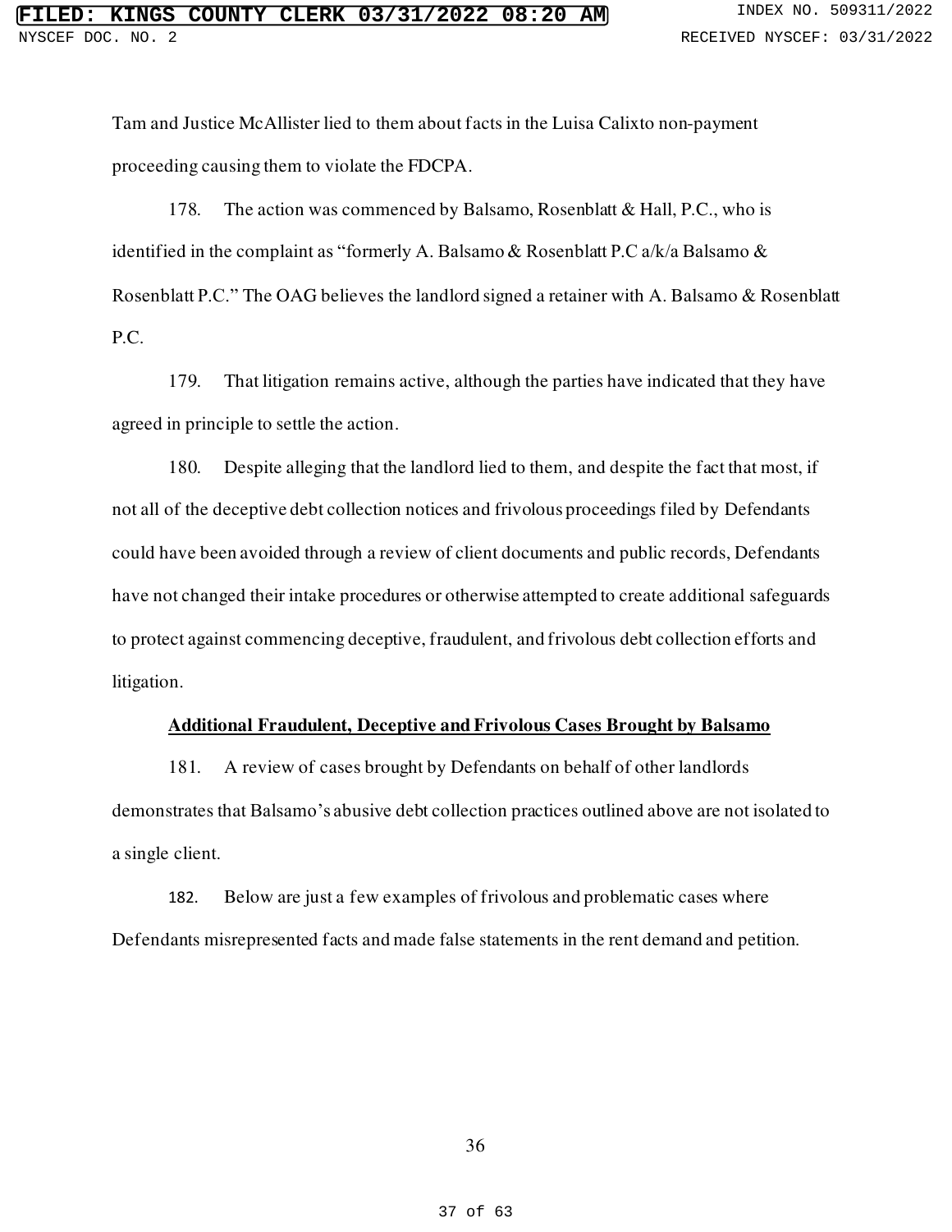Tam and Justice McAllister lied to them about facts in the Luisa Calixto non-payment proceeding causing them to violate the FDCPA.

178. The action was commenced by Balsamo, Rosenblatt & Hall, P.C., who is identified in the complaint as "formerly A. Balsamo & Rosenblatt P.C a/k/a Balsamo & Rosenblatt P.C." The OAG believes the landlord signed a retainer with A. Balsamo & Rosenblatt P.C.

179. That litigation remains active, although the parties have indicated that they have agreed in principle to settle the action.

180. Despite alleging that the landlord lied to them, and despite the fact that most, if not all of the deceptive debt collection notices and frivolous proceedings filed by Defendants could have been avoided through a review of client documents and public records, Defendants have not changed their intake procedures or otherwise attempted to create additional safeguards to protect against commencing deceptive, fraudulent, and frivolous debt collection efforts and litigation.

**Additional Fraudulent, Deceptive and Frivolous Cases Brought by Balsamo**

181. A review of cases brought by Defendants on behalf of other landlords demonstrates that Balsamo's abusive debt collection practices outlined above are not isolated to a single client.

182. Below are just a few examples of frivolous and problematic cases where Defendants misrepresented facts and made false statements in the rent demand and petition.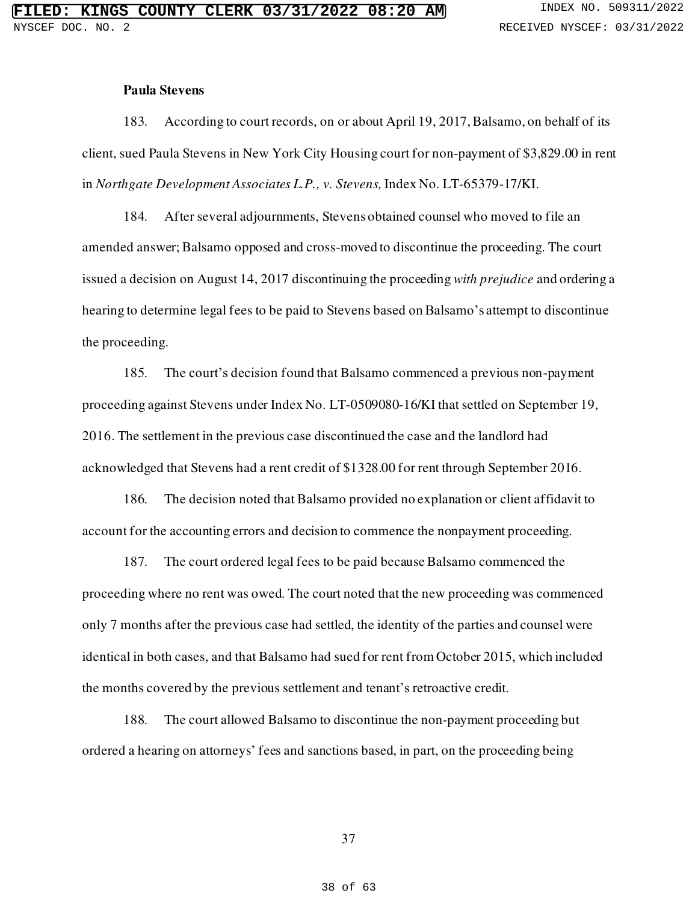**Paula Stevens**

183. According to court records, on or about April 19, 2017, Balsamo, on behalf of its client, sued Paula Stevens in New York City Housing court for non-payment of $3,829.00 in rent in *Northgate Development Associates L.P., v. Stevens,* Index No. LT-65379-17/KI.

184. After several adjournments, Stevens obtained counsel who moved to file an amended answer; Balsamo opposed and cross-moved to discontinue the proceeding. The court issued a decision on August 14, 2017 discontinuing the proceeding *with prejudice* and ordering a hearing to determine legal fees to be paid to Stevens based on Balsamo's attempt to discontinue the proceeding.

185. The court's decision found that Balsamo commenced a previous non-payment proceeding against Stevens under Index No. LT-0509080-16/KI that settled on September 19, 2016. The settlement in the previous case discontinued the case and the landlord had acknowledged that Stevens had a rent credit of $1328.00 for rent through September 2016.

186. The decision noted that Balsamo provided no explanation or client affidavit to account for the accounting errors and decision to commence the nonpayment proceeding.

187. The court ordered legal fees to be paid because Balsamo commenced the proceeding where no rent was owed. The court noted that the new proceeding was commenced only 7 months after the previous case had settled, the identity of the parties and counsel were identical in both cases, and that Balsamo had sued for rent from October 2015, which included the months covered by the previous settlement and tenant's retroactive credit.

188. The court allowed Balsamo to discontinue the non-payment proceeding but ordered a hearing on attorneys' fees and sanctions based, in part, on the proceeding being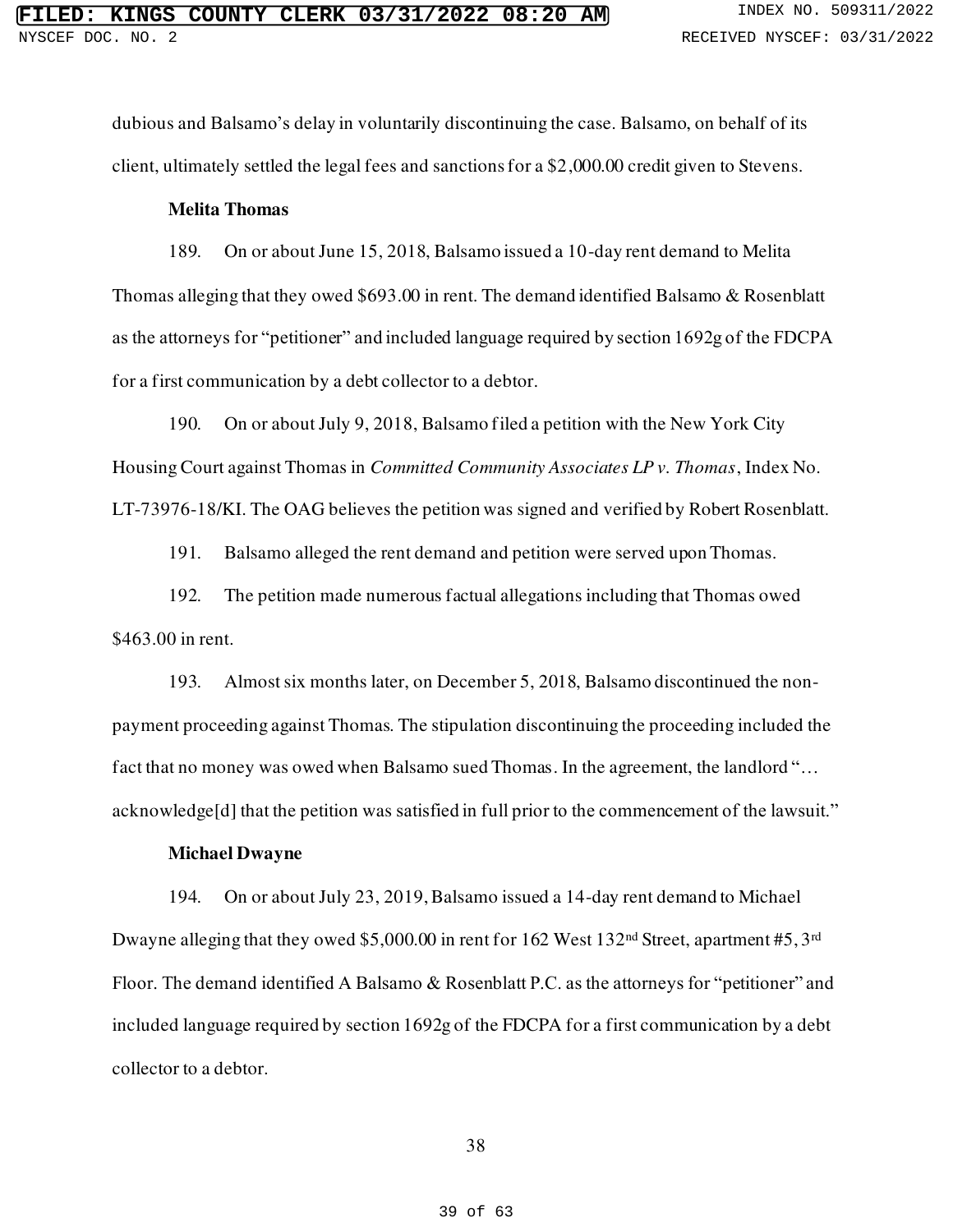dubious and Balsamo's delay in voluntarily discontinuing the case. Balsamo, on behalf of its client, ultimately settled the legal fees and sanctions for a $2,000.00 credit given to Stevens.

**Melita Thomas**

189. On or about June 15, 2018, Balsamo issued a 10-day rent demand to Melita Thomas alleging that they owed $693.00 in rent. The demand identified Balsamo & Rosenblatt as the attorneys for "petitioner" and included language required by section 1692g of the FDCPA for a first communication by a debt collector to a debtor.

190. On or about July 9, 2018, Balsamo filed a petition with the New York City Housing Court against Thomas in *Committed Community Associates LP v. Thomas*, Index No. LT-73976-18/KI. The OAG believes the petition was signed and verified by Robert Rosenblatt.

191. Balsamo alleged the rent demand and petition were served upon Thomas.

192. The petition made numerous factual allegations including that Thomas owed $463.00 in rent.

193. Almost six months later, on December 5, 2018, Balsamo discontinued the non-payment proceeding against Thomas. The stipulation discontinuing the proceeding included the fact that no money was owed when Balsamo sued Thomas. In the agreement, the landlord "… acknowledge[d] that the petition was satisfied in full prior to the commencement of the lawsuit."

**Michael Dwayne**

194. On or about July 23, 2019, Balsamo issued a 14-day rent demand to Michael Dwayne alleging that they owed $5,000.00 in rent for 162 West 132nd Street, apartment #5, 3rd Floor. The demand identified A Balsamo & Rosenblatt P.C. as the attorneys for "petitioner" and included language required by section 1692g of the FDCPA for a first communication by a debt collector to a debtor.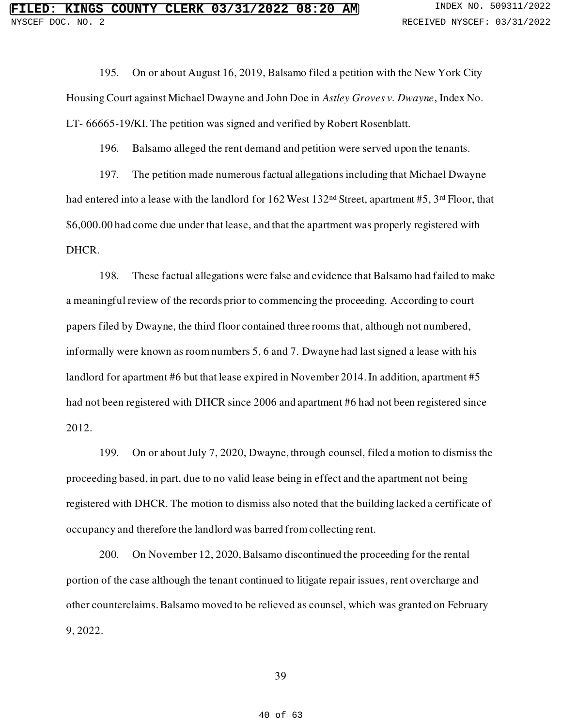195. On or about August 16, 2019, Balsamo filed a petition with the New York City Housing Court against Michael Dwayne and John Doe in *Astley Groves v. Dwayne*, Index No. LT- 66665-19/KI. The petition was signed and verified by Robert Rosenblatt.

196. Balsamo alleged the rent demand and petition were served upon the tenants.

197. The petition made numerous factual allegations including that Michael Dwayne had entered into a lease with the landlord for 162 West 132nd Street, apartment #5, 3rd Floor, that $6,000.00 had come due under that lease, and that the apartment was properly registered with DHCR.

198. These factual allegations were false and evidence that Balsamo had failed to make a meaningful review of the records prior to commencing the proceeding. According to court papers filed by Dwayne, the third floor contained three rooms that, although not numbered, informally were known as room numbers 5, 6 and 7. Dwayne had last signed a lease with his landlord for apartment #6 but that lease expired in November 2014. In addition, apartment #5 had not been registered with DHCR since 2006 and apartment #6 had not been registered since 2012.

199. On or about July 7, 2020, Dwayne, through counsel, filed a motion to dismiss the proceeding based, in part, due to no valid lease being in effect and the apartment not being registered with DHCR. The motion to dismiss also noted that the building lacked a certificate of occupancy and therefore the landlord was barred from collecting rent.

200. On November 12, 2020, Balsamo discontinued the proceeding for the rental portion of the case although the tenant continued to litigate repair issues, rent overcharge and other counterclaims. Balsamo moved to be relieved as counsel, which was granted on February 9, 2022.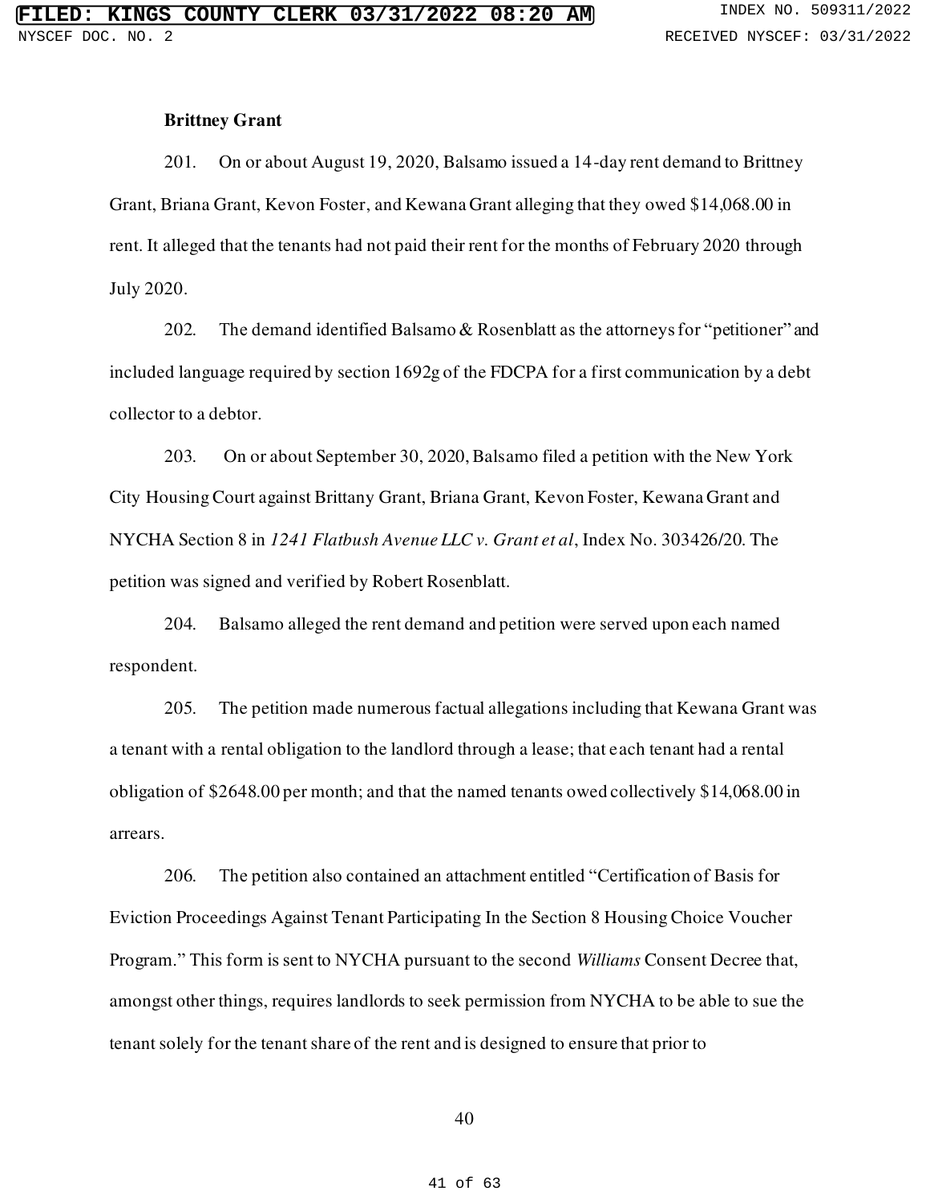**Brittney Grant**

201. On or about August 19, 2020, Balsamo issued a 14-day rent demand to Brittney Grant, Briana Grant, Kevon Foster, and Kewana Grant alleging that they owed $14,068.00 in rent. It alleged that the tenants had not paid their rent for the months of February 2020 through July 2020.

202. The demand identified Balsamo & Rosenblatt as the attorneys for "petitioner" and included language required by section 1692g of the FDCPA for a first communication by a debt collector to a debtor.

203. On or about September 30, 2020, Balsamo filed a petition with the New York City Housing Court against Brittany Grant, Briana Grant, Kevon Foster, Kewana Grant and NYCHA Section 8 in *1241 Flatbush Avenue LLC v. Grant et al*, Index No. 303426/20. The petition was signed and verified by Robert Rosenblatt.

204. Balsamo alleged the rent demand and petition were served upon each named respondent.

205. The petition made numerous factual allegations including that Kewana Grant was a tenant with a rental obligation to the landlord through a lease; that each tenant had a rental obligation of $2648.00 per month; and that the named tenants owed collectively $14,068.00 in arrears.

206. The petition also contained an attachment entitled "Certification of Basis for Eviction Proceedings Against Tenant Participating In the Section 8 Housing Choice Voucher Program." This form is sent to NYCHA pursuant to the second *Williams* Consent Decree that, amongst other things, requires landlords to seek permission from NYCHA to be able to sue the tenant solely for the tenant share of the rent and is designed to ensure that prior to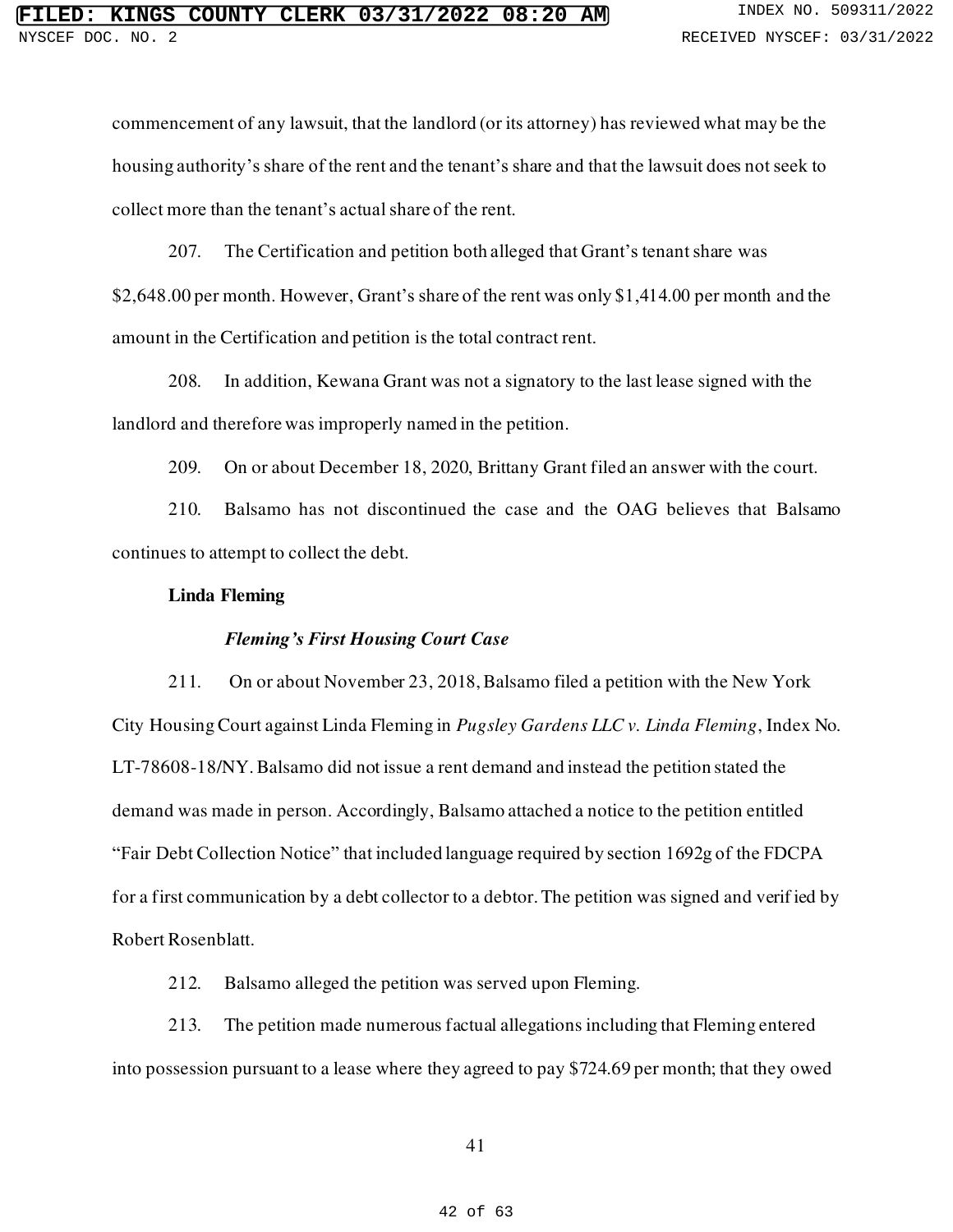commencement of any lawsuit, that the landlord (or its attorney) has reviewed what may be the housing authority's share of the rent and the tenant's share and that the lawsuit does not seek to collect more than the tenant's actual share of the rent.

207. The Certification and petition both alleged that Grant's tenant share was $2,648.00 per month. However, Grant's share of the rent was only $1,414.00 per month and the amount in the Certification and petition is the total contract rent.

208. In addition, Kewana Grant was not a signatory to the last lease signed with the landlord and therefore was improperly named in the petition.

209. On or about December 18, 2020, Brittany Grant filed an answer with the court.

210. Balsamo has not discontinued the case and the OAG believes that Balsamo continues to attempt to collect the debt.

**Linda Fleming**

***Fleming's First Housing Court Case***

211. On or about November 23, 2018, Balsamo filed a petition with the New York City Housing Court against Linda Fleming in *Pugsley Gardens LLC v. Linda Fleming*, Index No. LT-78608-18/NY. Balsamo did not issue a rent demand and instead the petition stated the demand was made in person. Accordingly, Balsamo attached a notice to the petition entitled "Fair Debt Collection Notice" that included language required by section 1692g of the FDCPA for a first communication by a debt collector to a debtor. The petition was signed and verified by Robert Rosenblatt.

212. Balsamo alleged the petition was served upon Fleming.

213. The petition made numerous factual allegations including that Fleming entered into possession pursuant to a lease where they agreed to pay $724.69 per month; that they owed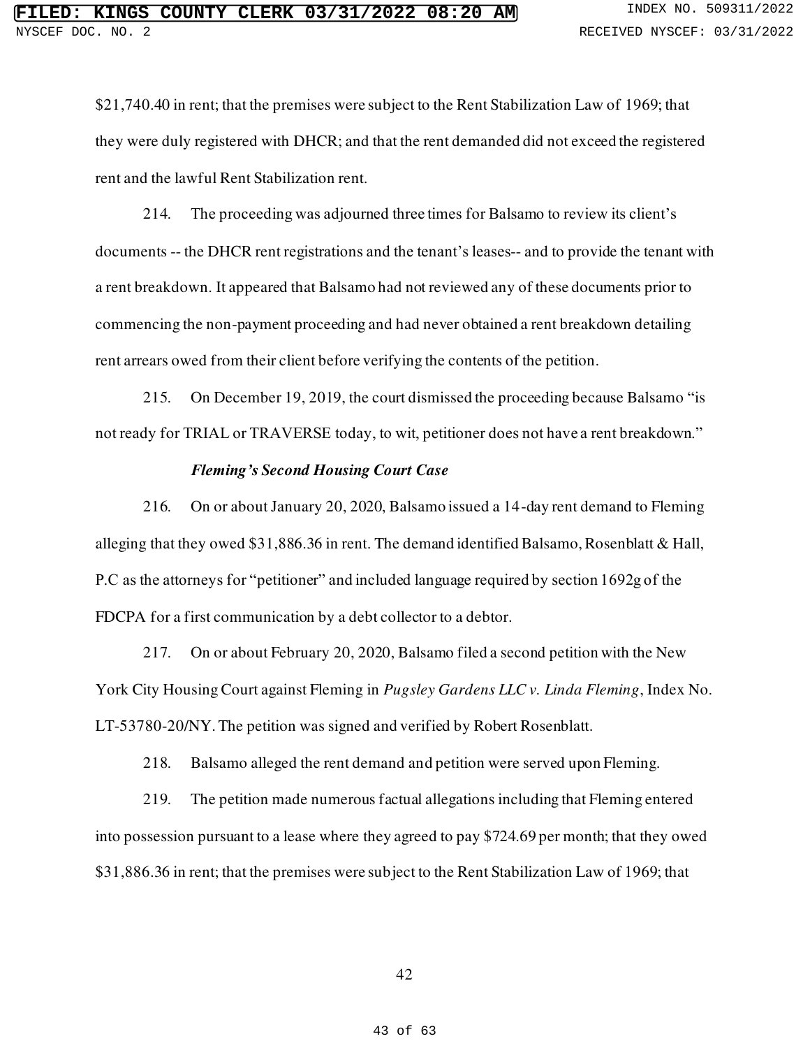$21,740.40 in rent; that the premises were subject to the Rent Stabilization Law of 1969; that they were duly registered with DHCR; and that the rent demanded did not exceed the registered rent and the lawful Rent Stabilization rent.

214. The proceeding was adjourned three times for Balsamo to review its client's documents -- the DHCR rent registrations and the tenant's leases-- and to provide the tenant with a rent breakdown. It appeared that Balsamo had not reviewed any of these documents prior to commencing the non-payment proceeding and had never obtained a rent breakdown detailing rent arrears owed from their client before verifying the contents of the petition.

215. On December 19, 2019, the court dismissed the proceeding because Balsamo "is not ready for TRIAL or TRAVERSE today, to wit, petitioner does not have a rent breakdown."

***Fleming's Second Housing Court Case***

216. On or about January 20, 2020, Balsamo issued a 14-day rent demand to Fleming alleging that they owed $31,886.36 in rent. The demand identified Balsamo, Rosenblatt & Hall, P.C as the attorneys for "petitioner" and included language required by section 1692g of the FDCPA for a first communication by a debt collector to a debtor.

217. On or about February 20, 2020, Balsamo filed a second petition with the New York City Housing Court against Fleming in *Pugsley Gardens LLC v. Linda Fleming*, Index No. LT-53780-20/NY. The petition was signed and verified by Robert Rosenblatt.

218. Balsamo alleged the rent demand and petition were served upon Fleming.

219. The petition made numerous factual allegations including that Fleming entered into possession pursuant to a lease where they agreed to pay $724.69 per month; that they owed $31,886.36 in rent; that the premises were subject to the Rent Stabilization Law of 1969; that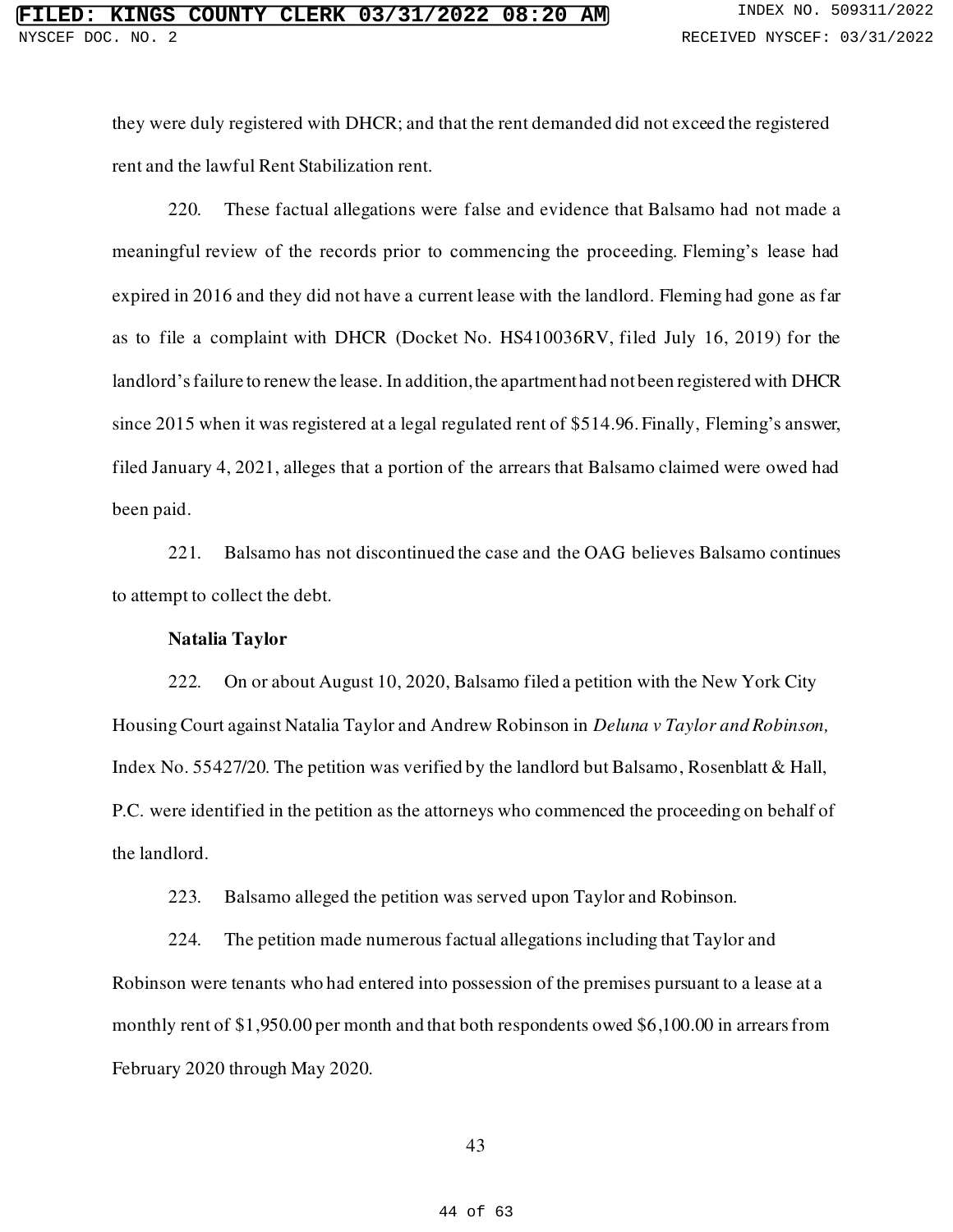they were duly registered with DHCR; and that the rent demanded did not exceed the registered rent and the lawful Rent Stabilization rent.

220. These factual allegations were false and evidence that Balsamo had not made a meaningful review of the records prior to commencing the proceeding. Fleming's lease had expired in 2016 and they did not have a current lease with the landlord. Fleming had gone as far as to file a complaint with DHCR (Docket No. HS410036RV, filed July 16, 2019) for the landlord's failure to renew the lease. In addition, the apartment had not been registered with DHCR since 2015 when it was registered at a legal regulated rent of $514.96. Finally, Fleming's answer, filed January 4, 2021, alleges that a portion of the arrears that Balsamo claimed were owed had been paid.

221. Balsamo has not discontinued the case and the OAG believes Balsamo continues to attempt to collect the debt.

**Natalia Taylor**

222. On or about August 10, 2020, Balsamo filed a petition with the New York City Housing Court against Natalia Taylor and Andrew Robinson in *Deluna v Taylor and Robinson,* Index No. 55427/20. The petition was verified by the landlord but Balsamo, Rosenblatt & Hall, P.C. were identified in the petition as the attorneys who commenced the proceeding on behalf of the landlord.

223. Balsamo alleged the petition was served upon Taylor and Robinson.

224. The petition made numerous factual allegations including that Taylor and Robinson were tenants who had entered into possession of the premises pursuant to a lease at a monthly rent of $1,950.00 per month and that both respondents owed $6,100.00 in arrears from February 2020 through May 2020.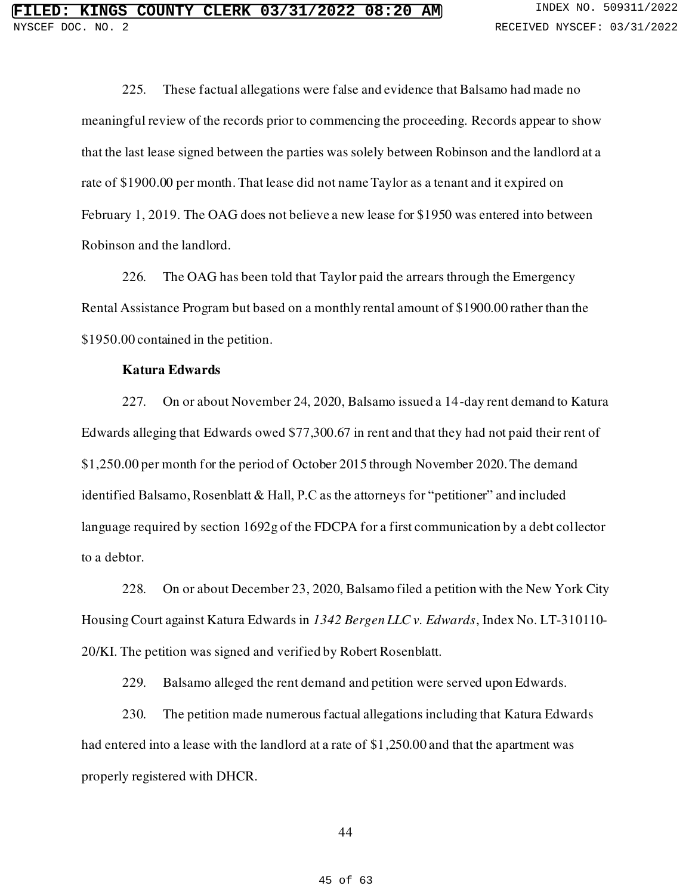225. These factual allegations were false and evidence that Balsamo had made no meaningful review of the records prior to commencing the proceeding. Records appear to show that the last lease signed between the parties was solely between Robinson and the landlord at a rate of $1900.00 per month. That lease did not name Taylor as a tenant and it expired on February 1, 2019. The OAG does not believe a new lease for $1950 was entered into between Robinson and the landlord.

226. The OAG has been told that Taylor paid the arrears through the Emergency Rental Assistance Program but based on a monthly rental amount of $1900.00 rather than the $1950.00 contained in the petition.

**Katura Edwards**

227. On or about November 24, 2020, Balsamo issued a 14-day rent demand to Katura Edwards alleging that Edwards owed $77,300.67 in rent and that they had not paid their rent of $1,250.00 per month for the period of October 2015 through November 2020. The demand identified Balsamo, Rosenblatt & Hall, P.C as the attorneys for "petitioner" and included language required by section 1692g of the FDCPA for a first communication by a debt collector to a debtor.

228. On or about December 23, 2020, Balsamo filed a petition with the New York City Housing Court against Katura Edwards in *1342 Bergen LLC v. Edwards*, Index No. LT-310110-20/KI. The petition was signed and verified by Robert Rosenblatt.

229. Balsamo alleged the rent demand and petition were served upon Edwards.

230. The petition made numerous factual allegations including that Katura Edwards had entered into a lease with the landlord at a rate of $1,250.00 and that the apartment was properly registered with DHCR.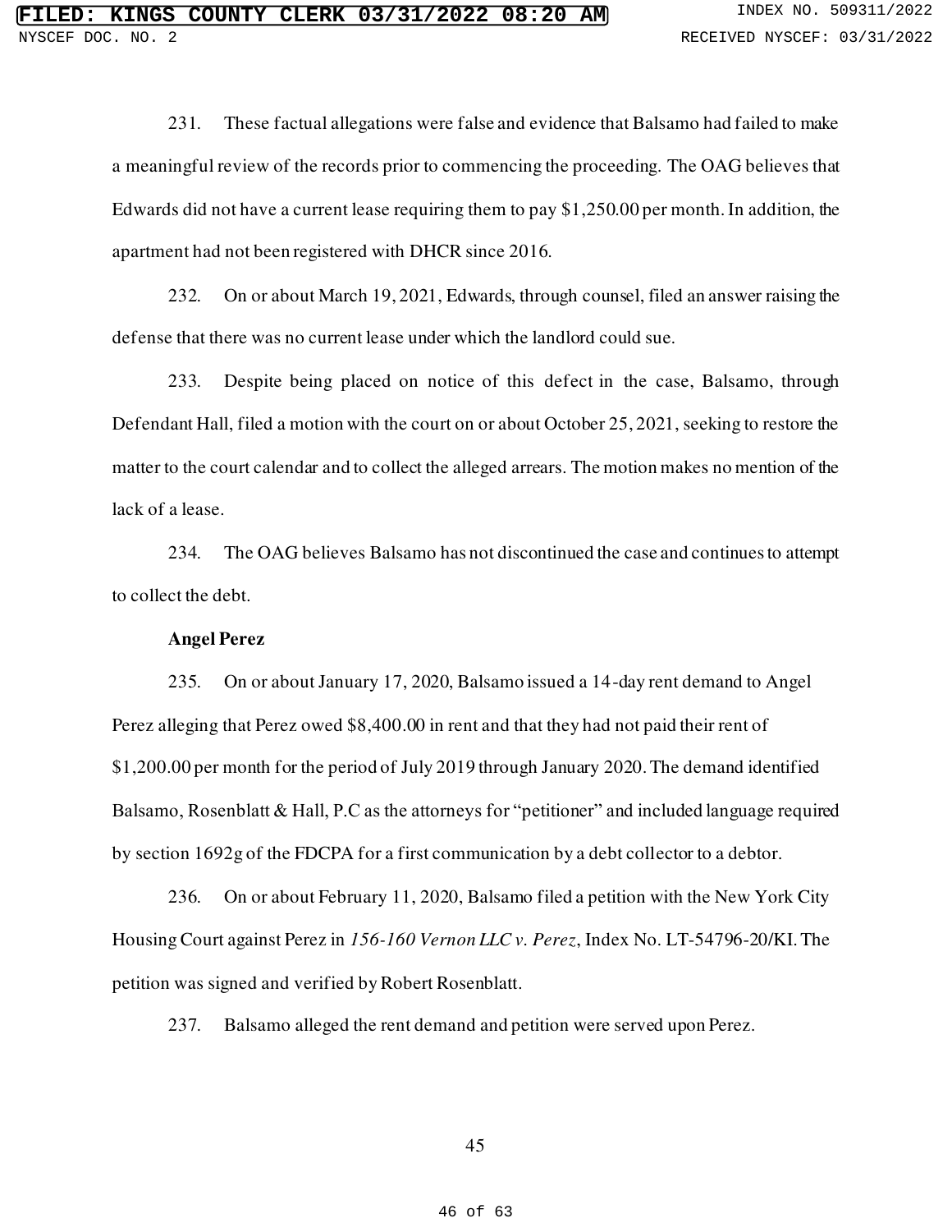231. These factual allegations were false and evidence that Balsamo had failed to make a meaningful review of the records prior to commencing the proceeding. The OAG believes that Edwards did not have a current lease requiring them to pay $1,250.00 per month. In addition, the apartment had not been registered with DHCR since 2016.

232. On or about March 19, 2021, Edwards, through counsel, filed an answer raising the defense that there was no current lease under which the landlord could sue.

233. Despite being placed on notice of this defect in the case, Balsamo, through Defendant Hall, filed a motion with the court on or about October 25, 2021, seeking to restore the matter to the court calendar and to collect the alleged arrears. The motion makes no mention of the lack of a lease.

234. The OAG believes Balsamo has not discontinued the case and continues to attempt to collect the debt.

**Angel Perez**

235. On or about January 17, 2020, Balsamo issued a 14-day rent demand to Angel Perez alleging that Perez owed $8,400.00 in rent and that they had not paid their rent of $1,200.00 per month for the period of July 2019 through January 2020. The demand identified Balsamo, Rosenblatt & Hall, P.C as the attorneys for "petitioner" and included language required by section 1692g of the FDCPA for a first communication by a debt collector to a debtor.

236. On or about February 11, 2020, Balsamo filed a petition with the New York City Housing Court against Perez in *156-160 Vernon LLC v. Perez*, Index No. LT-54796-20/KI. The petition was signed and verified by Robert Rosenblatt.

237. Balsamo alleged the rent demand and petition were served upon Perez.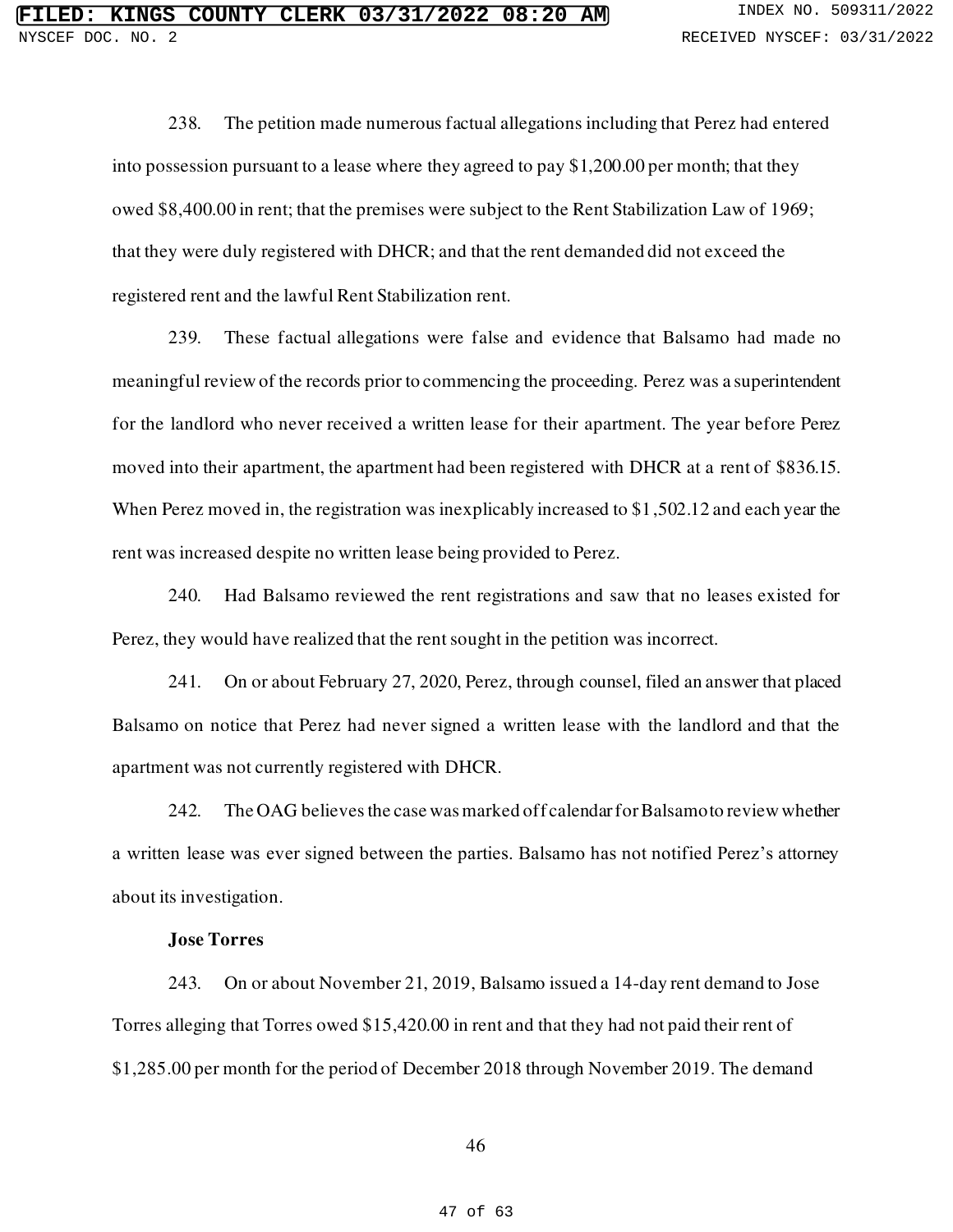238. The petition made numerous factual allegations including that Perez had entered into possession pursuant to a lease where they agreed to pay $1,200.00 per month; that they owed $8,400.00 in rent; that the premises were subject to the Rent Stabilization Law of 1969; that they were duly registered with DHCR; and that the rent demanded did not exceed the registered rent and the lawful Rent Stabilization rent.

239. These factual allegations were false and evidence that Balsamo had made no meaningful review of the records prior to commencing the proceeding. Perez was a superintendent for the landlord who never received a written lease for their apartment. The year before Perez moved into their apartment, the apartment had been registered with DHCR at a rent of $836.15. When Perez moved in, the registration was inexplicably increased to $1,502.12 and each year the rent was increased despite no written lease being provided to Perez.

240. Had Balsamo reviewed the rent registrations and saw that no leases existed for Perez, they would have realized that the rent sought in the petition was incorrect.

241. On or about February 27, 2020, Perez, through counsel, filed an answer that placed Balsamo on notice that Perez had never signed a written lease with the landlord and that the apartment was not currently registered with DHCR.

242. The OAG believes the case was marked off calendar for Balsamo to review whether a written lease was ever signed between the parties. Balsamo has not notified Perez's attorney about its investigation.

**Jose Torres**

243. On or about November 21, 2019, Balsamo issued a 14-day rent demand to Jose Torres alleging that Torres owed $15,420.00 in rent and that they had not paid their rent of $1,285.00 per month for the period of December 2018 through November 2019. The demand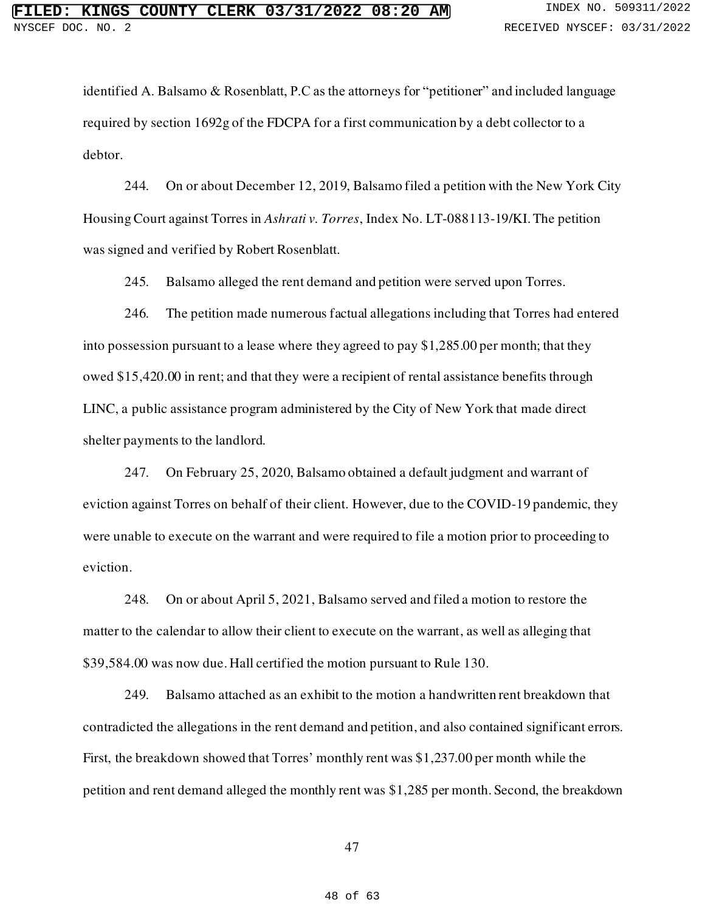identified A. Balsamo & Rosenblatt, P.C as the attorneys for "petitioner" and included language required by section 1692g of the FDCPA for a first communication by a debt collector to a debtor.

244. On or about December 12, 2019, Balsamo filed a petition with the New York City Housing Court against Torres in *Ashrati v. Torres*, Index No. LT-088113-19/KI. The petition was signed and verified by Robert Rosenblatt.

245. Balsamo alleged the rent demand and petition were served upon Torres.

246. The petition made numerous factual allegations including that Torres had entered into possession pursuant to a lease where they agreed to pay $1,285.00 per month; that they owed $15,420.00 in rent; and that they were a recipient of rental assistance benefits through LINC, a public assistance program administered by the City of New York that made direct shelter payments to the landlord.

247. On February 25, 2020, Balsamo obtained a default judgment and warrant of eviction against Torres on behalf of their client. However, due to the COVID-19 pandemic, they were unable to execute on the warrant and were required to file a motion prior to proceeding to eviction.

248. On or about April 5, 2021, Balsamo served and filed a motion to restore the matter to the calendar to allow their client to execute on the warrant, as well as alleging that $39,584.00 was now due. Hall certified the motion pursuant to Rule 130.

249. Balsamo attached as an exhibit to the motion a handwritten rent breakdown that contradicted the allegations in the rent demand and petition, and also contained significant errors. First, the breakdown showed that Torres' monthly rent was $1,237.00 per month while the petition and rent demand alleged the monthly rent was $1,285 per month. Second, the breakdown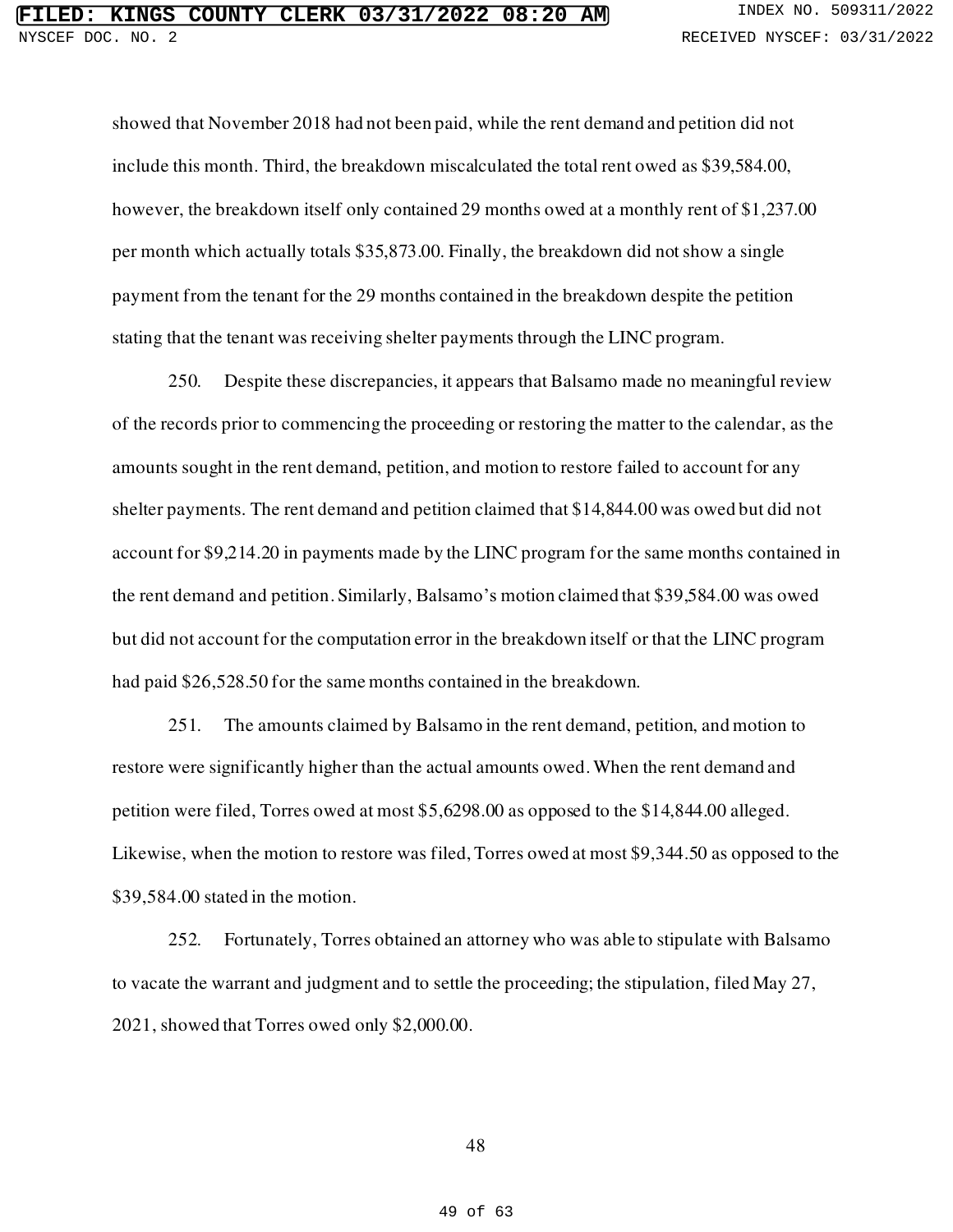showed that November 2018 had not been paid, while the rent demand and petition did not include this month. Third, the breakdown miscalculated the total rent owed as $39,584.00, however, the breakdown itself only contained 29 months owed at a monthly rent of $1,237.00 per month which actually totals $35,873.00. Finally, the breakdown did not show a single payment from the tenant for the 29 months contained in the breakdown despite the petition stating that the tenant was receiving shelter payments through the LINC program.

250. Despite these discrepancies, it appears that Balsamo made no meaningful review of the records prior to commencing the proceeding or restoring the matter to the calendar, as the amounts sought in the rent demand, petition, and motion to restore failed to account for any shelter payments. The rent demand and petition claimed that $14,844.00 was owed but did not account for $9,214.20 in payments made by the LINC program for the same months contained in the rent demand and petition. Similarly, Balsamo's motion claimed that $39,584.00 was owed but did not account for the computation error in the breakdown itself or that the LINC program had paid $26,528.50 for the same months contained in the breakdown.

251. The amounts claimed by Balsamo in the rent demand, petition, and motion to restore were significantly higher than the actual amounts owed. When the rent demand and petition were filed, Torres owed at most $5,6298.00 as opposed to the $14,844.00 alleged. Likewise, when the motion to restore was filed, Torres owed at most $9,344.50 as opposed to the $39,584.00 stated in the motion.

252. Fortunately, Torres obtained an attorney who was able to stipulate with Balsamo to vacate the warrant and judgment and to settle the proceeding; the stipulation, filed May 27, 2021, showed that Torres owed only $2,000.00.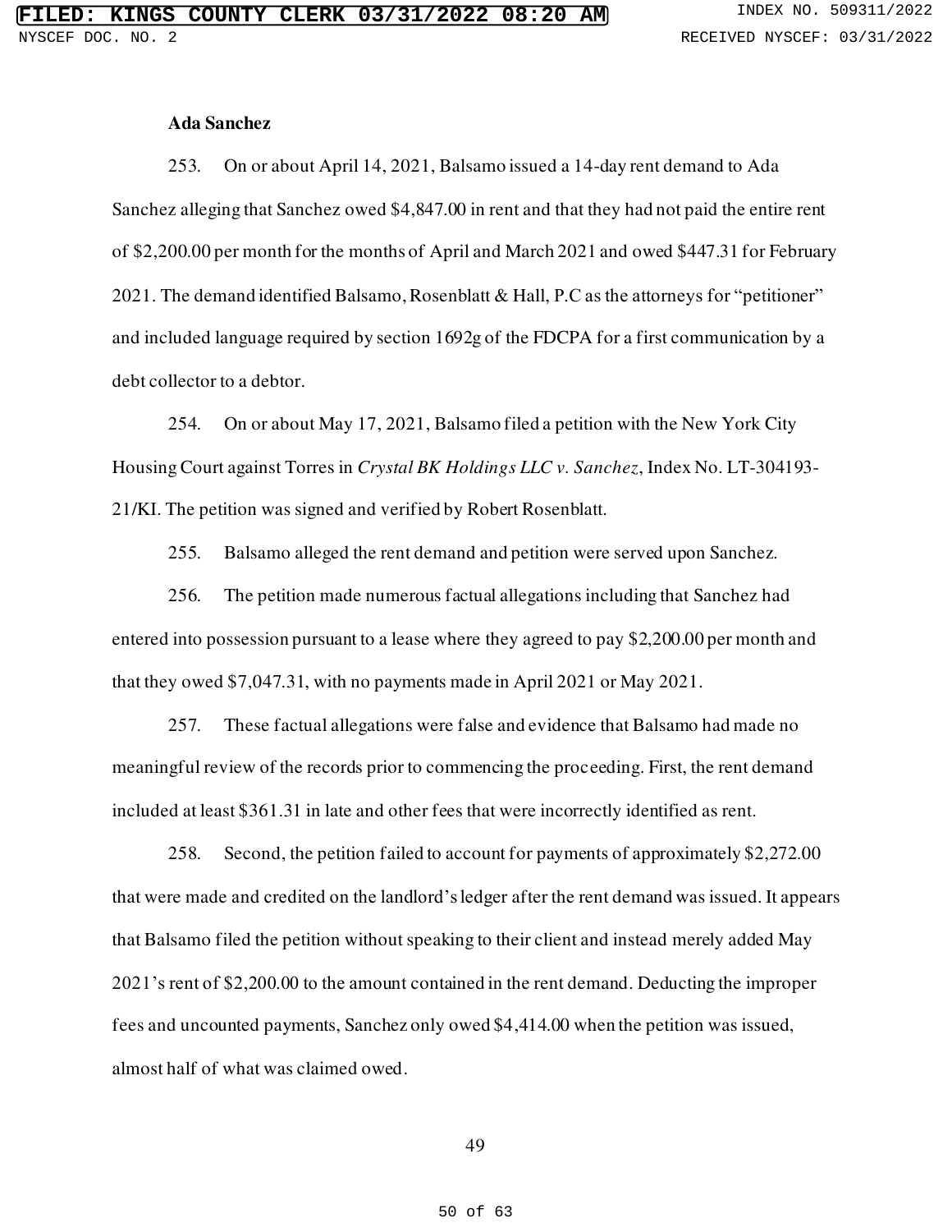**Ada Sanchez**

253. On or about April 14, 2021, Balsamo issued a 14-day rent demand to Ada Sanchez alleging that Sanchez owed $4,847.00 in rent and that they had not paid the entire rent of $2,200.00 per month for the months of April and March 2021 and owed $447.31 for February 2021. The demand identified Balsamo, Rosenblatt & Hall, P.C as the attorneys for "petitioner" and included language required by section 1692g of the FDCPA for a first communication by a debt collector to a debtor.

254. On or about May 17, 2021, Balsamo filed a petition with the New York City Housing Court against Torres in *Crystal BK Holdings LLC v. Sanchez*, Index No. LT-304193-21/KI. The petition was signed and verified by Robert Rosenblatt.

255. Balsamo alleged the rent demand and petition were served upon Sanchez.

256. The petition made numerous factual allegations including that Sanchez had entered into possession pursuant to a lease where they agreed to pay $2,200.00 per month and that they owed $7,047.31, with no payments made in April 2021 or May 2021.

257. These factual allegations were false and evidence that Balsamo had made no meaningful review of the records prior to commencing the proceeding. First, the rent demand included at least $361.31 in late and other fees that were incorrectly identified as rent.

258. Second, the petition failed to account for payments of approximately $2,272.00 that were made and credited on the landlord's ledger after the rent demand was issued. It appears that Balsamo filed the petition without speaking to their client and instead merely added May 2021's rent of $2,200.00 to the amount contained in the rent demand. Deducting the improper fees and uncounted payments, Sanchez only owed $4,414.00 when the petition was issued, almost half of what was claimed owed.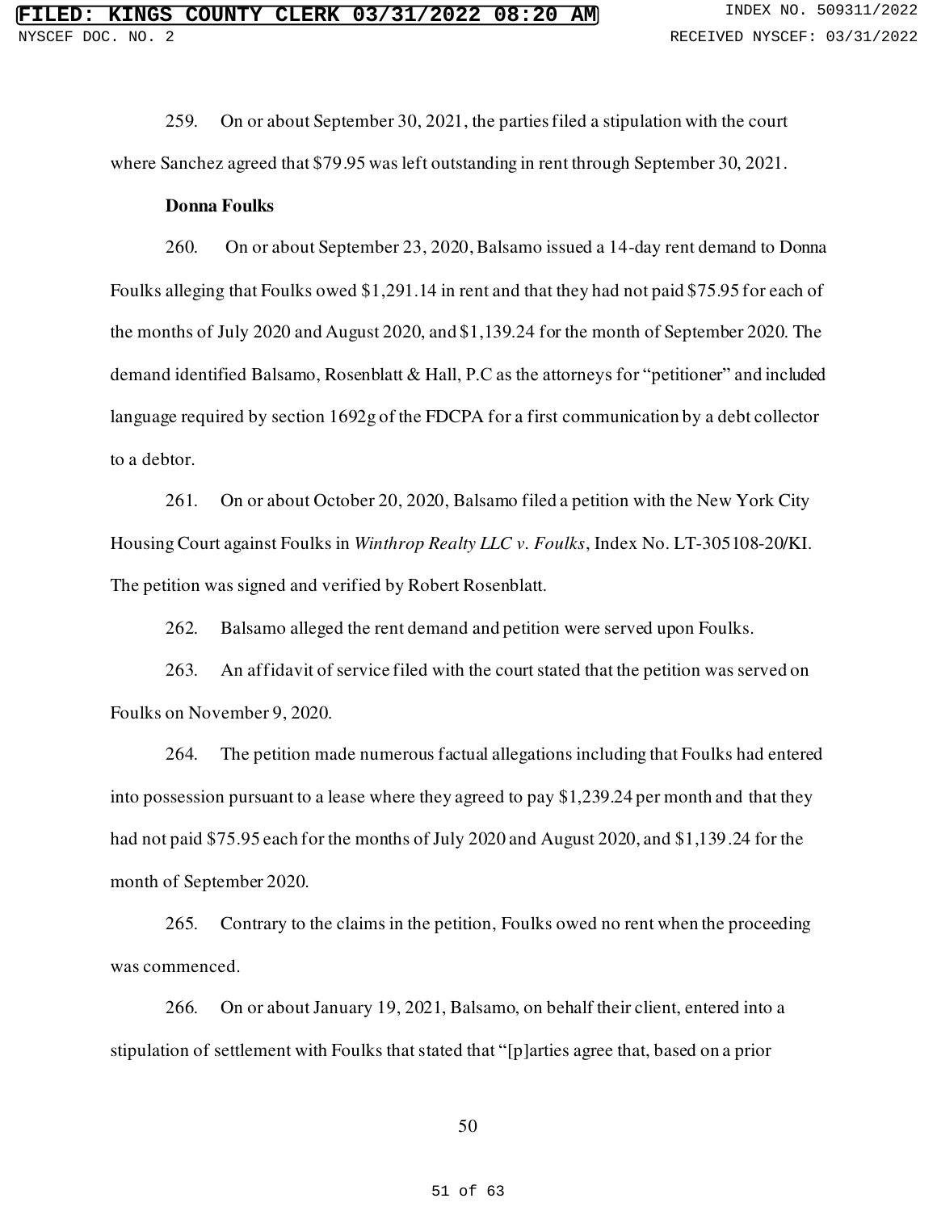259. On or about September 30, 2021, the parties filed a stipulation with the court where Sanchez agreed that $79.95 was left outstanding in rent through September 30, 2021.

**Donna Foulks**

260. On or about September 23, 2020, Balsamo issued a 14-day rent demand to Donna Foulks alleging that Foulks owed $1,291.14 in rent and that they had not paid $75.95 for each of the months of July 2020 and August 2020, and $1,139.24 for the month of September 2020. The demand identified Balsamo, Rosenblatt & Hall, P.C as the attorneys for "petitioner" and included language required by section 1692g of the FDCPA for a first communication by a debt collector to a debtor.

261. On or about October 20, 2020, Balsamo filed a petition with the New York City Housing Court against Foulks in *Winthrop Realty LLC v. Foulks*, Index No. LT-305108-20/KI. The petition was signed and verified by Robert Rosenblatt.

262. Balsamo alleged the rent demand and petition were served upon Foulks.

263. An affidavit of service filed with the court stated that the petition was served on Foulks on November 9, 2020.

264. The petition made numerous factual allegations including that Foulks had entered into possession pursuant to a lease where they agreed to pay $1,239.24 per month and that they had not paid $75.95 each for the months of July 2020 and August 2020, and $1,139.24 for the month of September 2020.

265. Contrary to the claims in the petition, Foulks owed no rent when the proceeding was commenced.

266. On or about January 19, 2021, Balsamo, on behalf their client, entered into a stipulation of settlement with Foulks that stated that "[p]arties agree that, based on a prior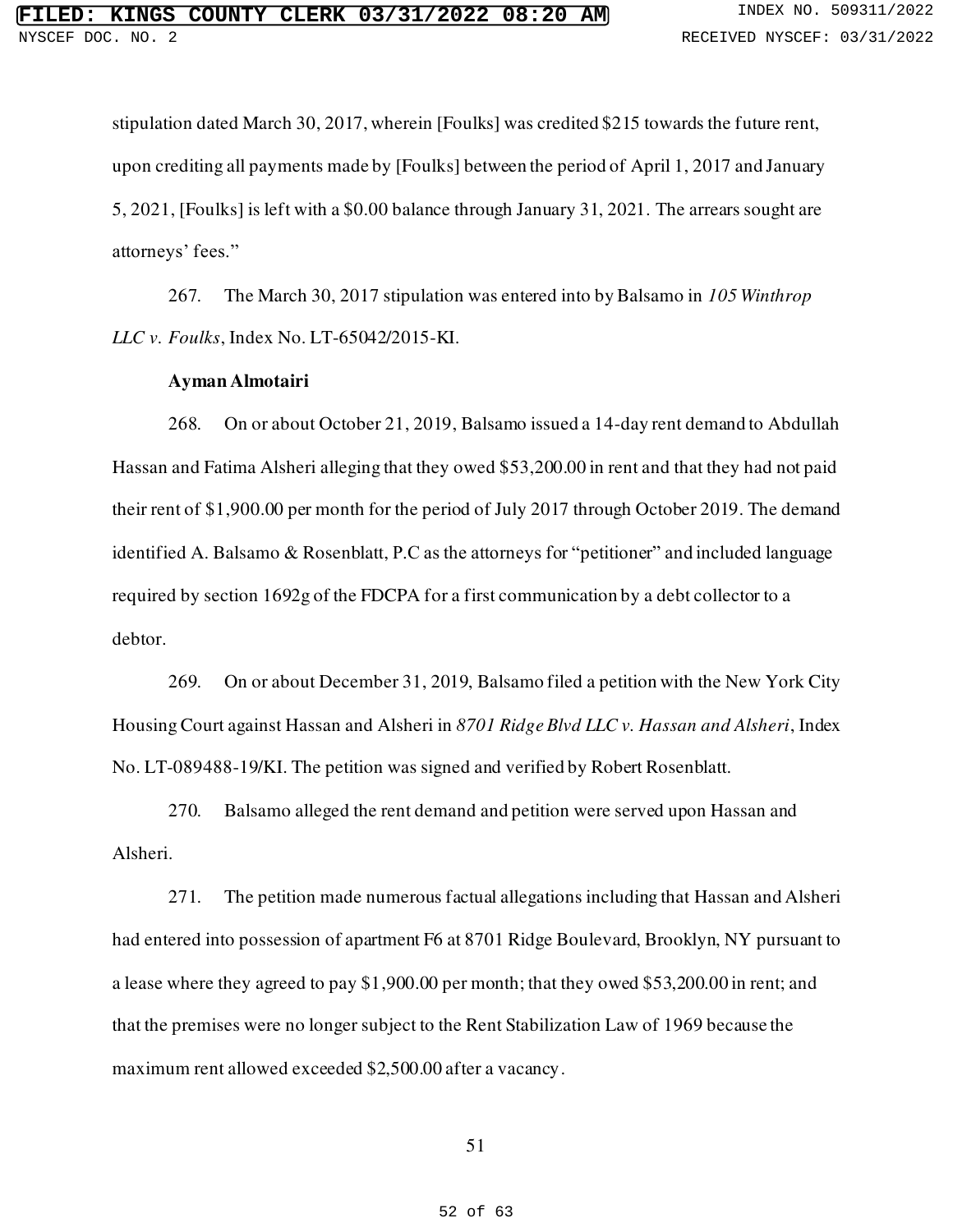stipulation dated March 30, 2017, wherein [Foulks] was credited $215 towards the future rent, upon crediting all payments made by [Foulks] between the period of April 1, 2017 and January 5, 2021, [Foulks] is left with a $0.00 balance through January 31, 2021. The arrears sought are attorneys' fees."

267. The March 30, 2017 stipulation was entered into by Balsamo in *105 Winthrop LLC v. Foulks*, Index No. LT-65042/2015-KI.

**Ayman Almotairi**

268. On or about October 21, 2019, Balsamo issued a 14-day rent demand to Abdullah Hassan and Fatima Alsheri alleging that they owed $53,200.00 in rent and that they had not paid their rent of $1,900.00 per month for the period of July 2017 through October 2019. The demand identified A. Balsamo & Rosenblatt, P.C as the attorneys for "petitioner" and included language required by section 1692g of the FDCPA for a first communication by a debt collector to a debtor.

269. On or about December 31, 2019, Balsamo filed a petition with the New York City Housing Court against Hassan and Alsheri in *8701 Ridge Blvd LLC v. Hassan and Alsheri*, Index No. LT-089488-19/KI. The petition was signed and verified by Robert Rosenblatt.

270. Balsamo alleged the rent demand and petition were served upon Hassan and Alsheri.

271. The petition made numerous factual allegations including that Hassan and Alsheri had entered into possession of apartment F6 at 8701 Ridge Boulevard, Brooklyn, NY pursuant to a lease where they agreed to pay $1,900.00 per month; that they owed $53,200.00 in rent; and that the premises were no longer subject to the Rent Stabilization Law of 1969 because the maximum rent allowed exceeded $2,500.00 after a vacancy.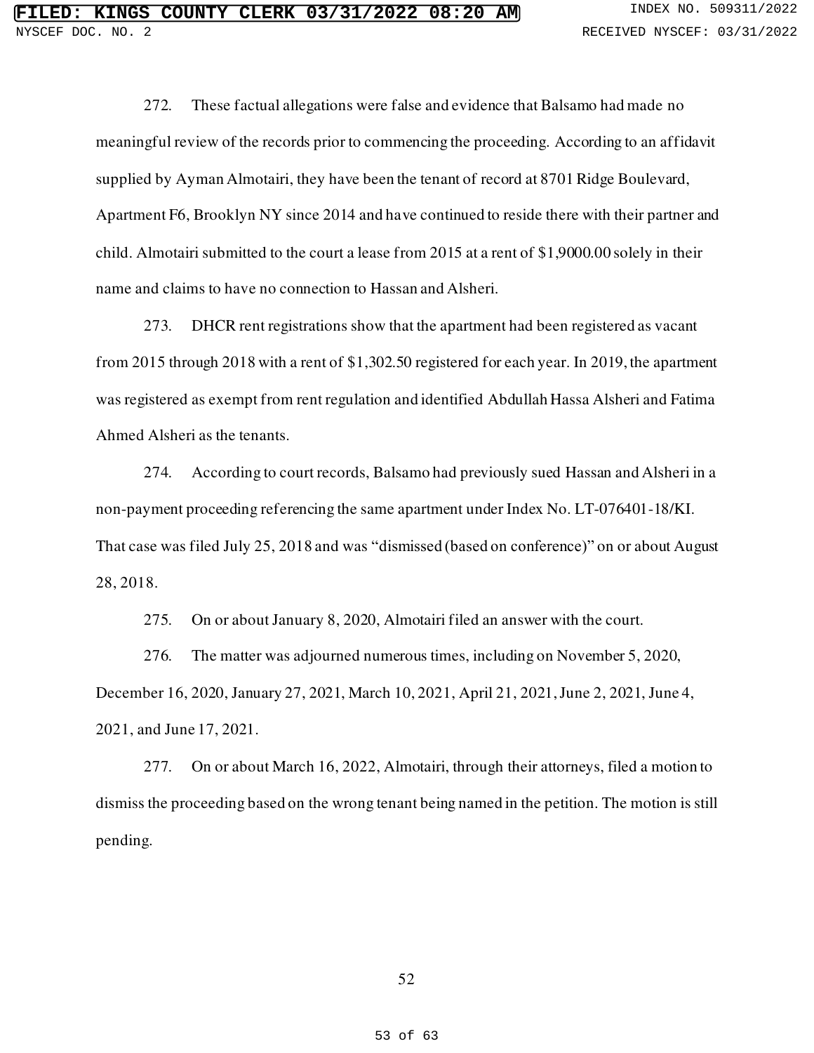272. These factual allegations were false and evidence that Balsamo had made no meaningful review of the records prior to commencing the proceeding. According to an affidavit supplied by Ayman Almotairi, they have been the tenant of record at 8701 Ridge Boulevard, Apartment F6, Brooklyn NY since 2014 and have continued to reside there with their partner and child. Almotairi submitted to the court a lease from 2015 at a rent of $1,9000.00 solely in their name and claims to have no connection to Hassan and Alsheri.

273. DHCR rent registrations show that the apartment had been registered as vacant from 2015 through 2018 with a rent of $1,302.50 registered for each year. In 2019, the apartment was registered as exempt from rent regulation and identified Abdullah Hassa Alsheri and Fatima Ahmed Alsheri as the tenants.

274. According to court records, Balsamo had previously sued Hassan and Alsheri in a non-payment proceeding referencing the same apartment under Index No. LT-076401-18/KI. That case was filed July 25, 2018 and was "dismissed (based on conference)" on or about August 28, 2018.

275. On or about January 8, 2020, Almotairi filed an answer with the court.

276. The matter was adjourned numerous times, including on November 5, 2020, December 16, 2020, January 27, 2021, March 10, 2021, April 21, 2021, June 2, 2021, June 4, 2021, and June 17, 2021.

277. On or about March 16, 2022, Almotairi, through their attorneys, filed a motion to dismiss the proceeding based on the wrong tenant being named in the petition. The motion is still pending.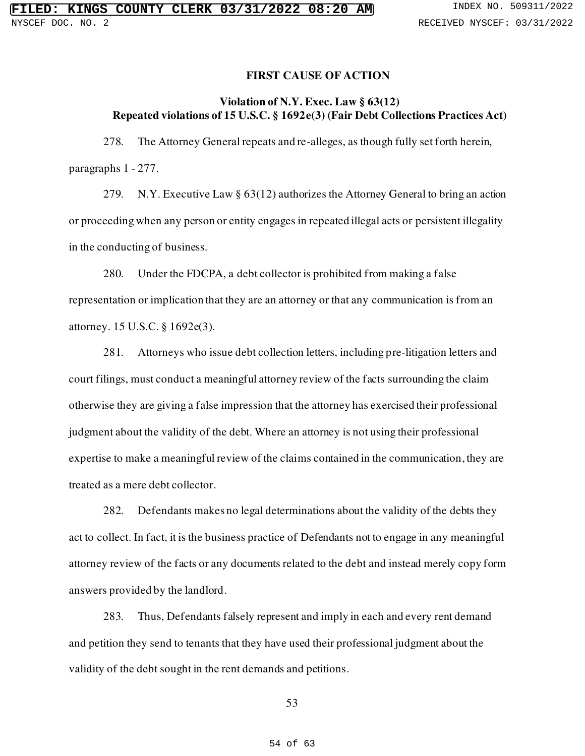## FIRST CAUSE OF ACTION

### Violation of N.Y. Exec. Law § 63(12)
### Repeated violations of 15 U.S.C. § 1692e(3) (Fair Debt Collections Practices Act)

278. The Attorney General repeats and re-alleges, as though fully set forth herein, paragraphs 1 - 277.

279. N.Y. Executive Law § 63(12) authorizes the Attorney General to bring an action or proceeding when any person or entity engages in repeated illegal acts or persistent illegality in the conducting of business.

280. Under the FDCPA, a debt collector is prohibited from making a false representation or implication that they are an attorney or that any communication is from an attorney. 15 U.S.C. § 1692e(3).

281. Attorneys who issue debt collection letters, including pre-litigation letters and court filings, must conduct a meaningful attorney review of the facts surrounding the claim otherwise they are giving a false impression that the attorney has exercised their professional judgment about the validity of the debt. Where an attorney is not using their professional expertise to make a meaningful review of the claims contained in the communication, they are treated as a mere debt collector.

282. Defendants makes no legal determinations about the validity of the debts they act to collect. In fact, it is the business practice of Defendants not to engage in any meaningful attorney review of the facts or any documents related to the debt and instead merely copy form answers provided by the landlord.

283. Thus, Defendants falsely represent and imply in each and every rent demand and petition they send to tenants that they have used their professional judgment about the validity of the debt sought in the rent demands and petitions.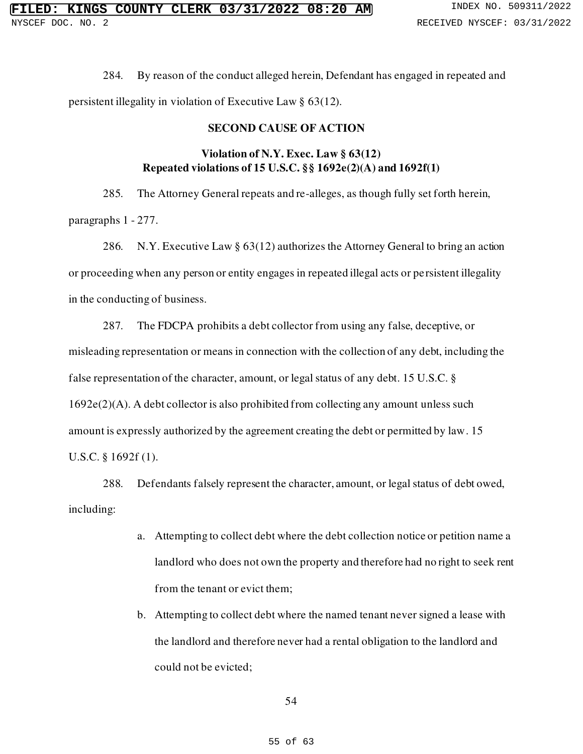284. By reason of the conduct alleged herein, Defendant has engaged in repeated and persistent illegality in violation of Executive Law § 63(12).

## SECOND CAUSE OF ACTION

### Violation of N.Y. Exec. Law § 63(12)
### Repeated violations of 15 U.S.C. §§ 1692e(2)(A) and 1692f(1)

285. The Attorney General repeats and re-alleges, as though fully set forth herein, paragraphs 1 - 277.

286. N.Y. Executive Law § 63(12) authorizes the Attorney General to bring an action or proceeding when any person or entity engages in repeated illegal acts or persistent illegality in the conducting of business.

287. The FDCPA prohibits a debt collector from using any false, deceptive, or misleading representation or means in connection with the collection of any debt, including the false representation of the character, amount, or legal status of any debt. 15 U.S.C. § 1692e(2)(A). A debt collector is also prohibited from collecting any amount unless such amount is expressly authorized by the agreement creating the debt or permitted by law. 15 U.S.C. § 1692f (1).

288. Defendants falsely represent the character, amount, or legal status of debt owed, including:

a. Attempting to collect debt where the debt collection notice or petition name a landlord who does not own the property and therefore had no right to seek rent from the tenant or evict them;

b. Attempting to collect debt where the named tenant never signed a lease with the landlord and therefore never had a rental obligation to the landlord and could not be evicted;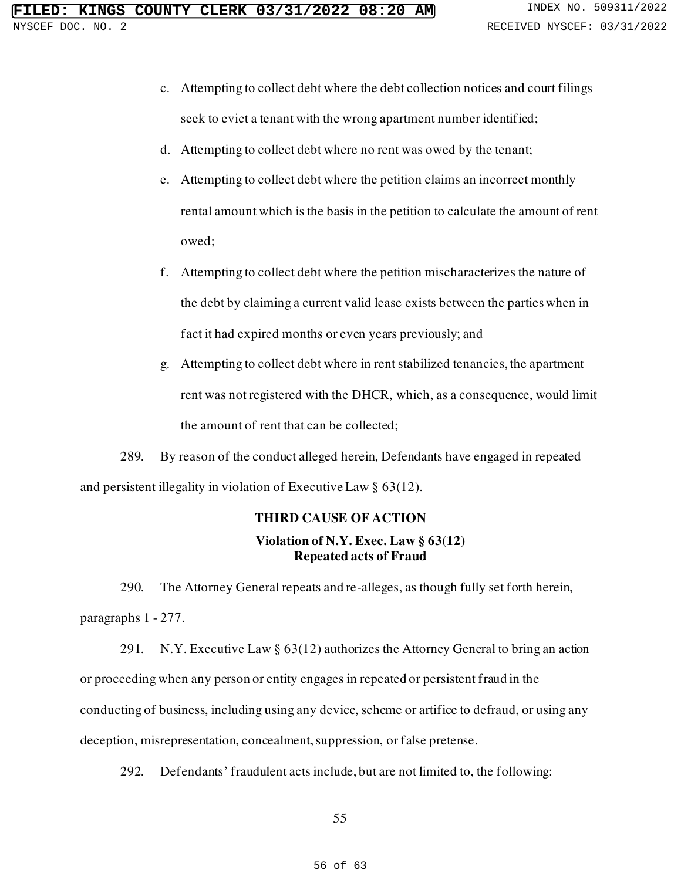c. Attempting to collect debt where the debt collection notices and court filings seek to evict a tenant with the wrong apartment number identified;

d. Attempting to collect debt where no rent was owed by the tenant;

e. Attempting to collect debt where the petition claims an incorrect monthly rental amount which is the basis in the petition to calculate the amount of rent owed;

f. Attempting to collect debt where the petition mischaracterizes the nature of the debt by claiming a current valid lease exists between the parties when in fact it had expired months or even years previously; and

g. Attempting to collect debt where in rent stabilized tenancies, the apartment rent was not registered with the DHCR, which, as a consequence, would limit the amount of rent that can be collected;

289. By reason of the conduct alleged herein, Defendants have engaged in repeated and persistent illegality in violation of Executive Law § 63(12).

### THIRD CAUSE OF ACTION

**Violation of N.Y. Exec. Law § 63(12)**
**Repeated acts of Fraud**

290. The Attorney General repeats and re-alleges, as though fully set forth herein, paragraphs 1 - 277.

291. N.Y. Executive Law § 63(12) authorizes the Attorney General to bring an action or proceeding when any person or entity engages in repeated or persistent fraud in the conducting of business, including using any device, scheme or artifice to defraud, or using any deception, misrepresentation, concealment, suppression, or false pretense.

292. Defendants' fraudulent acts include, but are not limited to, the following: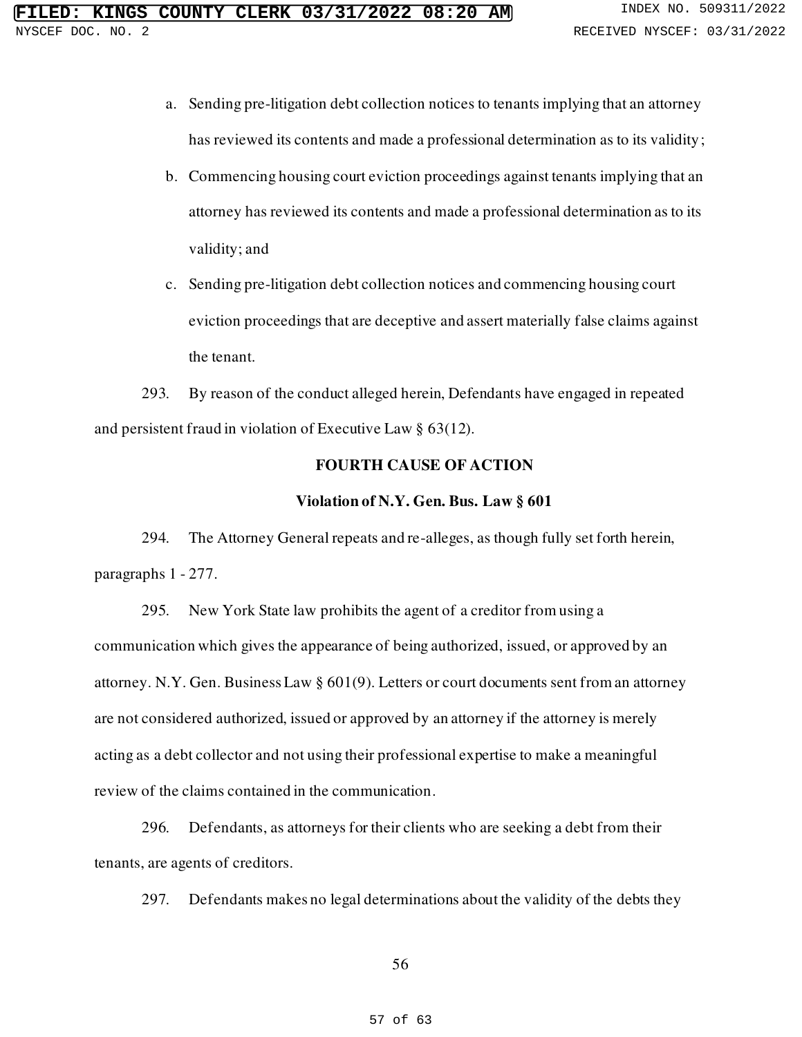a. Sending pre-litigation debt collection notices to tenants implying that an attorney has reviewed its contents and made a professional determination as to its validity;

b. Commencing housing court eviction proceedings against tenants implying that an attorney has reviewed its contents and made a professional determination as to its validity; and

c. Sending pre-litigation debt collection notices and commencing housing court eviction proceedings that are deceptive and assert materially false claims against the tenant.

293. By reason of the conduct alleged herein, Defendants have engaged in repeated and persistent fraud in violation of Executive Law § 63(12).

**FOURTH CAUSE OF ACTION**

**Violation of N.Y. Gen. Bus. Law § 601**

294. The Attorney General repeats and re-alleges, as though fully set forth herein, paragraphs 1 - 277.

295. New York State law prohibits the agent of a creditor from using a communication which gives the appearance of being authorized, issued, or approved by an attorney. N.Y. Gen. Business Law § 601(9). Letters or court documents sent from an attorney are not considered authorized, issued or approved by an attorney if the attorney is merely acting as a debt collector and not using their professional expertise to make a meaningful review of the claims contained in the communication.

296. Defendants, as attorneys for their clients who are seeking a debt from their tenants, are agents of creditors.

297. Defendants makes no legal determinations about the validity of the debts they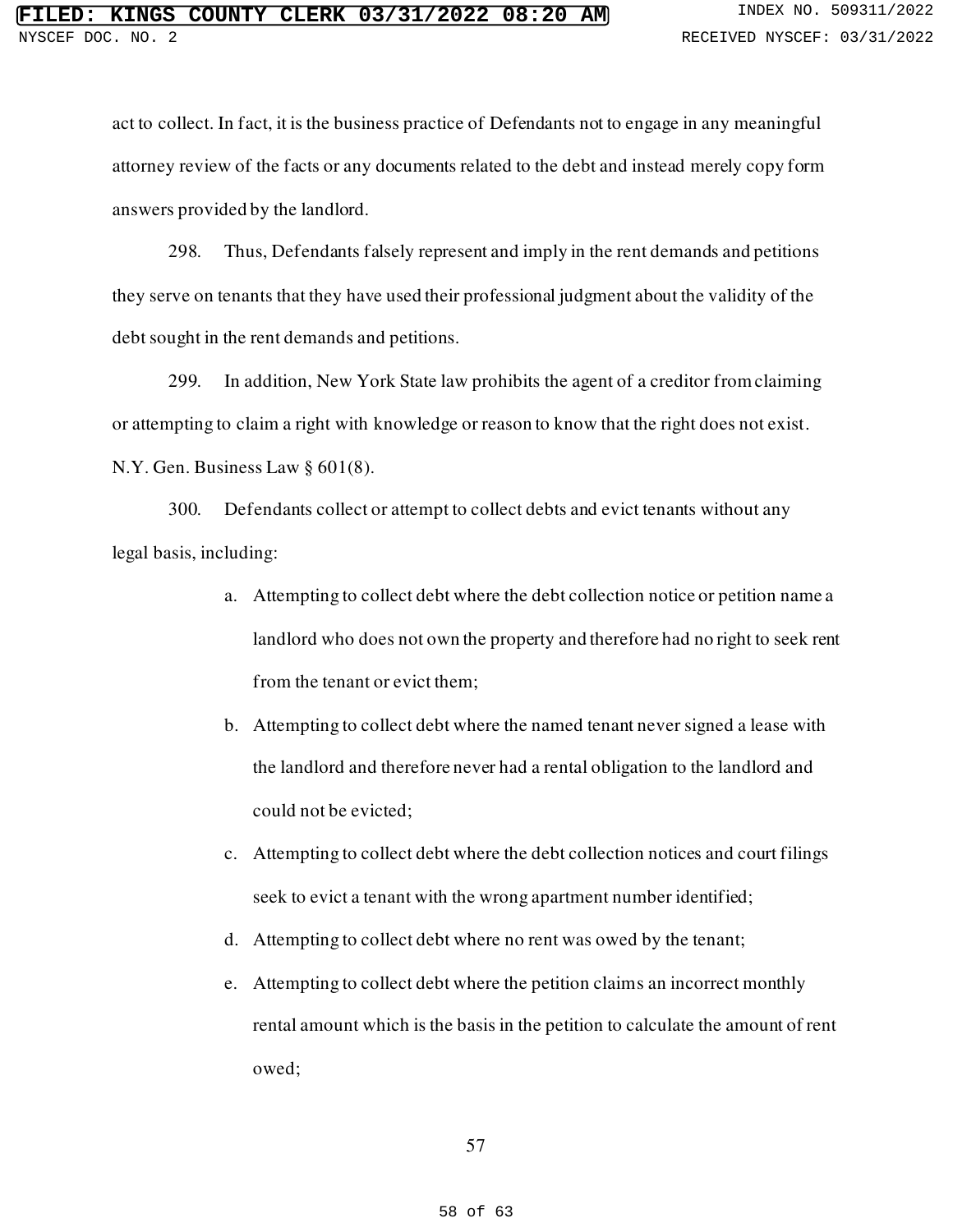act to collect. In fact, it is the business practice of Defendants not to engage in any meaningful attorney review of the facts or any documents related to the debt and instead merely copy form answers provided by the landlord.

298. Thus, Defendants falsely represent and imply in the rent demands and petitions they serve on tenants that they have used their professional judgment about the validity of the debt sought in the rent demands and petitions.

299. In addition, New York State law prohibits the agent of a creditor from claiming or attempting to claim a right with knowledge or reason to know that the right does not exist. N.Y. Gen. Business Law § 601(8).

300. Defendants collect or attempt to collect debts and evict tenants without any legal basis, including:

a. Attempting to collect debt where the debt collection notice or petition name a landlord who does not own the property and therefore had no right to seek rent from the tenant or evict them;

b. Attempting to collect debt where the named tenant never signed a lease with the landlord and therefore never had a rental obligation to the landlord and could not be evicted;

c. Attempting to collect debt where the debt collection notices and court filings seek to evict a tenant with the wrong apartment number identified;

d. Attempting to collect debt where no rent was owed by the tenant;

e. Attempting to collect debt where the petition claims an incorrect monthly rental amount which is the basis in the petition to calculate the amount of rent owed;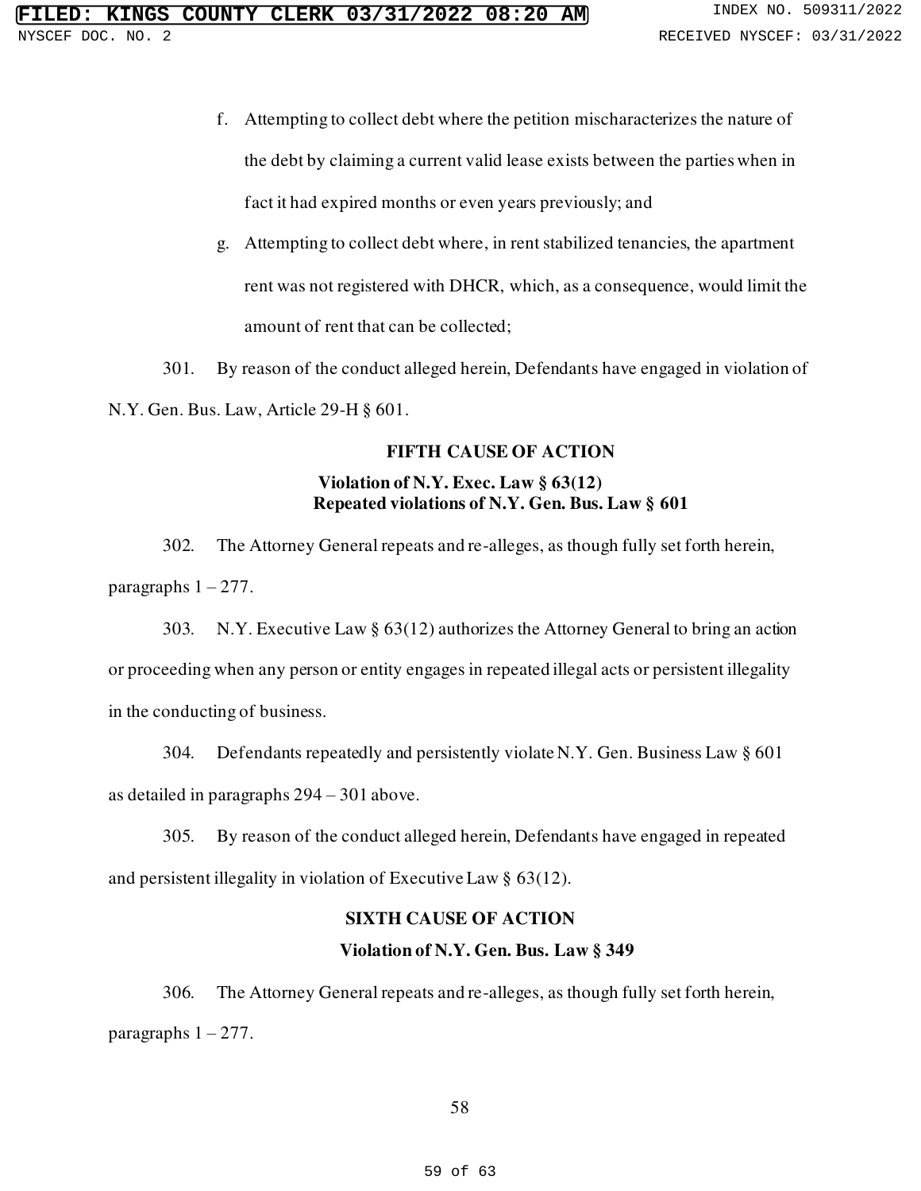f. Attempting to collect debt where the petition mischaracterizes the nature of the debt by claiming a current valid lease exists between the parties when in fact it had expired months or even years previously; and

g. Attempting to collect debt where, in rent stabilized tenancies, the apartment rent was not registered with DHCR, which, as a consequence, would limit the amount of rent that can be collected;

301. By reason of the conduct alleged herein, Defendants have engaged in violation of N.Y. Gen. Bus. Law, Article 29-H § 601.

**FIFTH CAUSE OF ACTION**

**Violation of N.Y. Exec. Law § 63(12)**
**Repeated violations of N.Y. Gen. Bus. Law § 601**

302. The Attorney General repeats and re-alleges, as though fully set forth herein, paragraphs 1 – 277.

303. N.Y. Executive Law § 63(12) authorizes the Attorney General to bring an action or proceeding when any person or entity engages in repeated illegal acts or persistent illegality in the conducting of business.

304. Defendants repeatedly and persistently violate N.Y. Gen. Business Law § 601 as detailed in paragraphs 294 – 301 above.

305. By reason of the conduct alleged herein, Defendants have engaged in repeated and persistent illegality in violation of Executive Law § 63(12).

**SIXTH CAUSE OF ACTION**

**Violation of N.Y. Gen. Bus. Law § 349**

306. The Attorney General repeats and re-alleges, as though fully set forth herein, paragraphs 1 – 277.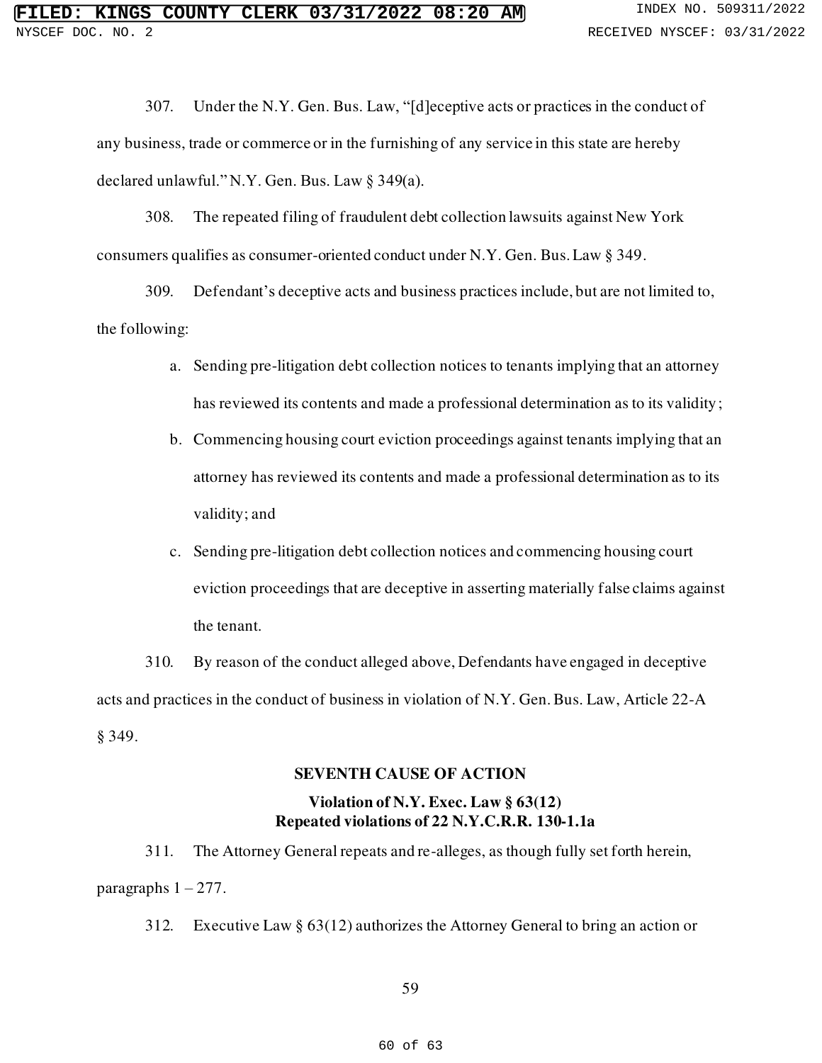307. Under the N.Y. Gen. Bus. Law, "[d]eceptive acts or practices in the conduct of any business, trade or commerce or in the furnishing of any service in this state are hereby declared unlawful." N.Y. Gen. Bus. Law § 349(a).

308. The repeated filing of fraudulent debt collection lawsuits against New York consumers qualifies as consumer-oriented conduct under N.Y. Gen. Bus. Law § 349.

309. Defendant's deceptive acts and business practices include, but are not limited to, the following:

a. Sending pre-litigation debt collection notices to tenants implying that an attorney has reviewed its contents and made a professional determination as to its validity;

b. Commencing housing court eviction proceedings against tenants implying that an attorney has reviewed its contents and made a professional determination as to its validity; and

c. Sending pre-litigation debt collection notices and commencing housing court eviction proceedings that are deceptive in asserting materially false claims against the tenant.

310. By reason of the conduct alleged above, Defendants have engaged in deceptive acts and practices in the conduct of business in violation of N.Y. Gen. Bus. Law, Article 22-A § 349.

## SEVENTH CAUSE OF ACTION

### Violation of N.Y. Exec. Law § 63(12) Repeated violations of 22 N.Y.C.R.R. 130-1.1a

311. The Attorney General repeats and re-alleges, as though fully set forth herein, paragraphs 1 – 277.

312. Executive Law § 63(12) authorizes the Attorney General to bring an action or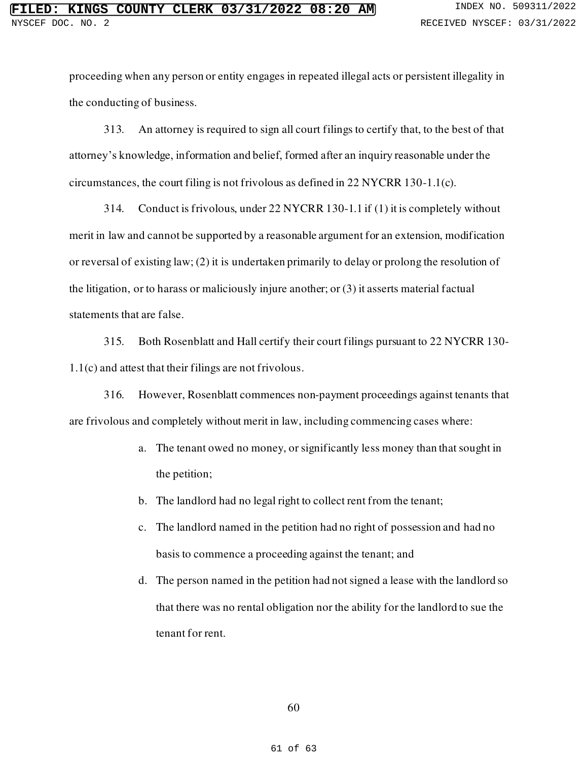proceeding when any person or entity engages in repeated illegal acts or persistent illegality in the conducting of business.

313. An attorney is required to sign all court filings to certify that, to the best of that attorney's knowledge, information and belief, formed after an inquiry reasonable under the circumstances, the court filing is not frivolous as defined in 22 NYCRR 130-1.1(c).

314. Conduct is frivolous, under 22 NYCRR 130-1.1 if (1) it is completely without merit in law and cannot be supported by a reasonable argument for an extension, modification or reversal of existing law; (2) it is undertaken primarily to delay or prolong the resolution of the litigation, or to harass or maliciously injure another; or (3) it asserts material factual statements that are false.

315. Both Rosenblatt and Hall certify their court filings pursuant to 22 NYCRR 130-1.1(c) and attest that their filings are not frivolous.

316. However, Rosenblatt commences non-payment proceedings against tenants that are frivolous and completely without merit in law, including commencing cases where:

a. The tenant owed no money, or significantly less money than that sought in the petition;

b. The landlord had no legal right to collect rent from the tenant;

c. The landlord named in the petition had no right of possession and had no basis to commence a proceeding against the tenant; and

d. The person named in the petition had not signed a lease with the landlord so that there was no rental obligation nor the ability for the landlord to sue the tenant for rent.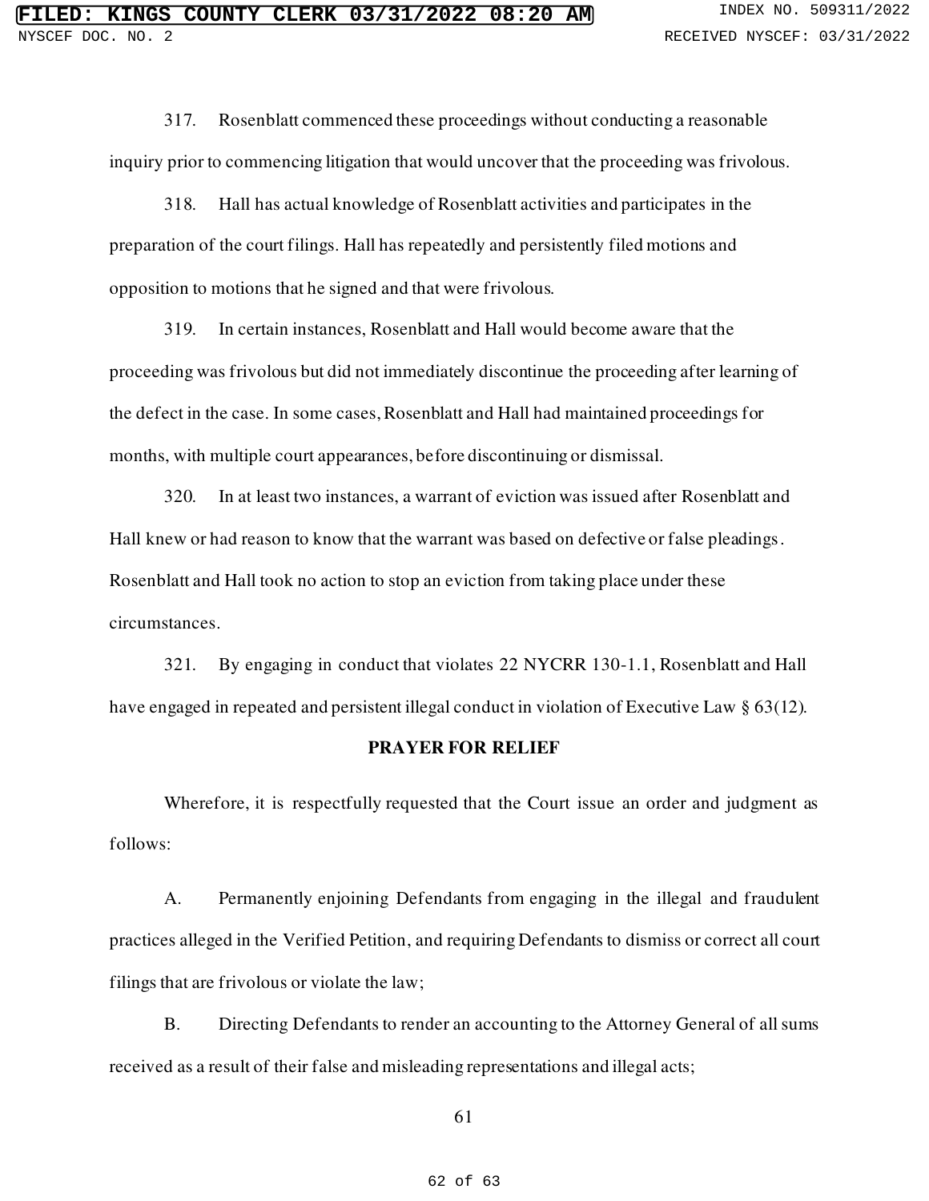317. Rosenblatt commenced these proceedings without conducting a reasonable inquiry prior to commencing litigation that would uncover that the proceeding was frivolous.

318. Hall has actual knowledge of Rosenblatt activities and participates in the preparation of the court filings. Hall has repeatedly and persistently filed motions and opposition to motions that he signed and that were frivolous.

319. In certain instances, Rosenblatt and Hall would become aware that the proceeding was frivolous but did not immediately discontinue the proceeding after learning of the defect in the case. In some cases, Rosenblatt and Hall had maintained proceedings for months, with multiple court appearances, before discontinuing or dismissal.

320. In at least two instances, a warrant of eviction was issued after Rosenblatt and Hall knew or had reason to know that the warrant was based on defective or false pleadings. Rosenblatt and Hall took no action to stop an eviction from taking place under these circumstances.

321. By engaging in conduct that violates 22 NYCRR 130-1.1, Rosenblatt and Hall have engaged in repeated and persistent illegal conduct in violation of Executive Law § 63(12).

**PRAYER FOR RELIEF**

Wherefore, it is respectfully requested that the Court issue an order and judgment as follows:

A. Permanently enjoining Defendants from engaging in the illegal and fraudulent practices alleged in the Verified Petition, and requiring Defendants to dismiss or correct all court filings that are frivolous or violate the law;

B. Directing Defendants to render an accounting to the Attorney General of all sums received as a result of their false and misleading representations and illegal acts;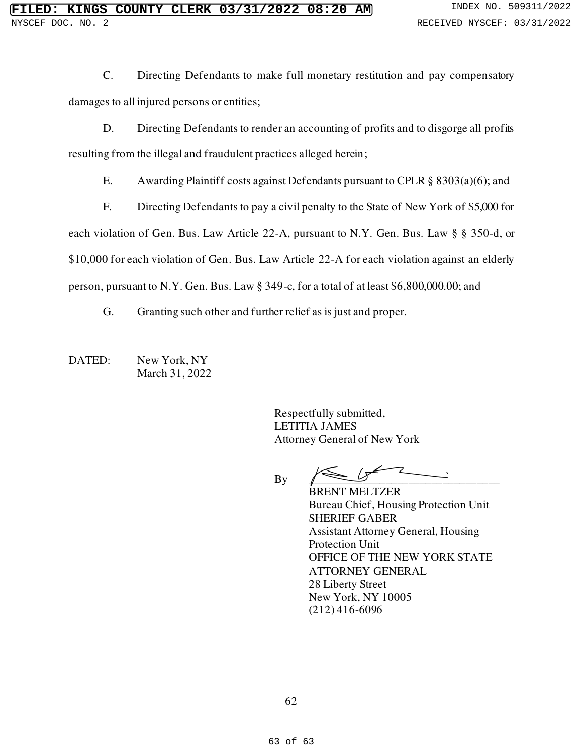C. Directing Defendants to make full monetary restitution and pay compensatory damages to all injured persons or entities;

D. Directing Defendants to render an accounting of profits and to disgorge all profits resulting from the illegal and fraudulent practices alleged herein;

E. Awarding Plaintiff costs against Defendants pursuant to CPLR § 8303(a)(6); and

F. Directing Defendants to pay a civil penalty to the State of New York of $5,000 for each violation of Gen. Bus. Law Article 22-A, pursuant to N.Y. Gen. Bus. Law § § 350-d, or $10,000 for each violation of Gen. Bus. Law Article 22-A for each violation against an elderly person, pursuant to N.Y. Gen. Bus. Law § 349-c, for a total of at least $6,800,000.00; and

G. Granting such other and further relief as is just and proper.

DATED: New York, NY
March 31, 2022

Respectfully submitted,
LETITIA JAMES
Attorney General of New York

By ______________________________
BRENT MELTZER
Bureau Chief, Housing Protection Unit
SHERIEF GABER
Assistant Attorney General, Housing Protection Unit
OFFICE OF THE NEW YORK STATE ATTORNEY GENERAL
28 Liberty Street
New York, NY 10005
(212) 416-6096